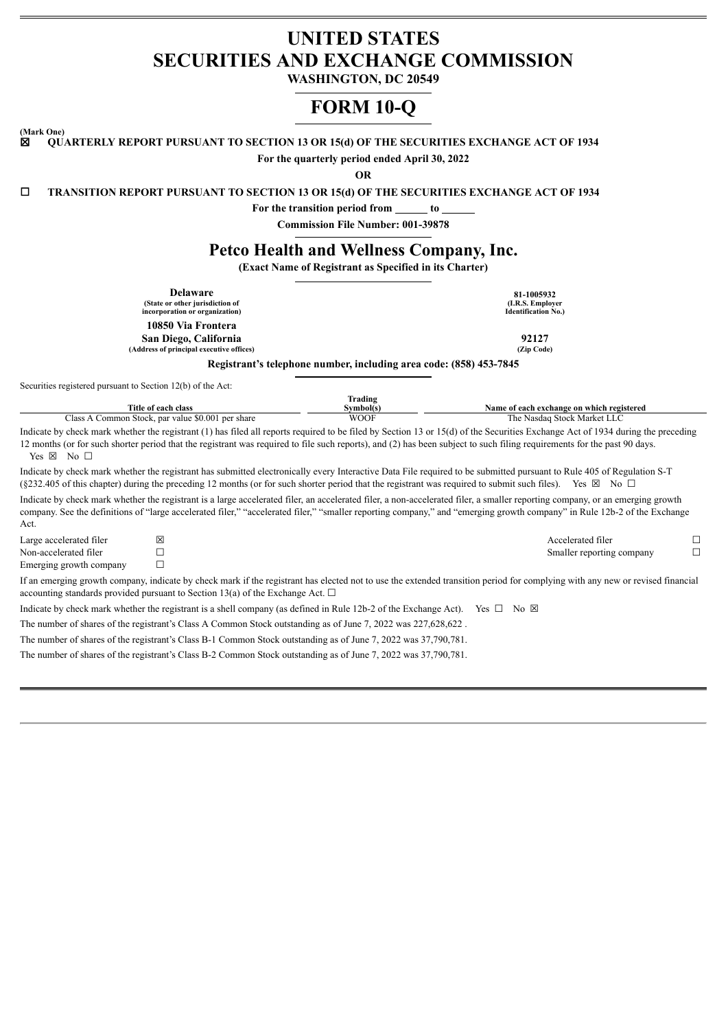# UNITED STATES SECURITIES AND EXCHANGE COMMISSION

**WASHINGTON, DC 20549**

# FORM 10-Q

**(Mark One)**

☒ **QUARTERLY REPORT PURSUANT TO SECTION 13 OR 15(d) OF THE SECURITIES EXCHANGE ACT OF 1934**

**For the quarterly period ended April 30, 2022**

**OR**

☐ **TRANSITION REPORT PURSUANT TO SECTION 13 OR 15(d) OF THE SECURITIES EXCHANGE ACT OF 1934**

**For the transition period from ______ to ______**

**Commission File Number: 001-39878**

# Petco Health and Wellness Company, Inc.

**(Exact Name of Registrant as Specified in its Charter)**

| | |
|---|---|
| **Delaware** | **81-1005932** |
| **(State or other jurisdiction of incorporation or organization)** | **(I.R.S. Employer Identification No.)** |
| **10850 Via Frontera** | |
| **San Diego, California** | **92127** |
| **(Address of principal executive offices)** | **(Zip Code)** |

**Registrant's telephone number, including area code: (858) 453-7845**

Securities registered pursuant to Section 12(b) of the Act:

| Title of each class | Trading Symbol(s) | Name of each exchange on which registered |
|---|---|---|
| Class A Common Stock, par value $0.001 per share | WOOF | The Nasdaq Stock Market LLC |

Indicate by check mark whether the registrant (1) has filed all reports required to be filed by Section 13 or 15(d) of the Securities Exchange Act of 1934 during the preceding 12 months (or for such shorter period that the registrant was required to file such reports), and (2) has been subject to such filing requirements for the past 90 days. Yes ☒ No ☐

Indicate by check mark whether the registrant has submitted electronically every Interactive Data File required to be submitted pursuant to Rule 405 of Regulation S-T (§232.405 of this chapter) during the preceding 12 months (or for such shorter period that the registrant was required to submit such files). Yes ☒ No ☐

Indicate by check mark whether the registrant is a large accelerated filer, an accelerated filer, a non-accelerated filer, smaller reporting company, or an emerging growth company. See the definitions of "large accelerated filer," "accelerated filer," "smaller reporting company," and "emerging growth company" in Rule 12b-2 of the Exchange Act.

| | | | |
|---|---|---|---|
| Large accelerated filer | ☒ | Accelerated filer | ☐ |
| Non-accelerated filer | ☐ | Smaller reporting company | ☐ |
| Emerging growth company | ☐ | | |

If an emerging growth company, indicate by check mark if the registrant has elected not to use the extended transition period for complying with any new or revised financial accounting standards provided pursuant to Section 13(a) of the Exchange Act. ☐

Indicate by check mark whether the registrant is a shell company (as defined in Rule 12b-2 of the Exchange Act). Yes ☐ No ☒

The number of shares of the registrant's Class A Common Stock outstanding as of June 7, 2022 was 227,628,622 .

The number of shares of the registrant's Class B-1 Common Stock outstanding as of June 7, 2022 was 37,790,781.

The number of shares of the registrant's Class B-2 Common Stock outstanding as of June 7, 2022 was 37,790,781.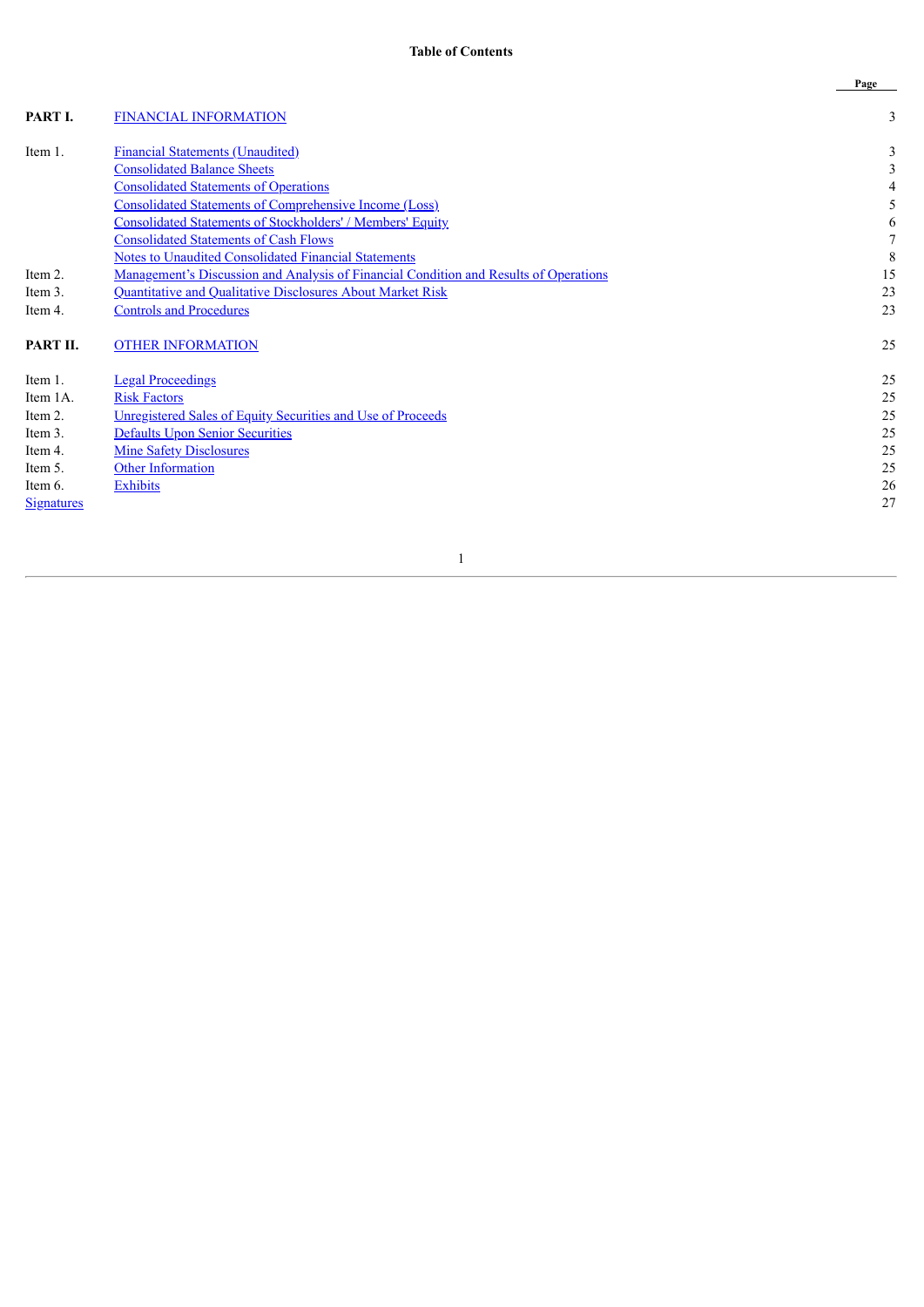# Table of Contents

| | | Page |
|---|---|---|
| **PART I.** | FINANCIAL INFORMATION | 3 |
| Item 1. | Financial Statements (Unaudited) | 3 |
| | Consolidated Balance Sheets | 3 |
| | Consolidated Statements of Operations | 4 |
| | Consolidated Statements of Comprehensive Income (Loss) | 5 |
| | Consolidated Statements of Stockholders' / Members' Equity | 6 |
| | Consolidated Statements of Cash Flows | 7 |
| | Notes to Unaudited Consolidated Financial Statements | 8 |
| Item 2. | Management's Discussion and Analysis of Financial Condition and Results of Operations | 15 |
| Item 3. | Quantitative and Qualitative Disclosures About Market Risk | 23 |
| Item 4. | Controls and Procedures | 23 |
| **PART II.** | OTHER INFORMATION | 25 |
| Item 1. | Legal Proceedings | 25 |
| Item 1A. | Risk Factors | 25 |
| Item 2. | Unregistered Sales of Equity Securities and Use of Proceeds | 25 |
| Item 3. | Defaults Upon Senior Securities | 25 |
| Item 4. | Mine Safety Disclosures | 25 |
| Item 5. | Other Information | 25 |
| Item 6. | Exhibits | 26 |
| Signatures | | 27 |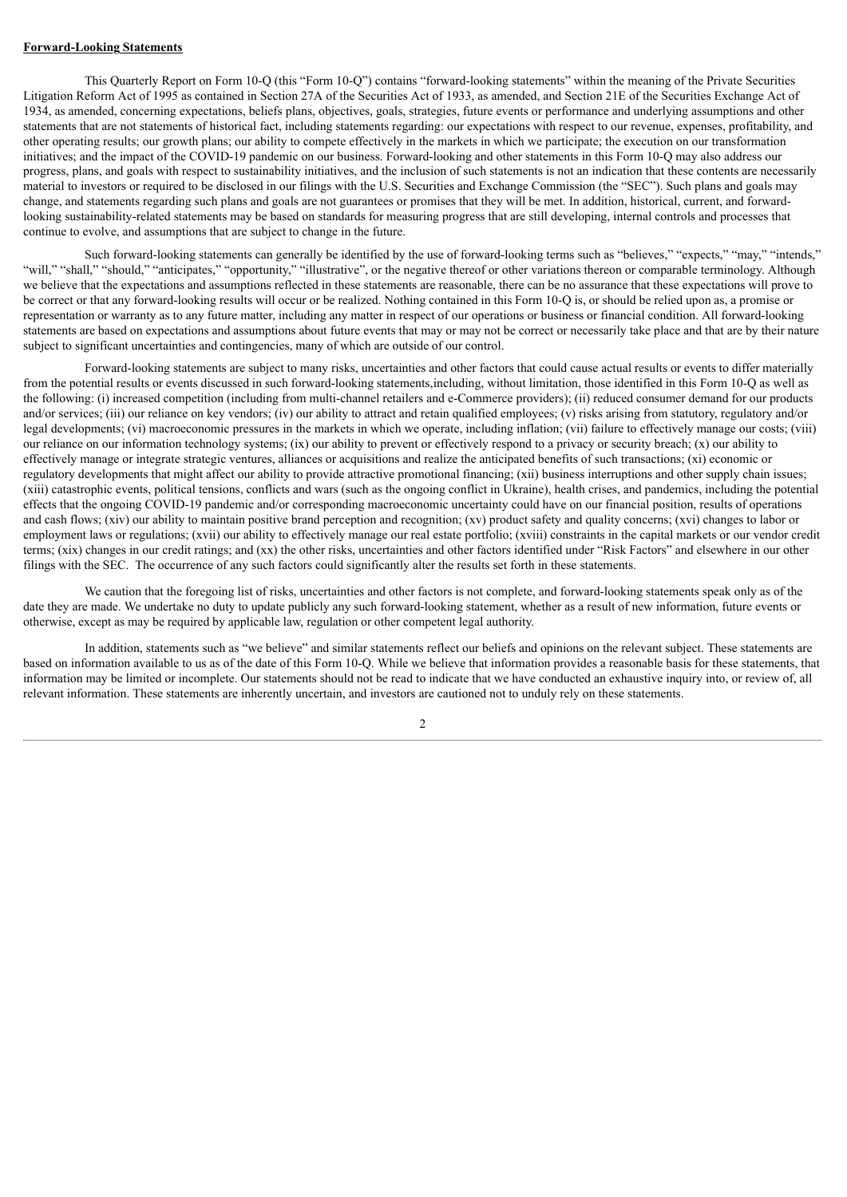**Forward-Looking Statements**

This Quarterly Report on Form 10-Q (this "Form 10-Q") contains "forward-looking statements" within the meaning of the Private Securities Litigation Reform Act of 1995 as contained in Section 27A of the Securities Act of 1933, as amended, and Section 21E of the Securities Exchange Act of 1934, as amended, concerning expectations, beliefs plans, objectives, goals, strategies, future events or performance and underlying assumptions and other statements that are not statements of historical fact, including statements regarding: our expectations with respect to our revenue, expenses, profitability, and other operating results; our growth plans; our ability to compete effectively in the markets in which we participate; the execution on our transformation initiatives; and the impact of the COVID-19 pandemic on our business. Forward-looking and other statements in this Form 10-Q may also address our progress, plans, and goals with respect to sustainability initiatives, and the inclusion of such statements is not an indication that these contents are necessarily material to investors or required to be disclosed in our filings with the U.S. Securities and Exchange Commission (the "SEC"). Such plans and goals may change, and statements regarding such plans and goals are not guarantees or promises that they will be met. In addition, historical, current, and forward-looking sustainability-related statements may be based on standards for measuring progress that are still developing, internal controls and processes that continue to evolve, and assumptions that are subject to change in the future.

Such forward-looking statements can generally be identified by the use of forward-looking terms such as "believes," "expects," "may," "intends," "will," "shall," "should," "anticipates," "opportunity," "illustrative", or the negative thereof or other variations thereon or comparable terminology. Although we believe that the expectations and assumptions reflected in these statements are reasonable, there can be no assurance that these expectations will prove to be correct or that any forward-looking results will occur or be realized. Nothing contained in this Form 10-Q is, or should be relied upon as, a promise or representation or warranty as to any future matter, including any matter in respect of our operations or business or financial condition. All forward-looking statements are based on expectations and assumptions about future events that may or may not be correct or necessarily take place and that are by their nature subject to significant uncertainties and contingencies, many of which are outside of our control.

Forward-looking statements are subject to many risks, uncertainties and other factors that could cause actual results or events to differ materially from the potential results or events discussed in such forward-looking statements,including, without limitation, those identified in this Form 10-Q as well as the following: (i) increased competition (including from multi-channel retailers and e-Commerce providers); (ii) reduced consumer demand for our products and/or services; (iii) our reliance on key vendors; (iv) our ability to attract and retain qualified employees; (v) risks arising from statutory, regulatory and/or legal developments; (vi) macroeconomic pressures in the markets in which we operate, including inflation; (vii) failure to effectively manage our costs; (viii) our reliance on our information technology systems; (ix) our ability to prevent or effectively respond to a privacy or security breach; (x) our ability to effectively manage or integrate strategic ventures, alliances or acquisitions and realize the anticipated benefits of such transactions; (xi) economic or regulatory developments that might affect our ability to provide attractive promotional financing; (xii) business interruptions and other supply chain issues; (xiii) catastrophic events, political tensions, conflicts and wars (such as the ongoing conflict in Ukraine), health crises, and pandemics, including the potential effects that the ongoing COVID-19 pandemic and/or corresponding macroeconomic uncertainty could have on our financial position, results of operations and cash flows; (xiv) our ability to maintain positive brand perception and recognition; (xv) product safety and quality concerns; (xvi) changes to labor or employment laws or regulations; (xvii) our ability to effectively manage our real estate portfolio; (xviii) constraints in the capital markets or our vendor credit terms; (xix) changes in our credit ratings; and (xx) the other risks, uncertainties and other factors identified under "Risk Factors" and elsewhere in our other filings with the SEC. The occurrence of any such factors could significantly alter the results set forth in these statements.

We caution that the foregoing list of risks, uncertainties and other factors is not complete, and forward-looking statements speak only as of the date they are made. We undertake no duty to update publicly any such forward-looking statement, whether as a result of new information, future events or otherwise, except as may be required by applicable law, regulation or other competent legal authority.

In addition, statements such as "we believe" and similar statements reflect our beliefs and opinions on the relevant subject. These statements are based on information available to us as of the date of this Form 10-Q. While we believe that information provides a reasonable basis for these statements, that information may be limited or incomplete. Our statements should not be read to indicate that we have conducted an exhaustive inquiry into, or review of, all relevant information. These statements are inherently uncertain, and investors are cautioned not to unduly rely on these statements.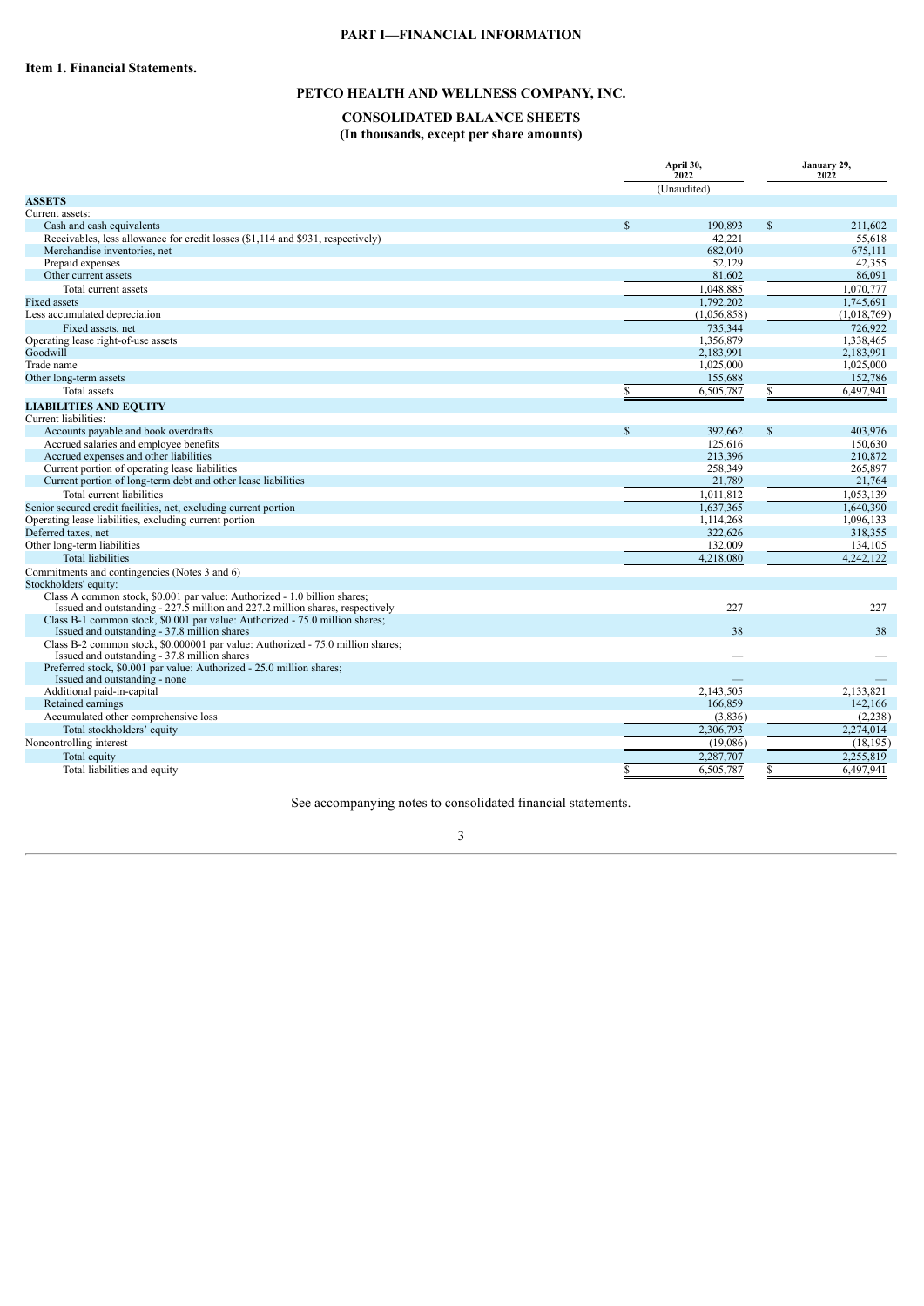# PART I—FINANCIAL INFORMATION

## Item 1. Financial Statements.

# PETCO HEALTH AND WELLNESS COMPANY, INC.

## CONSOLIDATED BALANCE SHEETS

### (In thousands, except per share amounts)

| | April 30, 2022 | January 29, 2022 |
|---|---|---|
| | (Unaudited) | |
| **ASSETS** | | |
| Current assets: | | |
| Cash and cash equivalents | $ 190,893 | $ 211,602 |
| Receivables, less allowance for credit losses ($1,114 and $931, respectively) | 42,221 | 55,618 |
| Merchandise inventories, net | 682,040 | 675,111 |
| Prepaid expenses | 52,129 | 42,355 |
| Other current assets | 81,602 | 86,091 |
| Total current assets | 1,048,885 | 1,070,777 |
| Fixed assets | 1,792,202 | 1,745,691 |
| Less accumulated depreciation | (1,056,858) | (1,018,769) |
| Fixed assets, net | 735,344 | 726,922 |
| Operating lease right-of-use assets | 1,356,879 | 1,338,465 |
| Goodwill | 2,183,991 | 2,183,991 |
| Trade name | 1,025,000 | 1,025,000 |
| Other long-term assets | 155,688 | 152,786 |
| Total assets | $ 6,505,787 | $ 6,497,941 |
| **LIABILITIES AND EQUITY** | | |
| Current liabilities: | | |
| Accounts payable and book overdrafts | $ 392,662 | $ 403,976 |
| Accrued salaries and employee benefits | 125,616 | 150,630 |
| Accrued expenses and other liabilities | 213,396 | 210,872 |
| Current portion of operating lease liabilities | 258,349 | 265,897 |
| Current portion of long-term debt and other lease liabilities | 21,789 | 21,764 |
| Total current liabilities | 1,011,812 | 1,053,139 |
| Senior secured credit facilities, net, excluding current portion | 1,637,365 | 1,640,390 |
| Operating lease liabilities, excluding current portion | 1,114,268 | 1,096,133 |
| Deferred taxes, net | 322,626 | 318,355 |
| Other long-term liabilities | 132,009 | 134,105 |
| Total liabilities | 4,218,080 | 4,242,122 |
| Commitments and contingencies (Notes 3 and 6) | | |
| Stockholders' equity: | | |
| Class A common stock, $0.001 par value: Authorized - 1.0 billion shares; Issued and outstanding - 227.5 million and 227.2 million shares, respectively | 227 | 227 |
| Class B-1 common stock, $0.001 par value: Authorized - 75.0 million shares; Issued and outstanding - 37.8 million shares | 38 | 38 |
| Class B-2 common stock, $0.000001 par value: Authorized - 75.0 million shares; Issued and outstanding - 37.8 million shares | — | — |
| Preferred stock, $0.001 par value: Authorized - 25.0 million shares; Issued and outstanding - none | — | — |
| Additional paid-in-capital | 2,143,505 | 2,133,821 |
| Retained earnings | 166,859 | 142,166 |
| Accumulated other comprehensive loss | (3,836) | (2,238) |
| Total stockholders' equity | 2,306,793 | 2,274,014 |
| Noncontrolling interest | (19,086) | (18,195) |
| Total equity | 2,287,707 | 2,255,819 |
| Total liabilities and equity | $ 6,505,787 | $ 6,497,941 |

See accompanying notes to consolidated financial statements.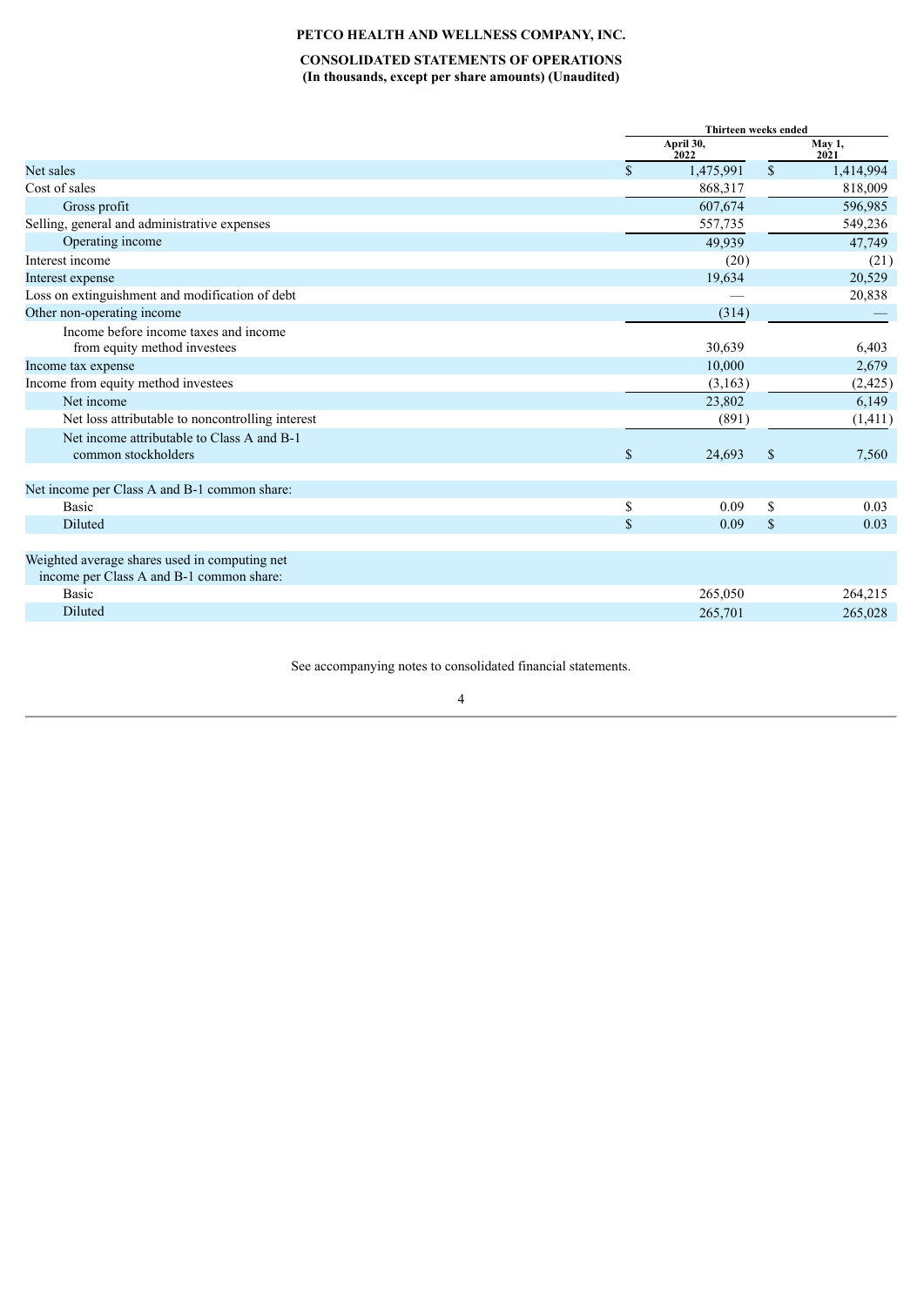**PETCO HEALTH AND WELLNESS COMPANY, INC.**

**CONSOLIDATED STATEMENTS OF OPERATIONS**
**(In thousands, except per share amounts) (Unaudited)**

| | Thirteen weeks ended | |
|---|---|---|
| | April 30, 2022 | May 1, 2021 |
| Net sales | $ 1,475,991 | $ 1,414,994 |
| Cost of sales | 868,317 | 818,009 |
| Gross profit | 607,674 | 596,985 |
| Selling, general and administrative expenses | 557,735 | 549,236 |
| Operating income | 49,939 | 47,749 |
| Interest income | (20) | (21) |
| Interest expense | 19,634 | 20,529 |
| Loss on extinguishment and modification of debt | — | 20,838 |
| Other non-operating income | (314) | — |
| Income before income taxes and income from equity method investees | 30,639 | 6,403 |
| Income tax expense | 10,000 | 2,679 |
| Income from equity method investees | (3,163) | (2,425) |
| Net income | 23,802 | 6,149 |
| Net loss attributable to noncontrolling interest | (891) | (1,411) |
| Net income attributable to Class A and B-1 common stockholders | $ 24,693 | $ 7,560 |
| | | |
| Net income per Class A and B-1 common share: | | |
| Basic | $ 0.09 | $ 0.03 |
| Diluted | $ 0.09 | $ 0.03 |
| | | |
| Weighted average shares used in computing net income per Class A and B-1 common share: | | |
| Basic | 265,050 | 264,215 |
| Diluted | 265,701 | 265,028 |

See accompanying notes to consolidated financial statements.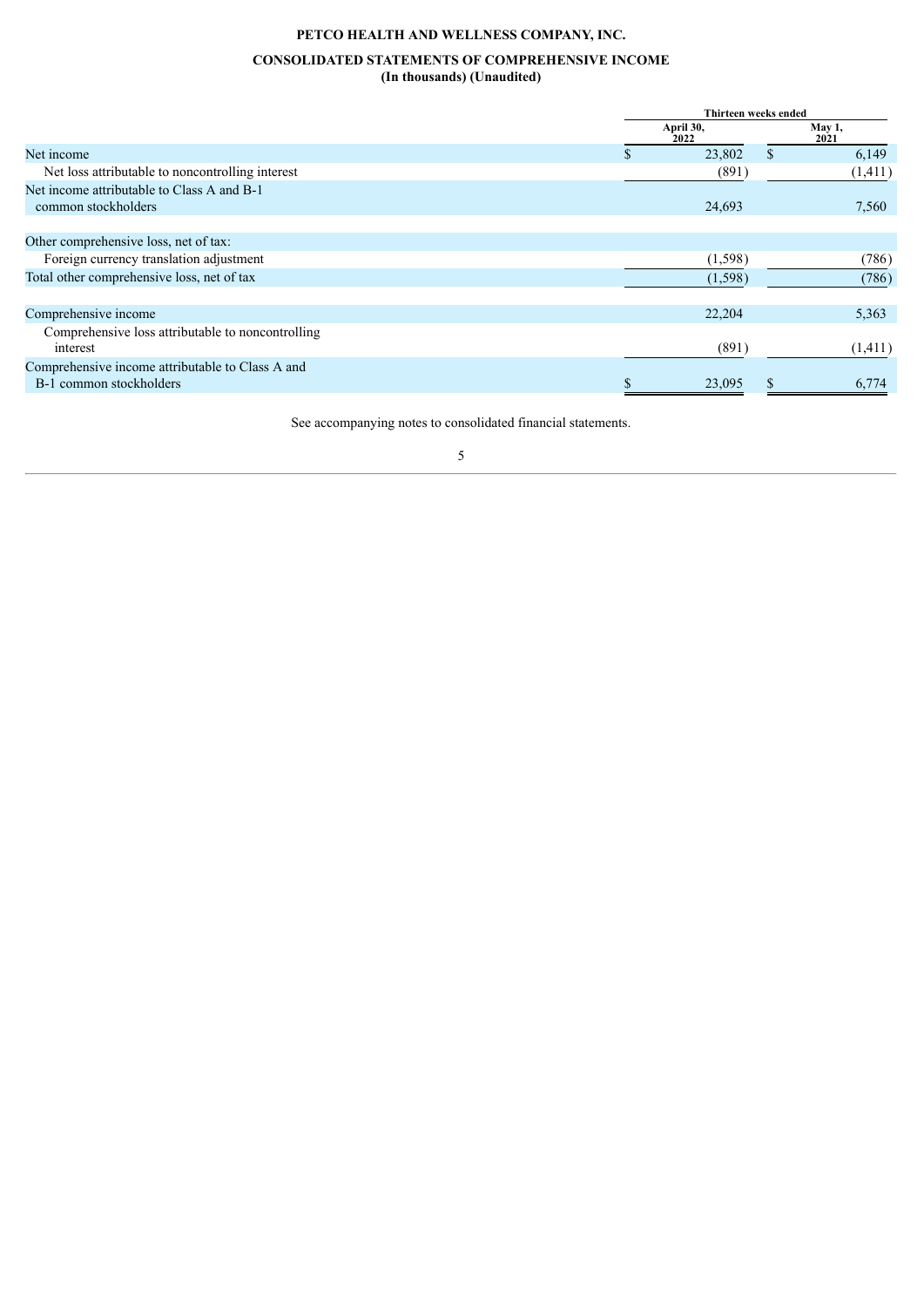**PETCO HEALTH AND WELLNESS COMPANY, INC.**

**CONSOLIDATED STATEMENTS OF COMPREHENSIVE INCOME**
**(In thousands) (Unaudited)**

| | Thirteen weeks ended | |
|---|---|---|
| | April 30, 2022 | May 1, 2021 |
| Net income | $ 23,802 | $ 6,149 |
| Net loss attributable to noncontrolling interest | (891) | (1,411) |
| Net income attributable to Class A and B-1 common stockholders | 24,693 | 7,560 |
| Other comprehensive loss, net of tax: | | |
| Foreign currency translation adjustment | (1,598) | (786) |
| Total other comprehensive loss, net of tax | (1,598) | (786) |
| Comprehensive income | 22,204 | 5,363 |
| Comprehensive loss attributable to noncontrolling interest | (891) | (1,411) |
| Comprehensive income attributable to Class A and B-1 common stockholders | $ 23,095 | $ 6,774 |

See accompanying notes to consolidated financial statements.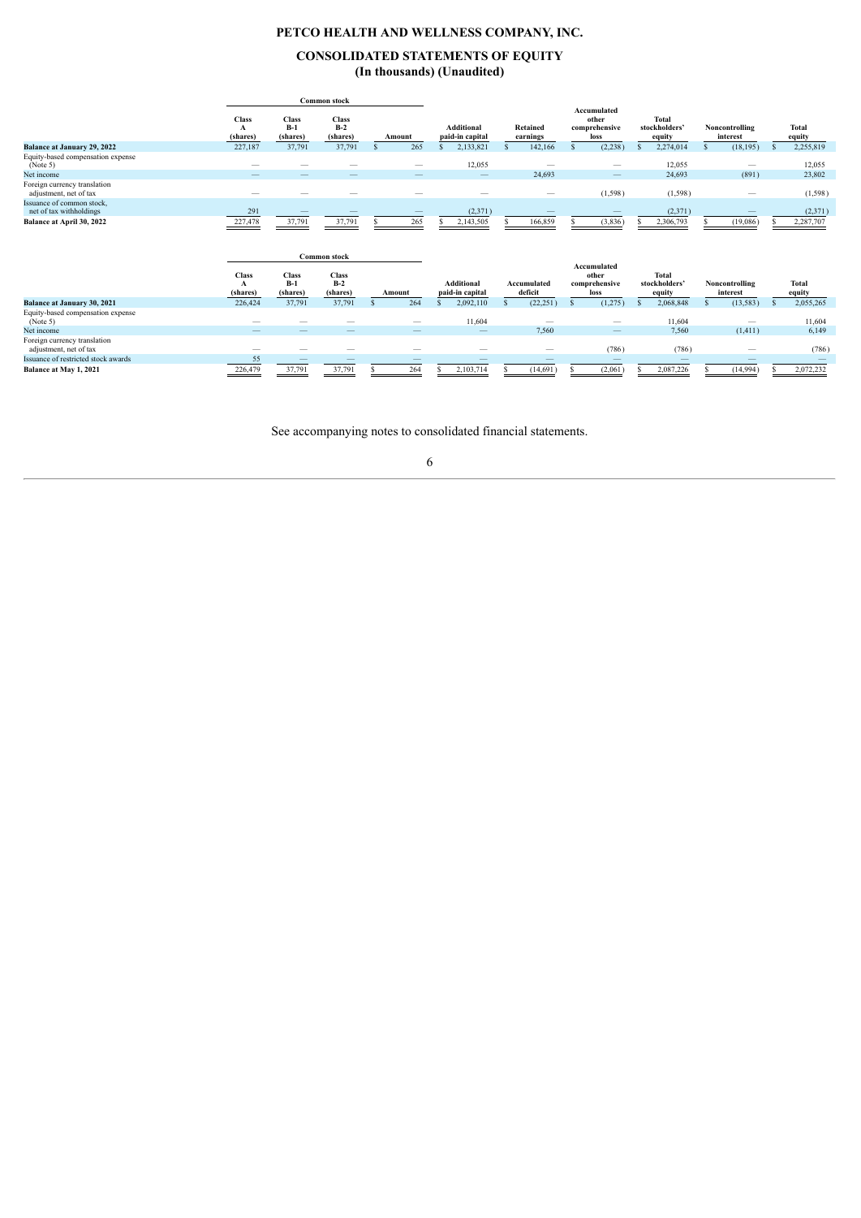# PETCO HEALTH AND WELLNESS COMPANY, INC.

## CONSOLIDATED STATEMENTS OF EQUITY
### (In thousands) (Unaudited)

| | Common stock | | | | | | | | | |
|---|---|---|---|---|---|---|---|---|---|---|
| | Class A (shares) | Class B-1 (shares) | Class B-2 (shares) | Amount | Additional paid-in capital | Retained earnings | Accumulated other comprehensive loss | Total stockholders' equity | Noncontrolling interest | Total equity |
| **Balance at January 29, 2022** | 227,187 | 37,791 | 37,791 | $ 265 | $ 2,133,821 | $ 142,166 | $ (2,238) | $ 2,274,014 | $ (18,195) | $ 2,255,819 |
| Equity-based compensation expense (Note 5) | — | — | — | — | 12,055 | — | — | 12,055 | — | 12,055 |
| Net income | — | — | — | — | — | 24,693 | — | 24,693 | (891) | 23,802 |
| Foreign currency translation adjustment, net of tax | — | — | — | — | — | — | (1,598) | (1,598) | — | (1,598) |
| Issuance of common stock, net of tax withholdings | 291 | — | — | — | (2,371) | — | — | (2,371) | — | (2,371) |
| **Balance at April 30, 2022** | 227,478 | 37,791 | 37,791 | $ 265 | $ 2,143,505 | $ 166,859 | $ (3,836) | $ 2,306,793 | $ (19,086) | $ 2,287,707 |

| | Common stock | | | | | | | | | |
|---|---|---|---|---|---|---|---|---|---|---|
| | Class A (shares) | Class B-1 (shares) | Class B-2 (shares) | Amount | Additional paid-in capital | Accumulated deficit | Accumulated other comprehensive loss | Total stockholders' equity | Noncontrolling interest | Total equity |
| **Balance at January 30, 2021** | 226,424 | 37,791 | 37,791 | $ 264 | $ 2,092,110 | $ (22,251) | $ (1,275) | $ 2,068,848 | $ (13,583) | $ 2,055,265 |
| Equity-based compensation expense (Note 5) | — | — | — | — | 11,604 | — | — | 11,604 | — | 11,604 |
| Net income | — | — | — | — | — | 7,560 | — | 7,560 | (1,411) | 6,149 |
| Foreign currency translation adjustment, net of tax | — | — | — | — | — | — | (786) | (786) | — | (786) |
| Issuance of restricted stock awards | 55 | — | — | — | — | — | — | — | — | — |
| **Balance at May 1, 2021** | 226,479 | 37,791 | 37,791 | $ 264 | $ 2,103,714 | $ (14,691) | $ (2,061) | $ 2,087,226 | $ (14,994) | $ 2,072,232 |

See accompanying notes to consolidated financial statements.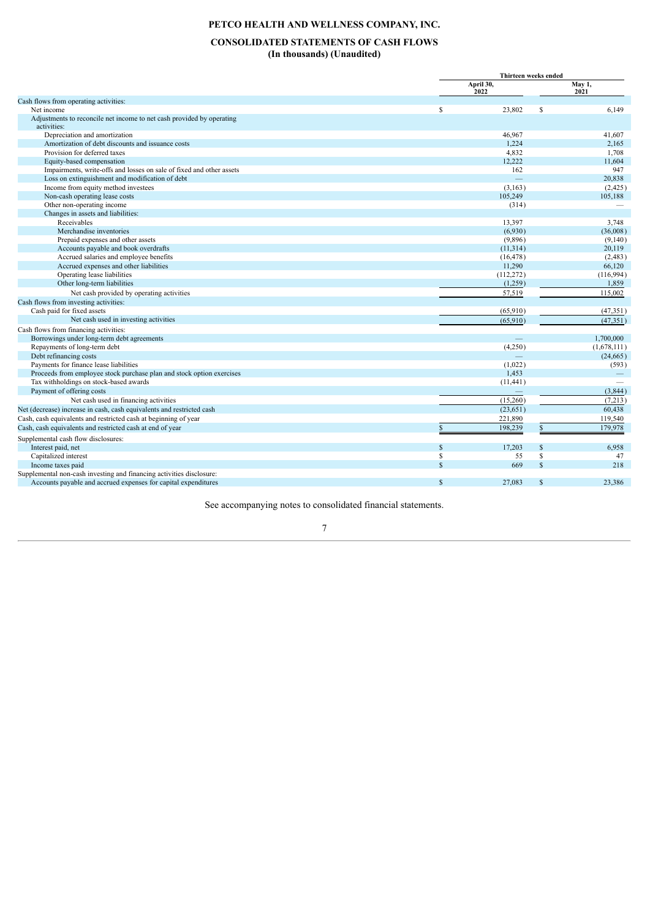# PETCO HEALTH AND WELLNESS COMPANY, INC.

## CONSOLIDATED STATEMENTS OF CASH FLOWS

### (In thousands) (Unaudited)

| | Thirteen weeks ended | |
|---|---|---|
| | April 30, 2022 | May 1, 2021 |
| Cash flows from operating activities: | | |
| Net income | $ 23,802 | $ 6,149 |
| Adjustments to reconcile net income to net cash provided by operating activities: | | |
| Depreciation and amortization | 46,967 | 41,607 |
| Amortization of debt discounts and issuance costs | 1,224 | 2,165 |
| Provision for deferred taxes | 4,832 | 1,708 |
| Equity-based compensation | 12,222 | 11,604 |
| Impairments, write-offs and losses on sale of fixed and other assets | 162 | 947 |
| Loss on extinguishment and modification of debt | — | 20,838 |
| Income from equity method investees | (3,163) | (2,425) |
| Non-cash operating lease costs | 105,249 | 105,188 |
| Other non-operating income | (314) | — |
| Changes in assets and liabilities: | | |
| Receivables | 13,397 | 3,748 |
| Merchandise inventories | (6,930) | (36,008) |
| Prepaid expenses and other assets | (9,896) | (9,140) |
| Accounts payable and book overdrafts | (11,314) | 20,119 |
| Accrued salaries and employee benefits | (16,478) | (2,483) |
| Accrued expenses and other liabilities | 11,290 | 66,120 |
| Operating lease liabilities | (112,272) | (116,994) |
| Other long-term liabilities | (1,259) | 1,859 |
| Net cash provided by operating activities | 57,519 | 115,002 |
| Cash flows from investing activities: | | |
| Cash paid for fixed assets | (65,910) | (47,351) |
| Net cash used in investing activities | (65,910) | (47,351) |
| Cash flows from financing activities: | | |
| Borrowings under long-term debt agreements | — | 1,700,000 |
| Repayments of long-term debt | (4,250) | (1,678,111) |
| Debt refinancing costs | — | (24,665) |
| Payments for finance lease liabilities | (1,022) | (593) |
| Proceeds from employee stock purchase plan and stock option exercises | 1,453 | — |
| Tax withholdings on stock-based awards | (11,441) | — |
| Payment of offering costs | — | (3,844) |
| Net cash used in financing activities | (15,260) | (7,213) |
| Net (decrease) increase in cash, cash equivalents and restricted cash | (23,651) | 60,438 |
| Cash, cash equivalents and restricted cash at beginning of year | 221,890 | 119,540 |
| Cash, cash equivalents and restricted cash at end of year | $ 198,239 | $ 179,978 |
| Supplemental cash flow disclosures: | | |
| Interest paid, net | $ 17,203 | $ 6,958 |
| Capitalized interest | $ 55 | $ 47 |
| Income taxes paid | $ 669 | $ 218 |
| Supplemental non-cash investing and financing activities disclosure: | | |
| Accounts payable and accrued expenses for capital expenditures | $ 27,083 | $ 23,386 |

See accompanying notes to consolidated financial statements.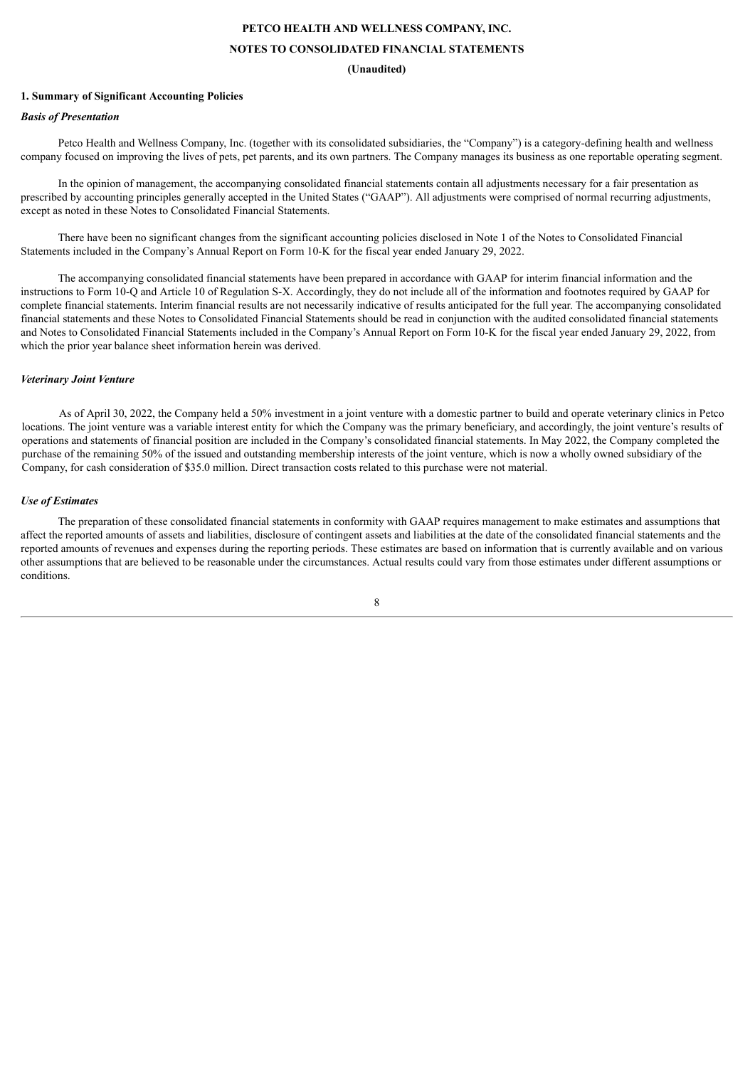**PETCO HEALTH AND WELLNESS COMPANY, INC.**

**NOTES TO CONSOLIDATED FINANCIAL STATEMENTS**

**(Unaudited)**

**1. Summary of Significant Accounting Policies**

***Basis of Presentation***

Petco Health and Wellness Company, Inc. (together with its consolidated subsidiaries, the "Company") is a category-defining health and wellness company focused on improving the lives of pets, pet parents, and its own partners. The Company manages its business as one reportable operating segment.

In the opinion of management, the accompanying consolidated financial statements contain all adjustments necessary for a fair presentation as prescribed by accounting principles generally accepted in the United States ("GAAP"). All adjustments were comprised of normal recurring adjustments, except as noted in these Notes to Consolidated Financial Statements.

There have been no significant changes from the significant accounting policies disclosed in Note 1 of the Notes to Consolidated Financial Statements included in the Company's Annual Report on Form 10-K for the fiscal year ended January 29, 2022.

The accompanying consolidated financial statements have been prepared in accordance with GAAP for interim financial information and the instructions to Form 10-Q and Article 10 of Regulation S-X. Accordingly, they do not include all of the information and footnotes required by GAAP for complete financial statements. Interim financial results are not necessarily indicative of results anticipated for the full year. The accompanying consolidated financial statements and these Notes to Consolidated Financial Statements should be read in conjunction with the audited consolidated financial statements and Notes to Consolidated Financial Statements included in the Company's Annual Report on Form 10-K for the fiscal year ended January 29, 2022, from which the prior year balance sheet information herein was derived.

***Veterinary Joint Venture***

As of April 30, 2022, the Company held a 50% investment in a joint venture with a domestic partner to build and operate veterinary clinics in Petco locations. The joint venture was a variable interest entity for which the Company was the primary beneficiary, and accordingly, the joint venture's results of operations and statements of financial position are included in the Company's consolidated financial statements. In May 2022, the Company completed the purchase of the remaining 50% of the issued and outstanding membership interests of the joint venture, which is now a wholly owned subsidiary of the Company, for cash consideration of $35.0 million. Direct transaction costs related to this purchase were not material.

***Use of Estimates***

The preparation of these consolidated financial statements in conformity with GAAP requires management to make estimates and assumptions that affect the reported amounts of assets and liabilities, disclosure of contingent assets and liabilities at the date of the consolidated financial statements and the reported amounts of revenues and expenses during the reporting periods. These estimates are based on information that is currently available and on various other assumptions that are believed to be reasonable under the circumstances. Actual results could vary from those estimates under different assumptions or conditions.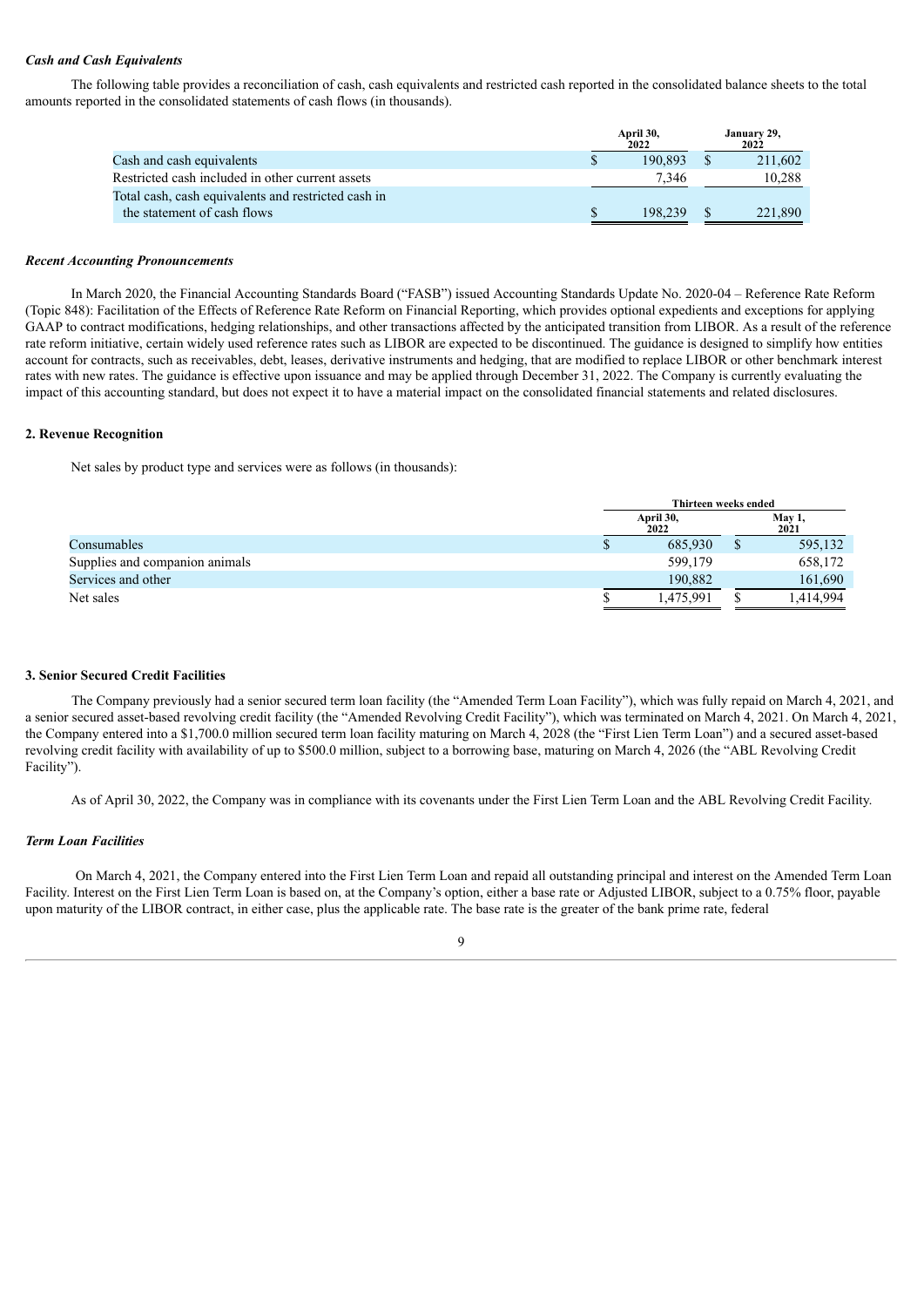### *Cash and Cash Equivalents*

The following table provides a reconciliation of cash, cash equivalents and restricted cash reported in the consolidated balance sheets to the total amounts reported in the consolidated statements of cash flows (in thousands).

| | April 30, 2022 | January 29, 2022 |
|---|---|---|
| Cash and cash equivalents | $ 190,893 | $ 211,602 |
| Restricted cash included in other current assets | 7,346 | 10,288 |
| Total cash, cash equivalents and restricted cash in the statement of cash flows | $ 198,239 | $ 221,890 |

### *Recent Accounting Pronouncements*

In March 2020, the Financial Accounting Standards Board ("FASB") issued Accounting Standards Update No. 2020-04 – Reference Rate Reform (Topic 848): Facilitation of the Effects of Reference Rate Reform on Financial Reporting, which provides optional expedients and exceptions for applying GAAP to contract modifications, hedging relationships, and other transactions affected by the anticipated transition from LIBOR. As a result of the reference rate reform initiative, certain widely used reference rates such as LIBOR are expected to be discontinued. The guidance is designed to simplify how entities account for contracts, such as receivables, debt, leases, derivative instruments and hedging, that are modified to replace LIBOR or other benchmark interest rates with new rates. The guidance is effective upon issuance and may be applied through December 31, 2022. The Company is currently evaluating the impact of this accounting standard, but does not expect it to have a material impact on the consolidated financial statements and related disclosures.

## 2. Revenue Recognition

Net sales by product type and services were as follows (in thousands):

| | Thirteen weeks ended | |
|---|---|---|
| | April 30, 2022 | May 1, 2021 |
| Consumables | $ 685,930 | $ 595,132 |
| Supplies and companion animals | 599,179 | 658,172 |
| Services and other | 190,882 | 161,690 |
| Net sales | $ 1,475,991 | $ 1,414,994 |

## 3. Senior Secured Credit Facilities

The Company previously had a senior secured term loan facility (the "Amended Term Loan Facility"), which was fully repaid on March 4, 2021, and a senior secured asset-based revolving credit facility (the "Amended Revolving Credit Facility"), which was terminated on March 4, 2021. On March 4, 2021, the Company entered into a $1,700.0 million secured term loan facility maturing on March 4, 2028 (the "First Lien Term Loan") and a secured asset-based revolving credit facility with availability of up to $500.0 million, subject to a borrowing base, maturing on March 4, 2026 (the "ABL Revolving Credit Facility").

As of April 30, 2022, the Company was in compliance with its covenants under the First Lien Term Loan and the ABL Revolving Credit Facility.

### *Term Loan Facilities*

On March 4, 2021, the Company entered into the First Lien Term Loan and repaid all outstanding principal and interest on the Amended Term Loan Facility. Interest on the First Lien Term Loan is based on, at the Company's option, either a base rate or Adjusted LIBOR, subject to a 0.75% floor, payable upon maturity of the LIBOR contract, in either case, plus the applicable rate. The base rate is the greater of the bank prime rate, federal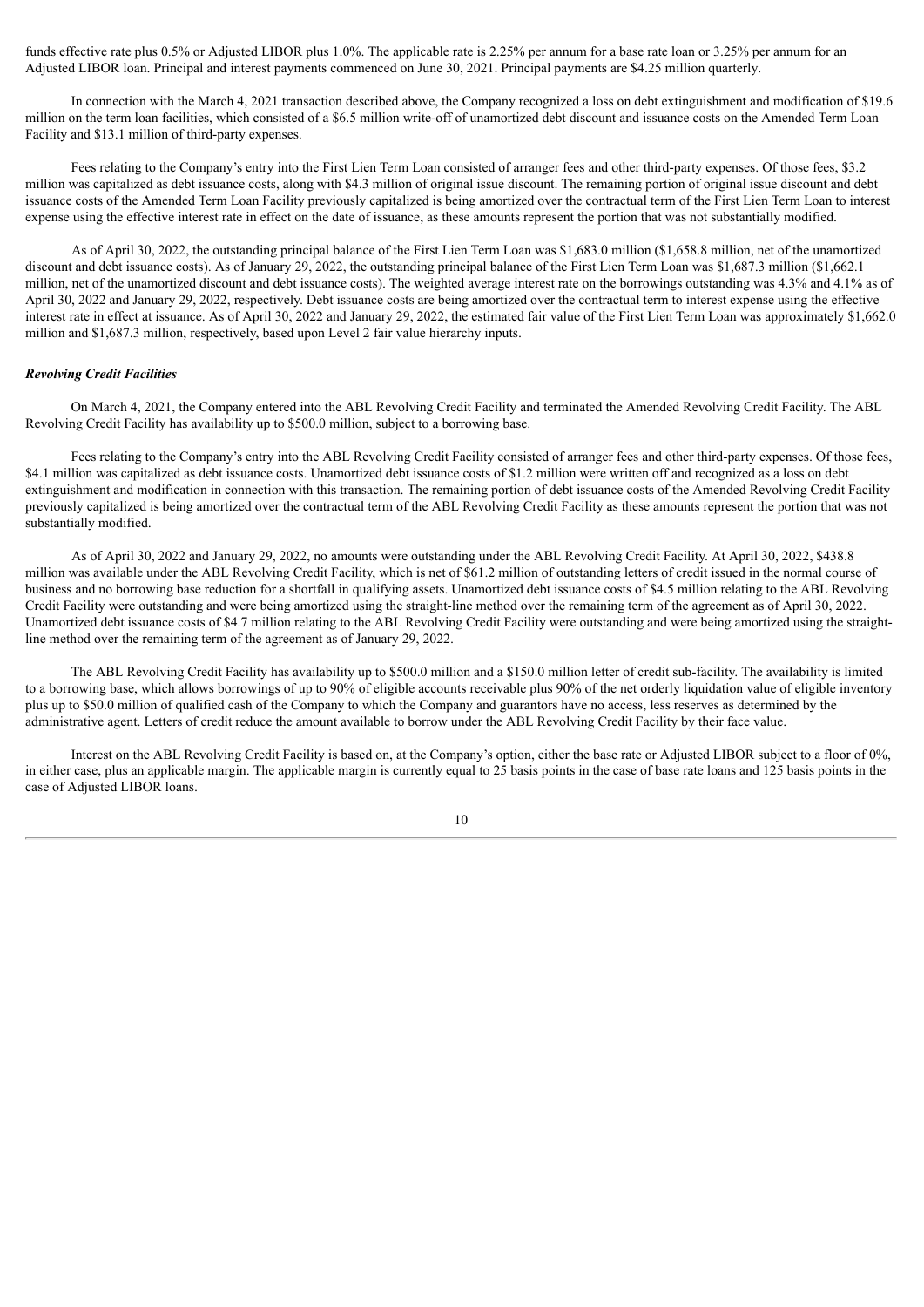funds effective rate plus 0.5% or Adjusted LIBOR plus 1.0%. The applicable rate is 2.25% per annum for a base rate loan or 3.25% per annum for an Adjusted LIBOR loan. Principal and interest payments commenced on June 30, 2021. Principal payments are $4.25 million quarterly.

In connection with the March 4, 2021 transaction described above, the Company recognized a loss on debt extinguishment and modification of $19.6 million on the term loan facilities, which consisted of a $6.5 million write-off of unamortized debt discount and issuance costs on the Amended Term Loan Facility and $13.1 million of third-party expenses.

Fees relating to the Company's entry into the First Lien Term Loan consisted of arranger fees and other third-party expenses. Of those fees, $3.2 million was capitalized as debt issuance costs, along with $4.3 million of original issue discount. The remaining portion of original issue discount and debt issuance costs of the Amended Term Loan Facility previously capitalized is being amortized over the contractual term of the First Lien Term Loan to interest expense using the effective interest rate in effect on the date of issuance, as these amounts represent the portion that was not substantially modified.

As of April 30, 2022, the outstanding principal balance of the First Lien Term Loan was $1,683.0 million ($1,658.8 million, net of the unamortized discount and debt issuance costs). As of January 29, 2022, the outstanding principal balance of the First Lien Term Loan was $1,687.3 million ($1,662.1 million, net of the unamortized discount and debt issuance costs). The weighted average interest rate on the borrowings outstanding was 4.3% and 4.1% as of April 30, 2022 and January 29, 2022, respectively. Debt issuance costs are being amortized over the contractual term to interest expense using the effective interest rate in effect at issuance. As of April 30, 2022 and January 29, 2022, the estimated fair value of the First Lien Term Loan was approximately $1,662.0 million and $1,687.3 million, respectively, based upon Level 2 fair value hierarchy inputs.

***Revolving Credit Facilities***

On March 4, 2021, the Company entered into the ABL Revolving Credit Facility and terminated the Amended Revolving Credit Facility. The ABL Revolving Credit Facility has availability up to $500.0 million, subject to a borrowing base.

Fees relating to the Company's entry into the ABL Revolving Credit Facility consisted of arranger fees and other third-party expenses. Of those fees, $4.1 million was capitalized as debt issuance costs. Unamortized debt issuance costs of $1.2 million were written off and recognized as a loss on debt extinguishment and modification in connection with this transaction. The remaining portion of debt issuance costs of the Amended Revolving Credit Facility previously capitalized is being amortized over the contractual term of the ABL Revolving Credit Facility as these amounts represent the portion that was not substantially modified.

As of April 30, 2022 and January 29, 2022, no amounts were outstanding under the ABL Revolving Credit Facility. At April 30, 2022, $438.8 million was available under the ABL Revolving Credit Facility, which is net of $61.2 million of outstanding letters of credit issued in the normal course of business and no borrowing base reduction for a shortfall in qualifying assets. Unamortized debt issuance costs of $4.5 million relating to the ABL Revolving Credit Facility were outstanding and were being amortized using the straight-line method over the remaining term of the agreement as of April 30, 2022. Unamortized debt issuance costs of $4.7 million relating to the ABL Revolving Credit Facility were outstanding and were being amortized using the straight-line method over the remaining term of the agreement as of January 29, 2022.

The ABL Revolving Credit Facility has availability up to $500.0 million and a $150.0 million letter of credit sub-facility. The availability is limited to a borrowing base, which allows borrowings of up to 90% of eligible accounts receivable plus 90% of the net orderly liquidation value of eligible inventory plus up to $50.0 million of qualified cash of the Company to which the Company and guarantors have no access, less reserves as determined by the administrative agent. Letters of credit reduce the amount available to borrow under the ABL Revolving Credit Facility by their face value.

Interest on the ABL Revolving Credit Facility is based on, at the Company's option, either the base rate or Adjusted LIBOR subject to a floor of 0%, in either case, plus an applicable margin. The applicable margin is currently equal to 25 basis points in the case of base rate loans and 125 basis points in the case of Adjusted LIBOR loans.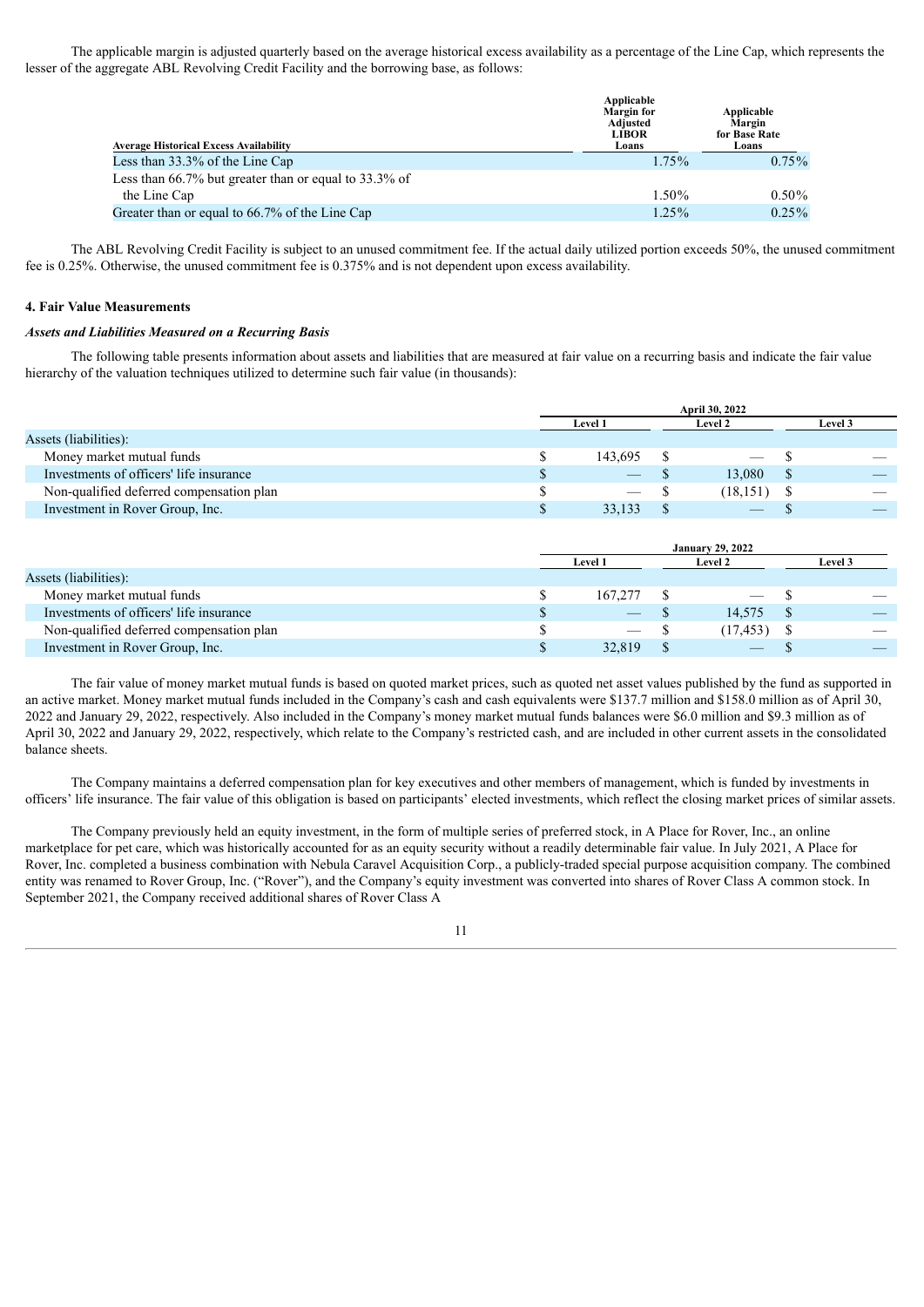The applicable margin is adjusted quarterly based on the average historical excess availability as a percentage of the Line Cap, which represents the lesser of the aggregate ABL Revolving Credit Facility and the borrowing base, as follows:

| Average Historical Excess Availability | Applicable Margin for Adjusted LIBOR Loans | Applicable Margin for Base Rate Loans |
|---|---|---|
| Less than 33.3% of the Line Cap | 1.75% | 0.75% |
| Less than 66.7% but greater than or equal to 33.3% of the Line Cap | 1.50% | 0.50% |
| Greater than or equal to 66.7% of the Line Cap | 1.25% | 0.25% |

The ABL Revolving Credit Facility is subject to an unused commitment fee. If the actual daily utilized portion exceeds 50%, the unused commitment fee is 0.25%. Otherwise, the unused commitment fee is 0.375% and is not dependent upon excess availability.

**4. Fair Value Measurements**

***Assets and Liabilities Measured on a Recurring Basis***

The following table presents information about assets and liabilities that are measured at fair value on a recurring basis and indicate the fair value hierarchy of the valuation techniques utilized to determine such fair value (in thousands):

| | April 30, 2022 | | |
|---|---|---|---|
| | Level 1 | Level 2 | Level 3 |
| Assets (liabilities): | | | |
| Money market mutual funds | $ 143,695 | $ — | $ — |
| Investments of officers' life insurance | $ — | $ 13,080 | $ — |
| Non-qualified deferred compensation plan | $ — | $ (18,151) | $ — |
| Investment in Rover Group, Inc. | $ 33,133 | $ — | $ — |

| | January 29, 2022 | | |
|---|---|---|---|
| | Level 1 | Level 2 | Level 3 |
| Assets (liabilities): | | | |
| Money market mutual funds | $ 167,277 | $ — | $ — |
| Investments of officers' life insurance | $ — | $ 14,575 | $ — |
| Non-qualified deferred compensation plan | $ — | $ (17,453) | $ — |
| Investment in Rover Group, Inc. | $ 32,819 | $ — | $ — |

The fair value of money market mutual funds is based on quoted market prices, such as quoted net asset values published by the fund as supported in an active market. Money market mutual funds included in the Company's cash and cash equivalents were $137.7 million and $158.0 million as of April 30, 2022 and January 29, 2022, respectively. Also included in the Company's money market mutual funds balances were $6.0 million and $9.3 million as of April 30, 2022 and January 29, 2022, respectively, which relate to the Company's restricted cash, and are included in other current assets in the consolidated balance sheets.

The Company maintains a deferred compensation plan for key executives and other members of management, which is funded by investments in officers' life insurance. The fair value of this obligation is based on participants' elected investments, which reflect the closing market prices of similar assets.

The Company previously held an equity investment, in the form of multiple series of preferred stock, in A Place for Rover, Inc., an online marketplace for pet care, which was historically accounted for as an equity security without a readily determinable fair value. In July 2021, A Place for Rover, Inc. completed a business combination with Nebula Caravel Acquisition Corp., a publicly-traded special purpose acquisition company. The combined entity was renamed to Rover Group, Inc. ("Rover"), and the Company's equity investment was converted into shares of Rover Class A common stock. In September 2021, the Company received additional shares of Rover Class A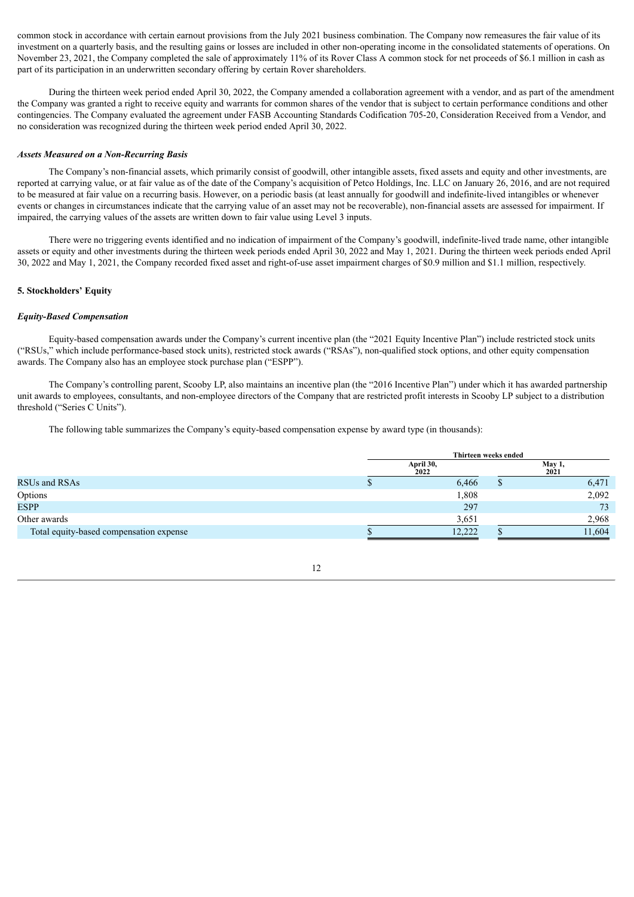common stock in accordance with certain earnout provisions from the July 2021 business combination. The Company now remeasures the fair value of its investment on a quarterly basis, and the resulting gains or losses are included in other non-operating income in the consolidated statements of operations. On November 23, 2021, the Company completed the sale of approximately 11% of its Rover Class A common stock for net proceeds of $6.1 million in cash as part of its participation in an underwritten secondary offering by certain Rover shareholders.

During the thirteen week period ended April 30, 2022, the Company amended a collaboration agreement with a vendor, and as part of the amendment the Company was granted a right to receive equity and warrants for common shares of the vendor that is subject to certain performance conditions and other contingencies. The Company evaluated the agreement under FASB Accounting Standards Codification 705-20, Consideration Received from a Vendor, and no consideration was recognized during the thirteen week period ended April 30, 2022.

### *Assets Measured on a Non-Recurring Basis*

The Company's non-financial assets, which primarily consist of goodwill, other intangible assets, fixed assets and equity and other investments, are reported at carrying value, or at fair value as of the date of the Company's acquisition of Petco Holdings, Inc. LLC on January 26, 2016, and are not required to be measured at fair value on a recurring basis. However, on a periodic basis (at least annually for goodwill and indefinite-lived intangibles or whenever events or changes in circumstances indicate that the carrying value of an asset may not be recoverable), non-financial assets are assessed for impairment. If impaired, the carrying values of the assets are written down to fair value using Level 3 inputs.

There were no triggering events identified and no indication of impairment of the Company's goodwill, indefinite-lived trade name, other intangible assets or equity and other investments during the thirteen week periods ended April 30, 2022 and May 1, 2021. During the thirteen week periods ended April 30, 2022 and May 1, 2021, the Company recorded fixed asset and right-of-use asset impairment charges of $0.9 million and $1.1 million, respectively.

## 5. Stockholders' Equity

### *Equity-Based Compensation*

Equity-based compensation awards under the Company's current incentive plan (the "2021 Equity Incentive Plan") include restricted stock units ("RSUs," which include performance-based stock units), restricted stock awards ("RSAs"), non-qualified stock options, and other equity compensation awards. The Company also has an employee stock purchase plan ("ESPP").

The Company's controlling parent, Scooby LP, also maintains an incentive plan (the "2016 Incentive Plan") under which it has awarded partnership unit awards to employees, consultants, and non-employee directors of the Company that are restricted profit interests in Scooby LP subject to a distribution threshold ("Series C Units").

The following table summarizes the Company's equity-based compensation expense by award type (in thousands):

| | Thirteen weeks ended | |
|---|---|---|
| | April 30, 2022 | May 1, 2021 |
| RSUs and RSAs | $ 6,466 | $ 6,471 |
| Options | 1,808 | 2,092 |
| ESPP | 297 | 73 |
| Other awards | 3,651 | 2,968 |
| Total equity-based compensation expense | $ 12,222 | $ 11,604 |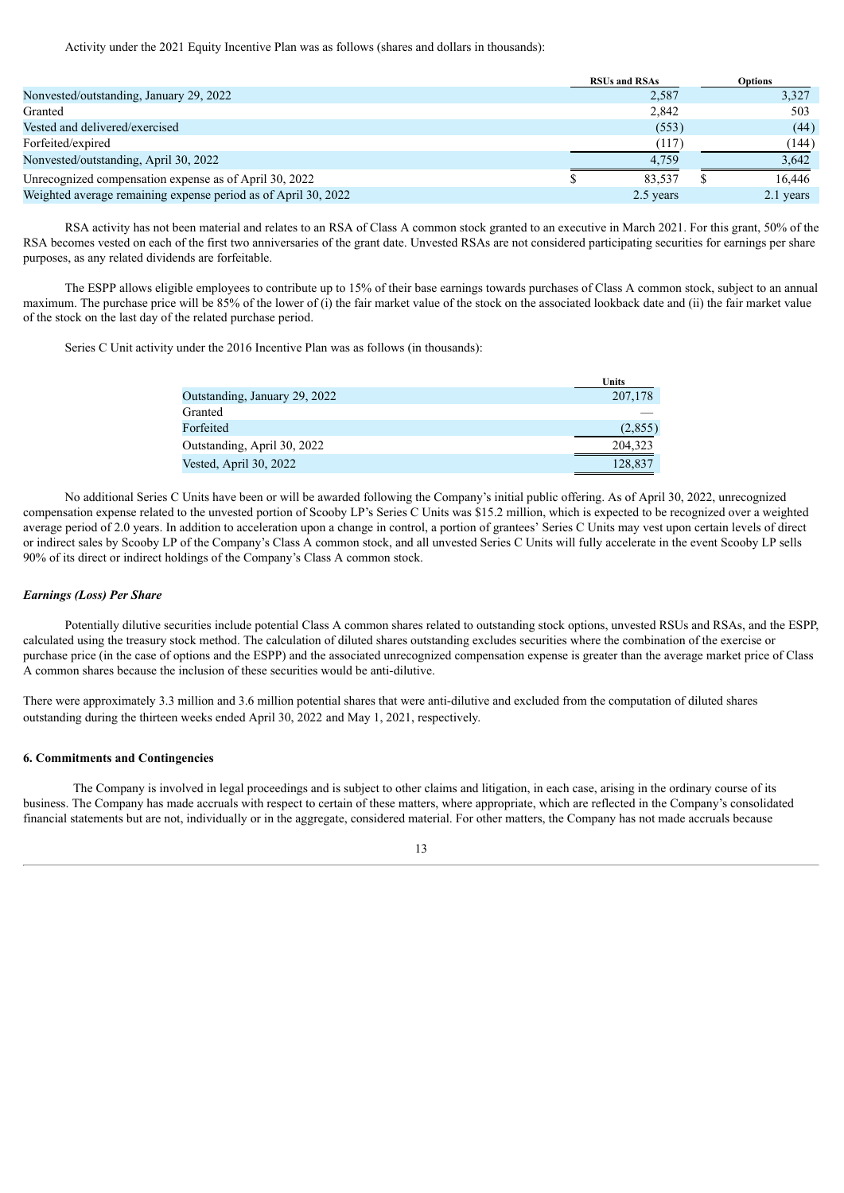Activity under the 2021 Equity Incentive Plan was as follows (shares and dollars in thousands):

| | RSUs and RSAs | Options |
|---|---|---|
| Nonvested/outstanding, January 29, 2022 | 2,587 | 3,327 |
| Granted | 2,842 | 503 |
| Vested and delivered/exercised | (553) | (44) |
| Forfeited/expired | (117) | (144) |
| Nonvested/outstanding, April 30, 2022 | 4,759 | 3,642 |
| Unrecognized compensation expense as of April 30, 2022 | $ 83,537 | $ 16,446 |
| Weighted average remaining expense period as of April 30, 2022 | 2.5 years | 2.1 years |

RSA activity has not been material and relates to an RSA of Class A common stock granted to an executive in March 2021. For this grant, 50% of the RSA becomes vested on each of the first two anniversaries of the grant date. Unvested RSAs are not considered participating securities for earnings per share purposes, as any related dividends are forfeitable.

The ESPP allows eligible employees to contribute up to 15% of their base earnings towards purchases of Class A common stock, subject to an annual maximum. The purchase price will be 85% of the lower of (i) the fair market value of the stock on the associated lookback date and (ii) the fair market value of the stock on the last day of the related purchase period.

Series C Unit activity under the 2016 Incentive Plan was as follows (in thousands):

| | Units |
|---|---|
| Outstanding, January 29, 2022 | 207,178 |
| Granted | — |
| Forfeited | (2,855) |
| Outstanding, April 30, 2022 | 204,323 |
| Vested, April 30, 2022 | 128,837 |

No additional Series C Units have been or will be awarded following the Company's initial public offering. As of April 30, 2022, unrecognized compensation expense related to the unvested portion of Scooby LP's Series C Units was $15.2 million, which is expected to be recognized over a weighted average period of 2.0 years. In addition to acceleration upon a change in control, a portion of grantees' Series C Units may vest upon certain levels of direct or indirect sales by Scooby LP of the Company's Class A common stock, and all unvested Series C Units will fully accelerate in the event Scooby LP sells 90% of its direct or indirect holdings of the Company's Class A common stock.

***Earnings (Loss) Per Share***

Potentially dilutive securities include potential Class A common shares related to outstanding stock options, unvested RSUs and RSAs, and the ESPP, calculated using the treasury stock method. The calculation of diluted shares outstanding excludes securities where the combination of the exercise or purchase price (in the case of options and the ESPP) and the associated unrecognized compensation expense is greater than the average market price of Class A common shares because the inclusion of these securities would be anti-dilutive.

There were approximately 3.3 million and 3.6 million potential shares that were anti-dilutive and excluded from the computation of diluted shares outstanding during the thirteen weeks ended April 30, 2022 and May 1, 2021, respectively.

**6. Commitments and Contingencies**

The Company is involved in legal proceedings and is subject to other claims and litigation, in each case, arising in the ordinary course of its business. The Company has made accruals with respect to certain of these matters, where appropriate, which are reflected in the Company's consolidated financial statements but are not, individually or in the aggregate, considered material. For other matters, the Company has not made accruals because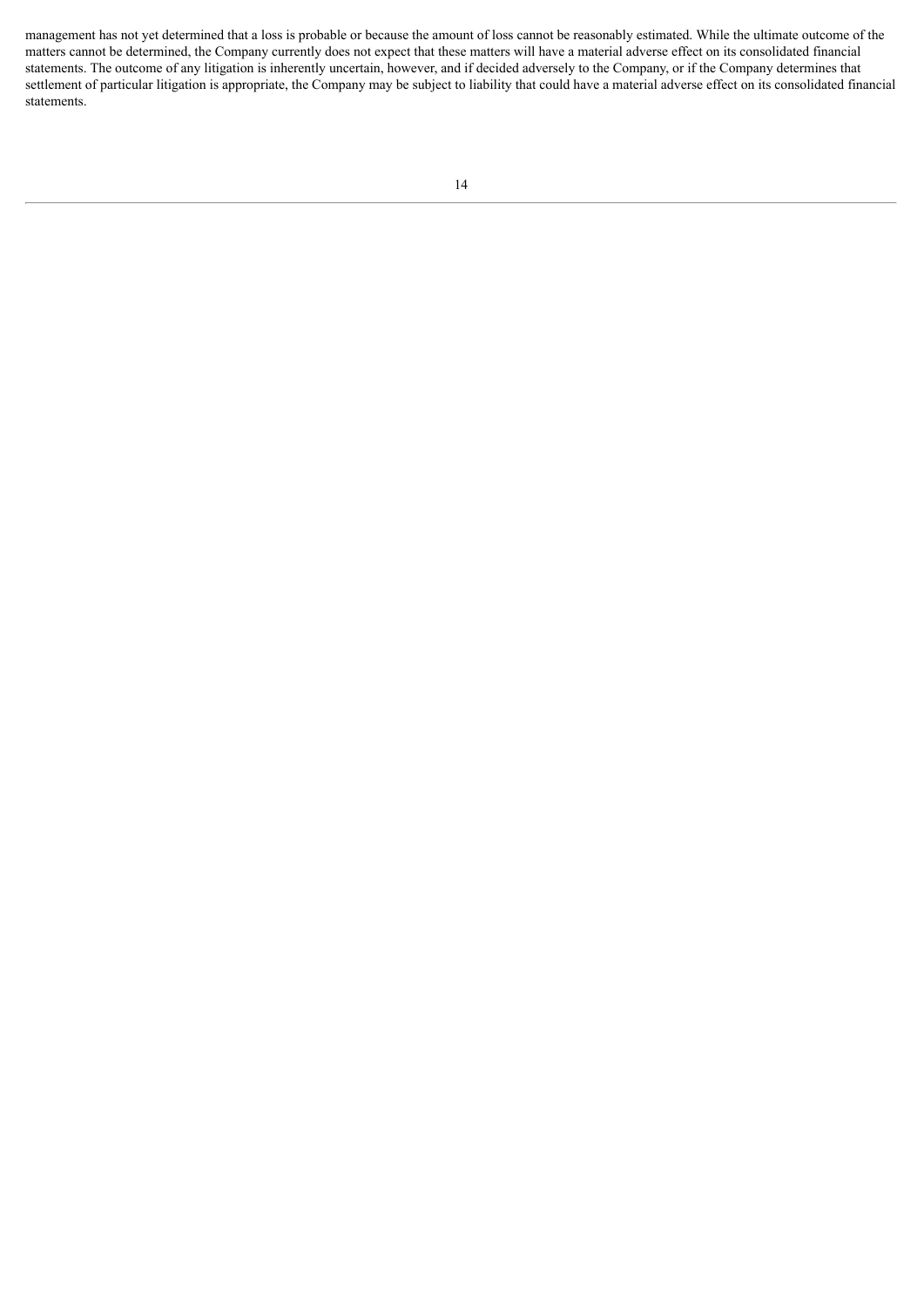management has not yet determined that a loss is probable or because the amount of loss cannot be reasonably estimated. While the ultimate outcome of the matters cannot be determined, the Company currently does not expect that these matters will have a material adverse effect on its consolidated financial statements. The outcome of any litigation is inherently uncertain, however, and if decided adversely to the Company, or if the Company determines that settlement of particular litigation is appropriate, the Company may be subject to liability that could have a material adverse effect on its consolidated financial statements.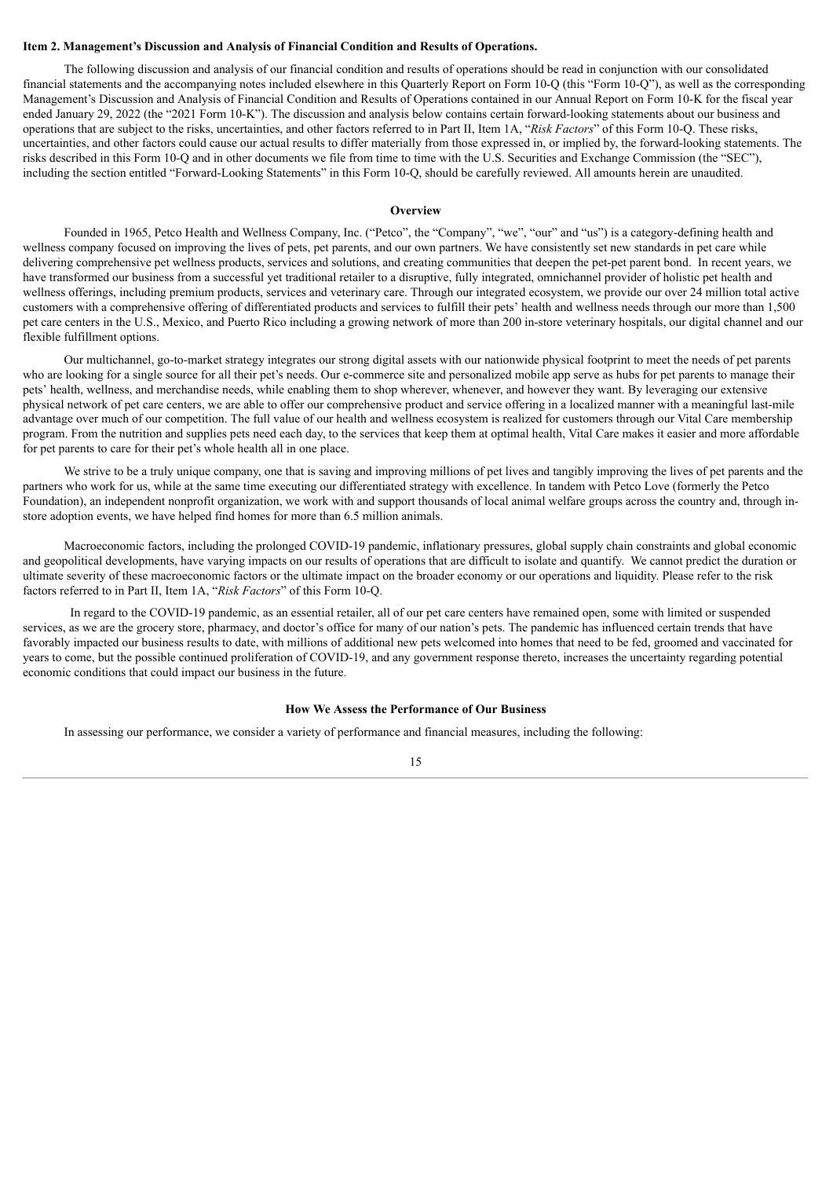**Item 2. Management's Discussion and Analysis of Financial Condition and Results of Operations.**

The following discussion and analysis of our financial condition and results of operations should be read in conjunction with our consolidated financial statements and the accompanying notes included elsewhere in this Quarterly Report on Form 10-Q (this "Form 10-Q"), as well as the corresponding Management's Discussion and Analysis of Financial Condition and Results of Operations contained in our Annual Report on Form 10-K for the fiscal year ended January 29, 2022 (the "2021 Form 10-K"). The discussion and analysis below contains certain forward-looking statements about our business and operations that are subject to the risks, uncertainties, and other factors referred to in Part II, Item 1A, "*Risk Factors*" of this Form 10-Q. These risks, uncertainties, and other factors could cause our actual results to differ materially from those expressed in, or implied by, the forward-looking statements. The risks described in this Form 10-Q and in other documents we file from time to time with the U.S. Securities and Exchange Commission (the "SEC"), including the section entitled "Forward-Looking Statements" in this Form 10-Q, should be carefully reviewed. All amounts herein are unaudited.

## Overview

Founded in 1965, Petco Health and Wellness Company, Inc. ("Petco", the "Company", "we", "our" and "us") is a category-defining health and wellness company focused on improving the lives of pets, pet parents, and our own partners. We have consistently set new standards in pet care while delivering comprehensive pet wellness products, services and solutions, and creating communities that deepen the pet-pet parent bond. In recent years, we have transformed our business from a successful yet traditional retailer to a disruptive, fully integrated, omnichannel provider of holistic pet health and wellness offerings, including premium products, services and veterinary care. Through our integrated ecosystem, we provide our over 24 million total active customers with a comprehensive offering of differentiated products and services to fulfill their pets' health and wellness needs through our more than 1,500 pet care centers in the U.S., Mexico, and Puerto Rico including a growing network of more than 200 in-store veterinary hospitals, our digital channel and our flexible fulfillment options.

Our multichannel, go-to-market strategy integrates our strong digital assets with our nationwide physical footprint to meet the needs of pet parents who are looking for a single source for all their pet's needs. Our e-commerce site and personalized mobile app serve as hubs for pet parents to manage their pets' health, wellness, and merchandise needs, while enabling them to shop wherever, whenever, and however they want. By leveraging our extensive physical network of pet care centers, we are able to offer our comprehensive product and service offering in a localized manner with a meaningful last-mile advantage over much of our competition. The full value of our health and wellness ecosystem is realized for customers through our Vital Care membership program. From the nutrition and supplies pets need each day, to the services that keep them at optimal health, Vital Care makes it easier and more affordable for pet parents to care for their pet's whole health all in one place.

We strive to be a truly unique company, one that is saving and improving millions of pet lives and tangibly improving the lives of pet parents and the partners who work for us, while at the same time executing our differentiated strategy with excellence. In tandem with Petco Love (formerly the Petco Foundation), an independent nonprofit organization, we work with and support thousands of local animal welfare groups across the country and, through in-store adoption events, we have helped find homes for more than 6.5 million animals.

Macroeconomic factors, including the prolonged COVID-19 pandemic, inflationary pressures, global supply chain constraints and global economic and geopolitical developments, have varying impacts on our results of operations that are difficult to isolate and quantify. We cannot predict the duration or ultimate severity of these macroeconomic factors or the ultimate impact on the broader economy or our operations and liquidity. Please refer to the risk factors referred to in Part II, Item 1A, "*Risk Factors*" of this Form 10-Q.

In regard to the COVID-19 pandemic, as an essential retailer, all of our pet care centers have remained open, some with limited or suspended services, as we are the grocery store, pharmacy, and doctor's office for many of our nation's pets. The pandemic has influenced certain trends that have favorably impacted our business results to date, with millions of additional new pets welcomed into homes that need to be fed, groomed and vaccinated for years to come, but the possible continued proliferation of COVID-19, and any government response thereto, increases the uncertainty regarding potential economic conditions that could impact our business in the future.

## How We Assess the Performance of Our Business

In assessing our performance, we consider a variety of performance and financial measures, including the following: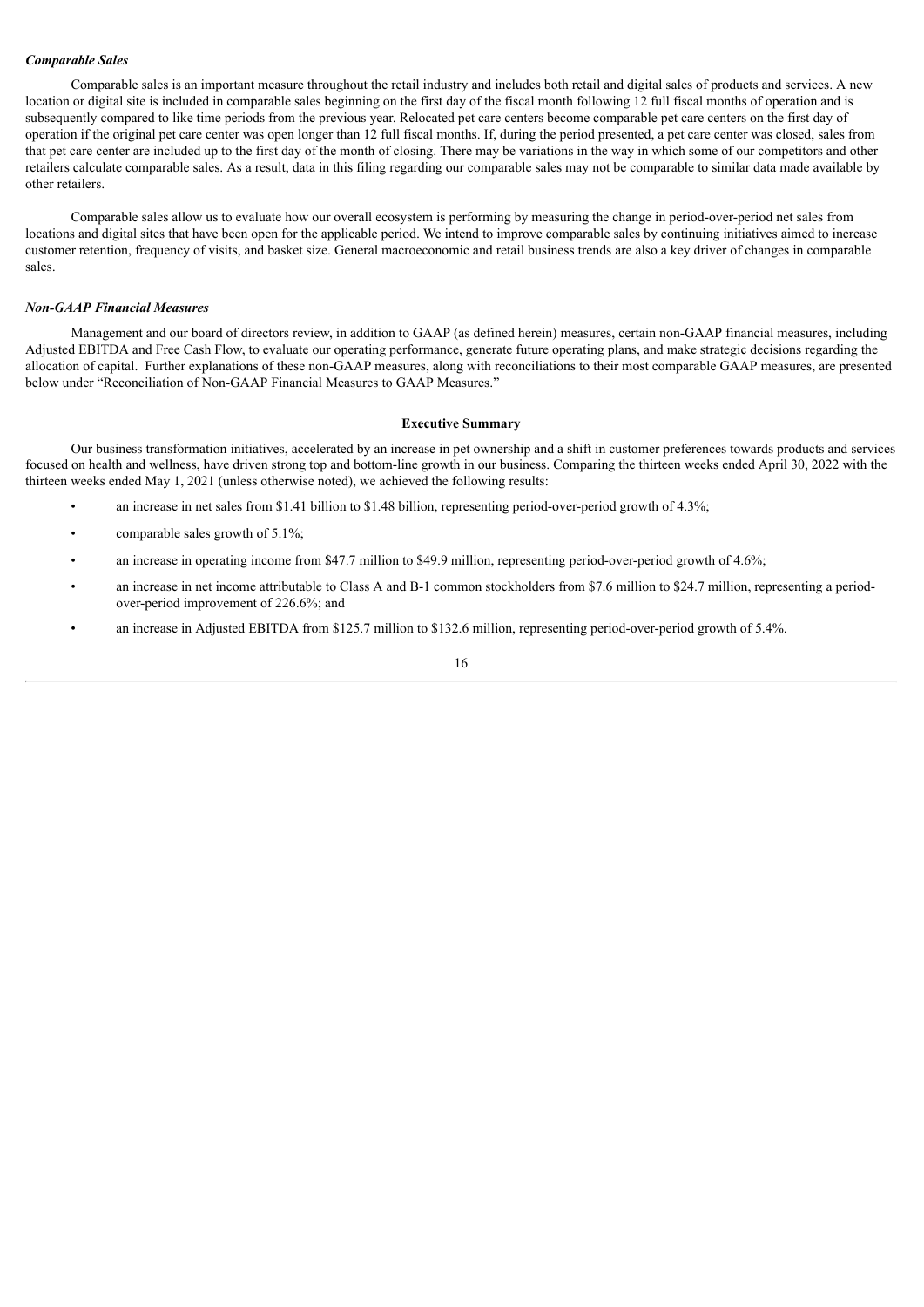### *Comparable Sales*

Comparable sales is an important measure throughout the retail industry and includes both retail and digital sales of products and services. A new location or digital site is included in comparable sales beginning on the first day of the fiscal month following 12 full fiscal months of operation and is subsequently compared to like time periods from the previous year. Relocated pet care centers become comparable pet care centers on the first day of operation if the original pet care center was open longer than 12 full fiscal months. If, during the period presented, a pet care center was closed, sales from that pet care center are included up to the first day of the month of closing. There may be variations in the way in which some of our competitors and other retailers calculate comparable sales. As a result, data in this filing regarding our comparable sales may not be comparable to similar data made available by other retailers.

Comparable sales allow us to evaluate how our overall ecosystem is performing by measuring the change in period-over-period net sales from locations and digital sites that have been open for the applicable period. We intend to improve comparable sales by continuing initiatives aimed to increase customer retention, frequency of visits, and basket size. General macroeconomic and retail business trends are also a key driver of changes in comparable sales.

### *Non-GAAP Financial Measures*

Management and our board of directors review, in addition to GAAP (as defined herein) measures, certain non-GAAP financial measures, including Adjusted EBITDA and Free Cash Flow, to evaluate our operating performance, generate future operating plans, and make strategic decisions regarding the allocation of capital. Further explanations of these non-GAAP measures, along with reconciliations to their most comparable GAAP measures, are presented below under "Reconciliation of Non-GAAP Financial Measures to GAAP Measures."

## Executive Summary

Our business transformation initiatives, accelerated by an increase in pet ownership and a shift in customer preferences towards products and services focused on health and wellness, have driven strong top and bottom-line growth in our business. Comparing the thirteen weeks ended April 30, 2022 with the thirteen weeks ended May 1, 2021 (unless otherwise noted), we achieved the following results:

- an increase in net sales from $1.41 billion to $1.48 billion, representing period-over-period growth of 4.3%;
- comparable sales growth of 5.1%;
- an increase in operating income from $47.7 million to $49.9 million, representing period-over-period growth of 4.6%;
- an increase in net income attributable to Class A and B-1 common stockholders from $7.6 million to $24.7 million, representing a period-over-period improvement of 226.6%; and
- an increase in Adjusted EBITDA from $125.7 million to $132.6 million, representing period-over-period growth of 5.4%.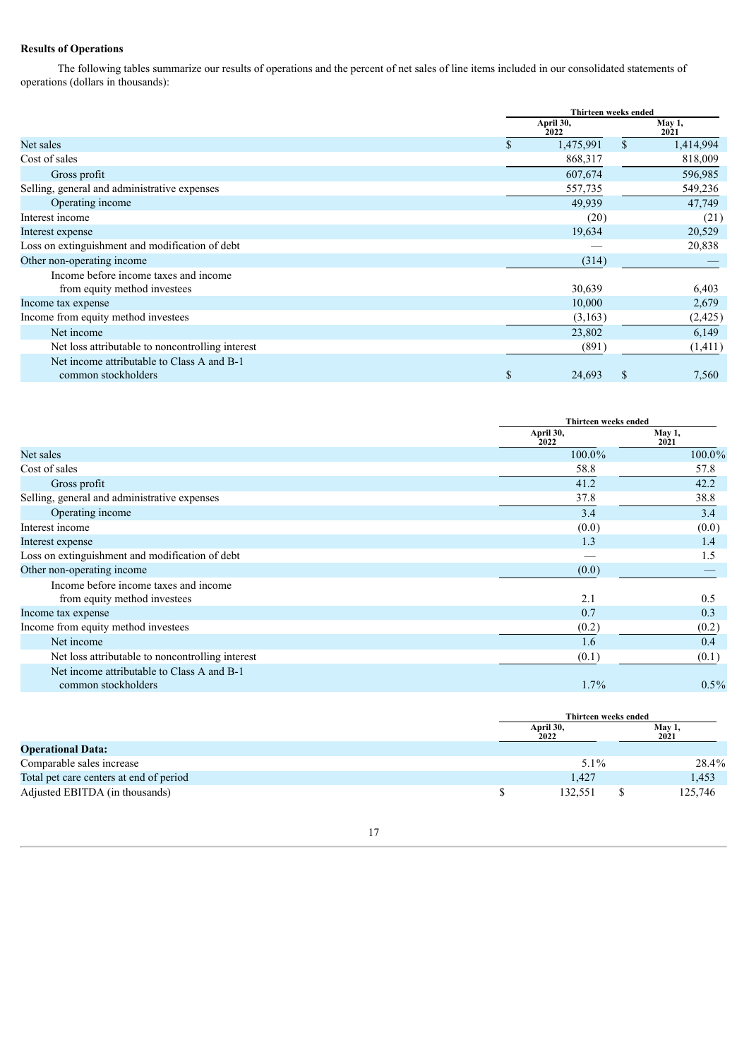**Results of Operations**

The following tables summarize our results of operations and the percent of net sales of line items included in our consolidated statements of operations (dollars in thousands):

| | Thirteen weeks ended | |
|---|---|---|
| | April 30, 2022 | May 1, 2021 |
| Net sales | $ 1,475,991 | $ 1,414,994 |
| Cost of sales | 868,317 | 818,009 |
| Gross profit | 607,674 | 596,985 |
| Selling, general and administrative expenses | 557,735 | 549,236 |
| Operating income | 49,939 | 47,749 |
| Interest income | (20) | (21) |
| Interest expense | 19,634 | 20,529 |
| Loss on extinguishment and modification of debt | — | 20,838 |
| Other non-operating income | (314) | — |
| Income before income taxes and income from equity method investees | 30,639 | 6,403 |
| Income tax expense | 10,000 | 2,679 |
| Income from equity method investees | (3,163) | (2,425) |
| Net income | 23,802 | 6,149 |
| Net loss attributable to noncontrolling interest | (891) | (1,411) |
| Net income attributable to Class A and B-1 common stockholders | $ 24,693 | $ 7,560 |

| | Thirteen weeks ended | |
|---|---|---|
| | April 30, 2022 | May 1, 2021 |
| Net sales | 100.0% | 100.0% |
| Cost of sales | 58.8 | 57.8 |
| Gross profit | 41.2 | 42.2 |
| Selling, general and administrative expenses | 37.8 | 38.8 |
| Operating income | 3.4 | 3.4 |
| Interest income | (0.0) | (0.0) |
| Interest expense | 1.3 | 1.4 |
| Loss on extinguishment and modification of debt | — | 1.5 |
| Other non-operating income | (0.0) | — |
| Income before income taxes and income from equity method investees | 2.1 | 0.5 |
| Income tax expense | 0.7 | 0.3 |
| Income from equity method investees | (0.2) | (0.2) |
| Net income | 1.6 | 0.4 |
| Net loss attributable to noncontrolling interest | (0.1) | (0.1) |
| Net income attributable to Class A and B-1 common stockholders | 1.7% | 0.5% |

| | Thirteen weeks ended | |
|---|---|---|
| | April 30, 2022 | May 1, 2021 |
| **Operational Data:** | | |
| Comparable sales increase | 5.1% | 28.4% |
| Total pet care centers at end of period | 1,427 | 1,453 |
| Adjusted EBITDA (in thousands) | $ 132,551 | $ 125,746 |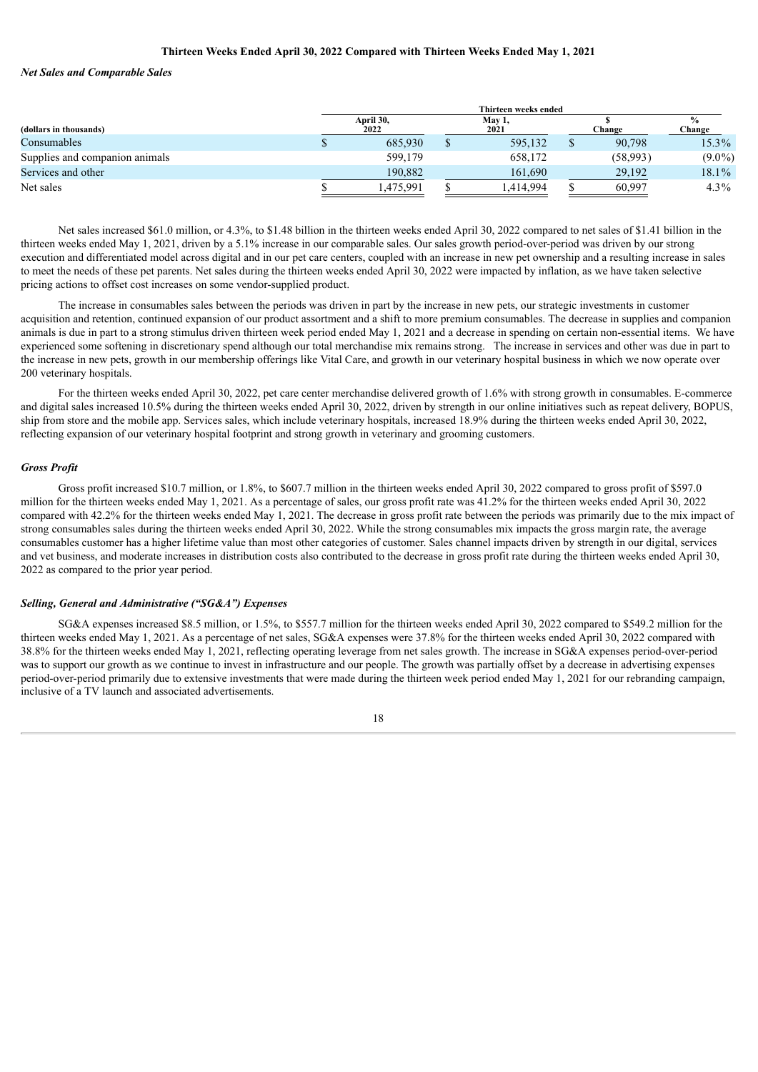### Thirteen Weeks Ended April 30, 2022 Compared with Thirteen Weeks Ended May 1, 2021

***Net Sales and Comparable Sales***

| (dollars in thousands) | Thirteen weeks ended | | | |
|---|---|---|---|---|
| | April 30, 2022 | May 1, 2021 | $ Change | % Change |
| Consumables | $ 685,930 | $ 595,132 | $ 90,798 | 15.3% |
| Supplies and companion animals | 599,179 | 658,172 | (58,993) | (9.0%) |
| Services and other | 190,882 | 161,690 | 29,192 | 18.1% |
| Net sales | $ 1,475,991 | $ 1,414,994 | $ 60,997 | 4.3% |

Net sales increased $61.0 million, or 4.3%, to $1.48 billion in the thirteen weeks ended April 30, 2022 compared to net sales of $1.41 billion in the thirteen weeks ended May 1, 2021, driven by a 5.1% increase in our comparable sales. Our sales growth period-over-period was driven by our strong execution and differentiated model across digital and in our pet care centers, coupled with an increase in new pet ownership and a resulting increase in sales to meet the needs of these pet parents. Net sales during the thirteen weeks ended April 30, 2022 were impacted by inflation, as we have taken selective pricing actions to offset cost increases on some vendor-supplied product.

The increase in consumables sales between the periods was driven in part by the increase in new pets, our strategic investments in customer acquisition and retention, continued expansion of our product assortment and a shift to more premium consumables. The decrease in supplies and companion animals is due in part to a strong stimulus driven thirteen week period ended May 1, 2021 and a decrease in spending on certain non-essential items. We have experienced some softening in discretionary spend although our total merchandise mix remains strong. The increase in services and other was due in part to the increase in new pets, growth in our membership offerings like Vital Care, and growth in our veterinary hospital business in which we now operate over 200 veterinary hospitals.

For the thirteen weeks ended April 30, 2022, pet care center merchandise delivered growth of 1.6% with strong growth in consumables. E-commerce and digital sales increased 10.5% during the thirteen weeks ended April 30, 2022, driven by strength in our online initiatives such as repeat delivery, BOPUS, ship from store and the mobile app. Services sales, which include veterinary hospitals, increased 18.9% during the thirteen weeks ended April 30, 2022, reflecting expansion of our veterinary hospital footprint and strong growth in veterinary and grooming customers.

***Gross Profit***

Gross profit increased $10.7 million, or 1.8%, to $607.7 million in the thirteen weeks ended April 30, 2022 compared to gross profit of $597.0 million for the thirteen weeks ended May 1, 2021. As a percentage of sales, our gross profit rate was 41.2% for the thirteen weeks ended April 30, 2022 compared with 42.2% for the thirteen weeks ended May 1, 2021. The decrease in gross profit rate between the periods was primarily due to the mix impact of strong consumables sales during the thirteen weeks ended April 30, 2022. While the strong consumables mix impacts the gross margin rate, the average consumables customer has a higher lifetime value than most other categories of customer. Sales channel impacts driven by strength in our digital, services and vet business, and moderate increases in distribution costs also contributed to the decrease in gross profit rate during the thirteen weeks ended April 30, 2022 as compared to the prior year period.

***Selling, General and Administrative ("SG&A") Expenses***

SG&A expenses increased $8.5 million, or 1.5%, to $557.7 million for the thirteen weeks ended April 30, 2022 compared to $549.2 million for the thirteen weeks ended May 1, 2021. As a percentage of net sales, SG&A expenses were 37.8% for the thirteen weeks ended April 30, 2022 compared with 38.8% for the thirteen weeks ended May 1, 2021, reflecting operating leverage from net sales growth. The increase in SG&A expenses period-over-period was to support our growth as we continue to invest in infrastructure and our people. The growth was partially offset by a decrease in advertising expenses period-over-period primarily due to extensive investments that were made during the thirteen week period ended May 1, 2021 for our rebranding campaign, inclusive of a TV launch and associated advertisements.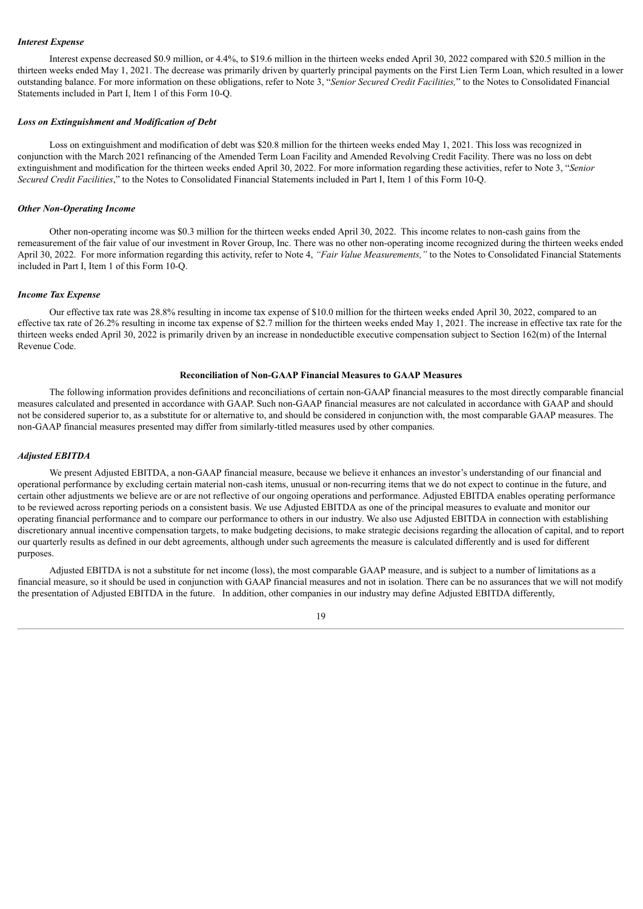### *Interest Expense*

Interest expense decreased $0.9 million, or 4.4%, to $19.6 million in the thirteen weeks ended April 30, 2022 compared with $20.5 million in the thirteen weeks ended May 1, 2021. The decrease was primarily driven by quarterly principal payments on the First Lien Term Loan, which resulted in a lower outstanding balance. For more information on these obligations, refer to Note 3, "*Senior Secured Credit Facilities,*" to the Notes to Consolidated Financial Statements included in Part I, Item 1 of this Form 10-Q.

### *Loss on Extinguishment and Modification of Debt*

Loss on extinguishment and modification of debt was $20.8 million for the thirteen weeks ended May 1, 2021. This loss was recognized in conjunction with the March 2021 refinancing of the Amended Term Loan Facility and Amended Revolving Credit Facility. There was no loss on debt extinguishment and modification for the thirteen weeks ended April 30, 2022. For more information regarding these activities, refer to Note 3, "*Senior Secured Credit Facilities*," to the Notes to Consolidated Financial Statements included in Part I, Item 1 of this Form 10-Q.

### *Other Non-Operating Income*

Other non-operating income was $0.3 million for the thirteen weeks ended April 30, 2022. This income relates to non-cash gains from the remeasurement of the fair value of our investment in Rover Group, Inc. There was no other non-operating income recognized during the thirteen weeks ended April 30, 2022. For more information regarding this activity, refer to Note 4, *"Fair Value Measurements,"* to the Notes to Consolidated Financial Statements included in Part I, Item 1 of this Form 10-Q.

### *Income Tax Expense*

Our effective tax rate was 28.8% resulting in income tax expense of $10.0 million for the thirteen weeks ended April 30, 2022, compared to an effective tax rate of 26.2% resulting in income tax expense of $2.7 million for the thirteen weeks ended May 1, 2021. The increase in effective tax rate for the thirteen weeks ended April 30, 2022 is primarily driven by an increase in nondeductible executive compensation subject to Section 162(m) of the Internal Revenue Code.

## Reconciliation of Non-GAAP Financial Measures to GAAP Measures

The following information provides definitions and reconciliations of certain non-GAAP financial measures to the most directly comparable financial measures calculated and presented in accordance with GAAP. Such non-GAAP financial measures are not calculated in accordance with GAAP and should not be considered superior to, as a substitute for or alternative to, and should be considered in conjunction with, the most comparable GAAP measures. The non-GAAP financial measures presented may differ from similarly-titled measures used by other companies.

### *Adjusted EBITDA*

We present Adjusted EBITDA, a non-GAAP financial measure, because we believe it enhances an investor's understanding of our financial and operational performance by excluding certain material non-cash items, unusual or non-recurring items that we do not expect to continue in the future, and certain other adjustments we believe are or are not reflective of our ongoing operations and performance. Adjusted EBITDA enables operating performance to be reviewed across reporting periods on a consistent basis. We use Adjusted EBITDA as one of the principal measures to evaluate and monitor our operating financial performance and to compare our performance to others in our industry. We also use Adjusted EBITDA in connection with establishing discretionary annual incentive compensation targets, to make budgeting decisions, to make strategic decisions regarding the allocation of capital, and to report our quarterly results as defined in our debt agreements, although under such agreements the measure is calculated differently and is used for different purposes.

Adjusted EBITDA is not a substitute for net income (loss), the most comparable GAAP measure, and is subject to a number of limitations as a financial measure, so it should be used in conjunction with GAAP financial measures and not in isolation. There can be no assurances that we will not modify the presentation of Adjusted EBITDA in the future. In addition, other companies in our industry may define Adjusted EBITDA differently,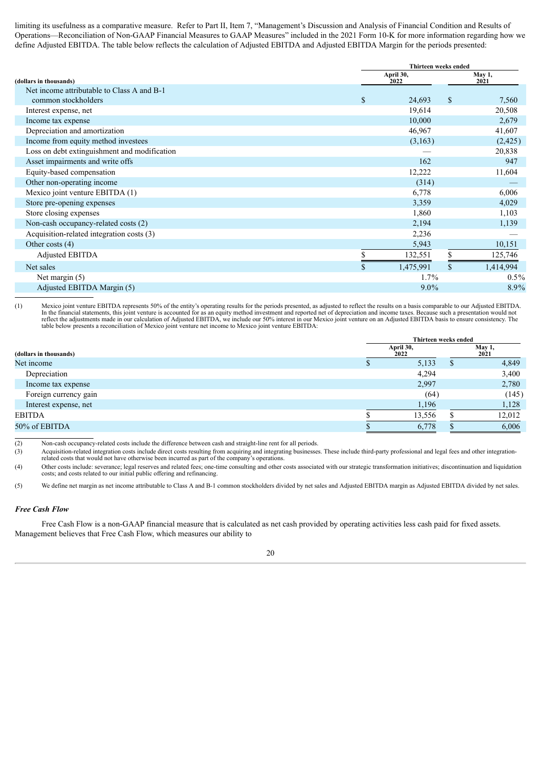limiting its usefulness as a comparative measure. Refer to Part II, Item 7, "Management's Discussion and Analysis of Financial Condition and Results of Operations—Reconciliation of Non-GAAP Financial Measures to GAAP Measures" included in the 2021 Form 10-K for more information regarding how we define Adjusted EBITDA. The table below reflects the calculation of Adjusted EBITDA and Adjusted EBITDA Margin for the periods presented:

| (dollars in thousands) | Thirteen weeks ended April 30, 2022 | Thirteen weeks ended May 1, 2021 |
|---|---|---|
| Net income attributable to Class A and B-1 common stockholders | $ 24,693 | $ 7,560 |
| Interest expense, net | 19,614 | 20,508 |
| Income tax expense | 10,000 | 2,679 |
| Depreciation and amortization | 46,967 | 41,607 |
| Income from equity method investees | (3,163) | (2,425) |
| Loss on debt extinguishment and modification | — | 20,838 |
| Asset impairments and write offs | 162 | 947 |
| Equity-based compensation | 12,222 | 11,604 |
| Other non-operating income | (314) | — |
| Mexico joint venture EBITDA (1) | 6,778 | 6,006 |
| Store pre-opening expenses | 3,359 | 4,029 |
| Store closing expenses | 1,860 | 1,103 |
| Non-cash occupancy-related costs (2) | 2,194 | 1,139 |
| Acquisition-related integration costs (3) | 2,236 | — |
| Other costs (4) | 5,943 | 10,151 |
| Adjusted EBITDA | $ 132,551 | $ 125,746 |
| Net sales | $ 1,475,991 | $ 1,414,994 |
| Net margin (5) | 1.7% | 0.5% |
| Adjusted EBITDA Margin (5) | 9.0% | 8.9% |

(1) Mexico joint venture EBITDA represents 50% of the entity's operating results for the periods presented, as adjusted to reflect the results on a basis comparable to our Adjusted EBITDA. In the financial statements, this joint venture is accounted for as an equity method investment and reported net of depreciation and income taxes. Because such a presentation would not reflect the adjustments made in our calculation of Adjusted EBITDA, we include our 50% interest in our Mexico joint venture on an Adjusted EBITDA basis to ensure consistency. The table below presents a reconciliation of Mexico joint venture net income to Mexico joint venture EBITDA:

| (dollars in thousands) | Thirteen weeks ended April 30, 2022 | Thirteen weeks ended May 1, 2021 |
|---|---|---|
| Net income | $ 5,133 | $ 4,849 |
| Depreciation | 4,294 | 3,400 |
| Income tax expense | 2,997 | 2,780 |
| Foreign currency gain | (64) | (145) |
| Interest expense, net | 1,196 | 1,128 |
| EBITDA | $ 13,556 | $ 12,012 |
| 50% of EBITDA | $ 6,778 | $ 6,006 |

(2) Non-cash occupancy-related costs include the difference between cash and straight-line rent for all periods.

(3) Acquisition-related integration costs include direct costs resulting from acquiring and integrating businesses. These include third-party professional and legal fees and other integration-related costs that would not have otherwise been incurred as part of the company's operations.

(4) Other costs include: severance; legal reserves and related fees; one-time consulting and other costs associated with our strategic transformation initiatives; discontinuation and liquidation costs; and costs related to our initial public offering and refinancing.

(5) We define net margin as net income attributable to Class A and B-1 common stockholders divided by net sales and Adjusted EBITDA margin as Adjusted EBITDA divided by net sales.

### *Free Cash Flow*

Free Cash Flow is a non-GAAP financial measure that is calculated as net cash provided by operating activities less cash paid for fixed assets. Management believes that Free Cash Flow, which measures our ability to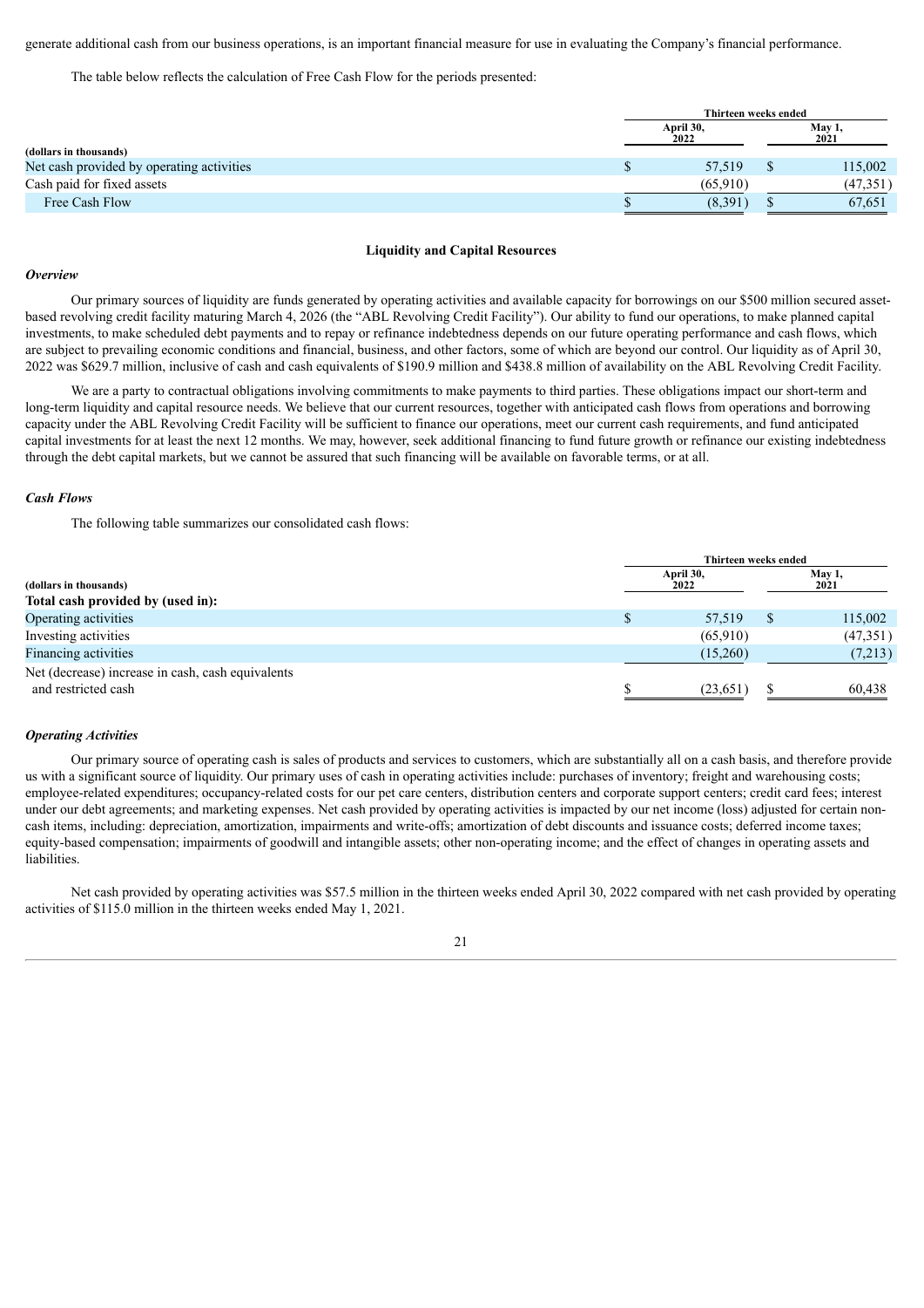generate additional cash from our business operations, is an important financial measure for use in evaluating the Company's financial performance.

The table below reflects the calculation of Free Cash Flow for the periods presented:

| (dollars in thousands) | Thirteen weeks ended | |
|---|---|---|
| | April 30, 2022 | May 1, 2021 |
| Net cash provided by operating activities | $ 57,519 | $ 115,002 |
| Cash paid for fixed assets | (65,910) | (47,351) |
| Free Cash Flow | $ (8,391) | $ 67,651 |

## Liquidity and Capital Resources

***Overview***

Our primary sources of liquidity are funds generated by operating activities and available capacity for borrowings on our $500 million secured asset-based revolving credit facility maturing March 4, 2026 (the "ABL Revolving Credit Facility"). Our ability to fund our operations, to make planned capital investments, to make scheduled debt payments and to repay or refinance indebtedness depends on our future operating performance and cash flows, which are subject to prevailing economic conditions and financial, business, and other factors, some of which are beyond our control. Our liquidity as of April 30, 2022 was $629.7 million, inclusive of cash and cash equivalents of $190.9 million and $438.8 million of availability on the ABL Revolving Credit Facility.

We are a party to contractual obligations involving commitments to make payments to third parties. These obligations impact our short-term and long-term liquidity and capital resource needs. We believe that our current resources, together with anticipated cash flows from operations and borrowing capacity under the ABL Revolving Credit Facility will be sufficient to finance our operations, meet our current cash requirements, and fund anticipated capital investments for at least the next 12 months. We may, however, seek additional financing to fund future growth or refinance our existing indebtedness through the debt capital markets, but we cannot be assured that such financing will be available on favorable terms, or at all.

***Cash Flows***

The following table summarizes our consolidated cash flows:

| (dollars in thousands) | Thirteen weeks ended | |
|---|---|---|
| | April 30, 2022 | May 1, 2021 |
| **Total cash provided by (used in):** | | |
| Operating activities | $ 57,519 | $ 115,002 |
| Investing activities | (65,910) | (47,351) |
| Financing activities | (15,260) | (7,213) |
| Net (decrease) increase in cash, cash equivalents and restricted cash | $ (23,651) | $ 60,438 |

***Operating Activities***

Our primary source of operating cash is sales of products and services to customers, which are substantially all on a cash basis, and therefore provide us with a significant source of liquidity. Our primary uses of cash in operating activities include: purchases of inventory; freight and warehousing costs; employee-related expenditures; occupancy-related costs for our pet care centers, distribution centers and corporate support centers; credit card fees; interest under our debt agreements; and marketing expenses. Net cash provided by operating activities is impacted by our net income (loss) adjusted for certain non-cash items, including: depreciation, amortization, impairments and write-offs; amortization of debt discounts and issuance costs; deferred income taxes; equity-based compensation; impairments of goodwill and intangible assets; other non-operating income; and the effect of changes in operating assets and liabilities.

Net cash provided by operating activities was $57.5 million in the thirteen weeks ended April 30, 2022 compared with net cash provided by operating activities of $115.0 million in the thirteen weeks ended May 1, 2021.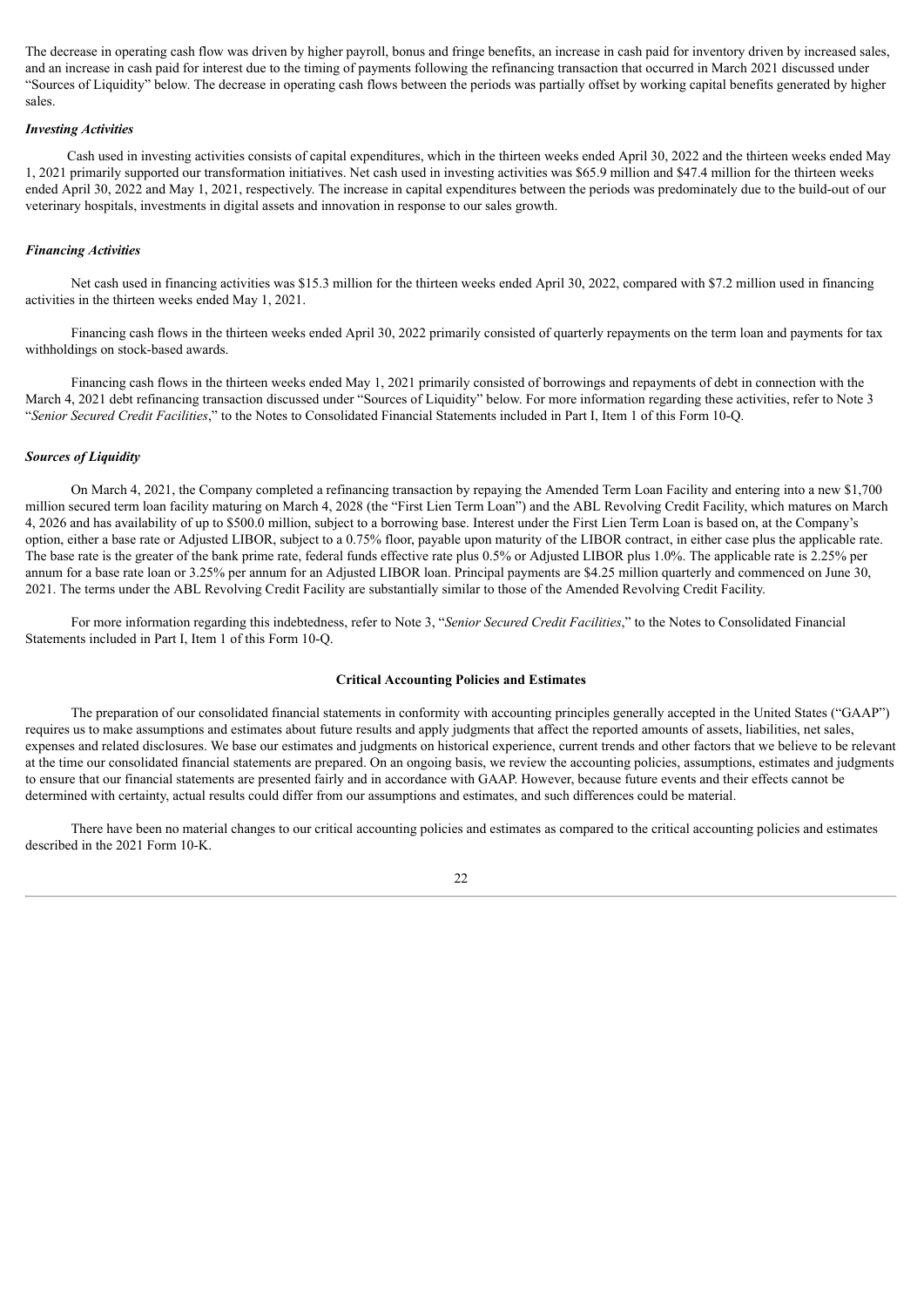The decrease in operating cash flow was driven by higher payroll, bonus and fringe benefits, an increase in cash paid for inventory driven by increased sales, and an increase in cash paid for interest due to the timing of payments following the refinancing transaction that occurred in March 2021 discussed under "Sources of Liquidity" below. The decrease in operating cash flows between the periods was partially offset by working capital benefits generated by higher sales.

### *Investing Activities*

Cash used in investing activities consists of capital expenditures, which in the thirteen weeks ended April 30, 2022 and the thirteen weeks ended May 1, 2021 primarily supported our transformation initiatives. Net cash used in investing activities was $65.9 million and $47.4 million for the thirteen weeks ended April 30, 2022 and May 1, 2021, respectively. The increase in capital expenditures between the periods was predominately due to the build-out of our veterinary hospitals, investments in digital assets and innovation in response to our sales growth.

### *Financing Activities*

Net cash used in financing activities was $15.3 million for the thirteen weeks ended April 30, 2022, compared with $7.2 million used in financing activities in the thirteen weeks ended May 1, 2021.

Financing cash flows in the thirteen weeks ended April 30, 2022 primarily consisted of quarterly repayments on the term loan and payments for tax withholdings on stock-based awards.

Financing cash flows in the thirteen weeks ended May 1, 2021 primarily consisted of borrowings and repayments of debt in connection with the March 4, 2021 debt refinancing transaction discussed under "Sources of Liquidity" below. For more information regarding these activities, refer to Note 3 "*Senior Secured Credit Facilities*," to the Notes to Consolidated Financial Statements included in Part I, Item 1 of this Form 10-Q.

### *Sources of Liquidity*

On March 4, 2021, the Company completed a refinancing transaction by repaying the Amended Term Loan Facility and entering into a new $1,700 million secured term loan facility maturing on March 4, 2028 (the "First Lien Term Loan") and the ABL Revolving Credit Facility, which matures on March 4, 2026 and has availability of up to $500.0 million, subject to a borrowing base. Interest under the First Lien Term Loan is based on, at the Company's option, either a base rate or Adjusted LIBOR, subject to a 0.75% floor, payable upon maturity of the LIBOR contract, in either case plus the applicable rate. The base rate is the greater of the bank prime rate, federal funds effective rate plus 0.5% or Adjusted LIBOR plus 1.0%. The applicable rate is 2.25% per annum for a base rate loan or 3.25% per annum for an Adjusted LIBOR loan. Principal payments are $4.25 million quarterly and commenced on June 30, 2021. The terms under the ABL Revolving Credit Facility are substantially similar to those of the Amended Revolving Credit Facility.

For more information regarding this indebtedness, refer to Note 3, "*Senior Secured Credit Facilities*," to the Notes to Consolidated Financial Statements included in Part I, Item 1 of this Form 10-Q.

## Critical Accounting Policies and Estimates

The preparation of our consolidated financial statements in conformity with accounting principles generally accepted in the United States ("GAAP") requires us to make assumptions and estimates about future results and apply judgments that affect the reported amounts of assets, liabilities, net sales, expenses and related disclosures. We base our estimates and judgments on historical experience, current trends and other factors that we believe to be relevant at the time our consolidated financial statements are prepared. On an ongoing basis, we review the accounting policies, assumptions, estimates and judgments to ensure that our financial statements are presented fairly and in accordance with GAAP. However, because future events and their effects cannot be determined with certainty, actual results could differ from our assumptions and estimates, and such differences could be material.

There have been no material changes to our critical accounting policies and estimates as compared to the critical accounting policies and estimates described in the 2021 Form 10-K.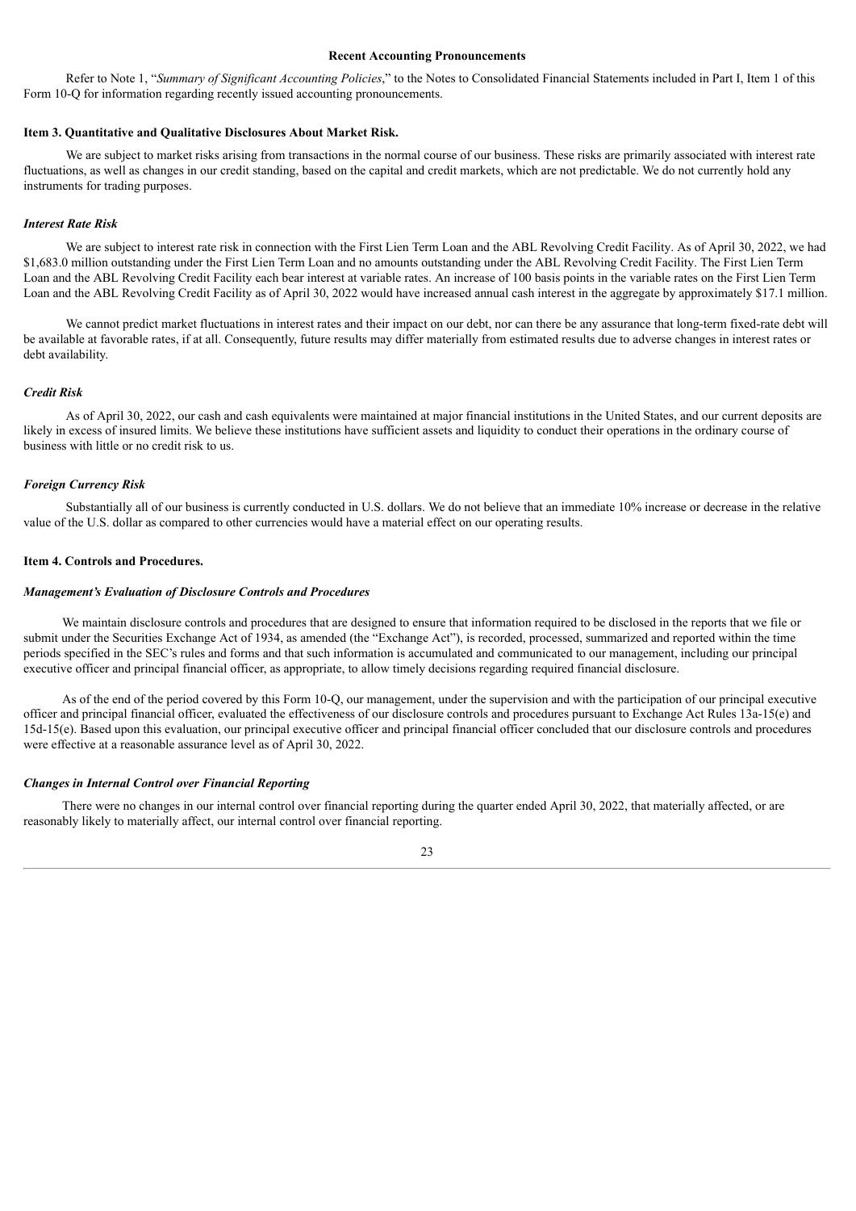### Recent Accounting Pronouncements

Refer to Note 1, "*Summary of Significant Accounting Policies*," to the Notes to Consolidated Financial Statements included in Part I, Item 1 of this Form 10-Q for information regarding recently issued accounting pronouncements.

### Item 3. Quantitative and Qualitative Disclosures About Market Risk.

We are subject to market risks arising from transactions in the normal course of our business. These risks are primarily associated with interest rate fluctuations, as well as changes in our credit standing, based on the capital and credit markets, which are not predictable. We do not currently hold any instruments for trading purposes.

#### *Interest Rate Risk*

We are subject to interest rate risk in connection with the First Lien Term Loan and the ABL Revolving Credit Facility. As of April 30, 2022, we had $1,683.0 million outstanding under the First Lien Term Loan and no amounts outstanding under the ABL Revolving Credit Facility. The First Lien Term Loan and the ABL Revolving Credit Facility each bear interest at variable rates. An increase of 100 basis points in the variable rates on the First Lien Term Loan and the ABL Revolving Credit Facility as of April 30, 2022 would have increased annual cash interest in the aggregate by approximately $17.1 million.

We cannot predict market fluctuations in interest rates and their impact on our debt, nor can there be any assurance that long-term fixed-rate debt will be available at favorable rates, if at all. Consequently, future results may differ materially from estimated results due to adverse changes in interest rates or debt availability.

#### *Credit Risk*

As of April 30, 2022, our cash and cash equivalents were maintained at major financial institutions in the United States, and our current deposits are likely in excess of insured limits. We believe these institutions have sufficient assets and liquidity to conduct their operations in the ordinary course of business with little or no credit risk to us.

#### *Foreign Currency Risk*

Substantially all of our business is currently conducted in U.S. dollars. We do not believe that an immediate 10% increase or decrease in the relative value of the U.S. dollar as compared to other currencies would have a material effect on our operating results.

### Item 4. Controls and Procedures.

#### *Management's Evaluation of Disclosure Controls and Procedures*

We maintain disclosure controls and procedures that are designed to ensure that information required to be disclosed in the reports that we file or submit under the Securities Exchange Act of 1934, as amended (the "Exchange Act"), is recorded, processed, summarized and reported within the time periods specified in the SEC's rules and forms and that such information is accumulated and communicated to our management, including our principal executive officer and principal financial officer, as appropriate, to allow timely decisions regarding required financial disclosure.

As of the end of the period covered by this Form 10-Q, our management, under the supervision and with the participation of our principal executive officer and principal financial officer, evaluated the effectiveness of our disclosure controls and procedures pursuant to Exchange Act Rules 13a-15(e) and 15d-15(e). Based upon this evaluation, our principal executive officer and principal financial officer concluded that our disclosure controls and procedures were effective at a reasonable assurance level as of April 30, 2022.

#### *Changes in Internal Control over Financial Reporting*

There were no changes in our internal control over financial reporting during the quarter ended April 30, 2022, that materially affected, or are reasonably likely to materially affect, our internal control over financial reporting.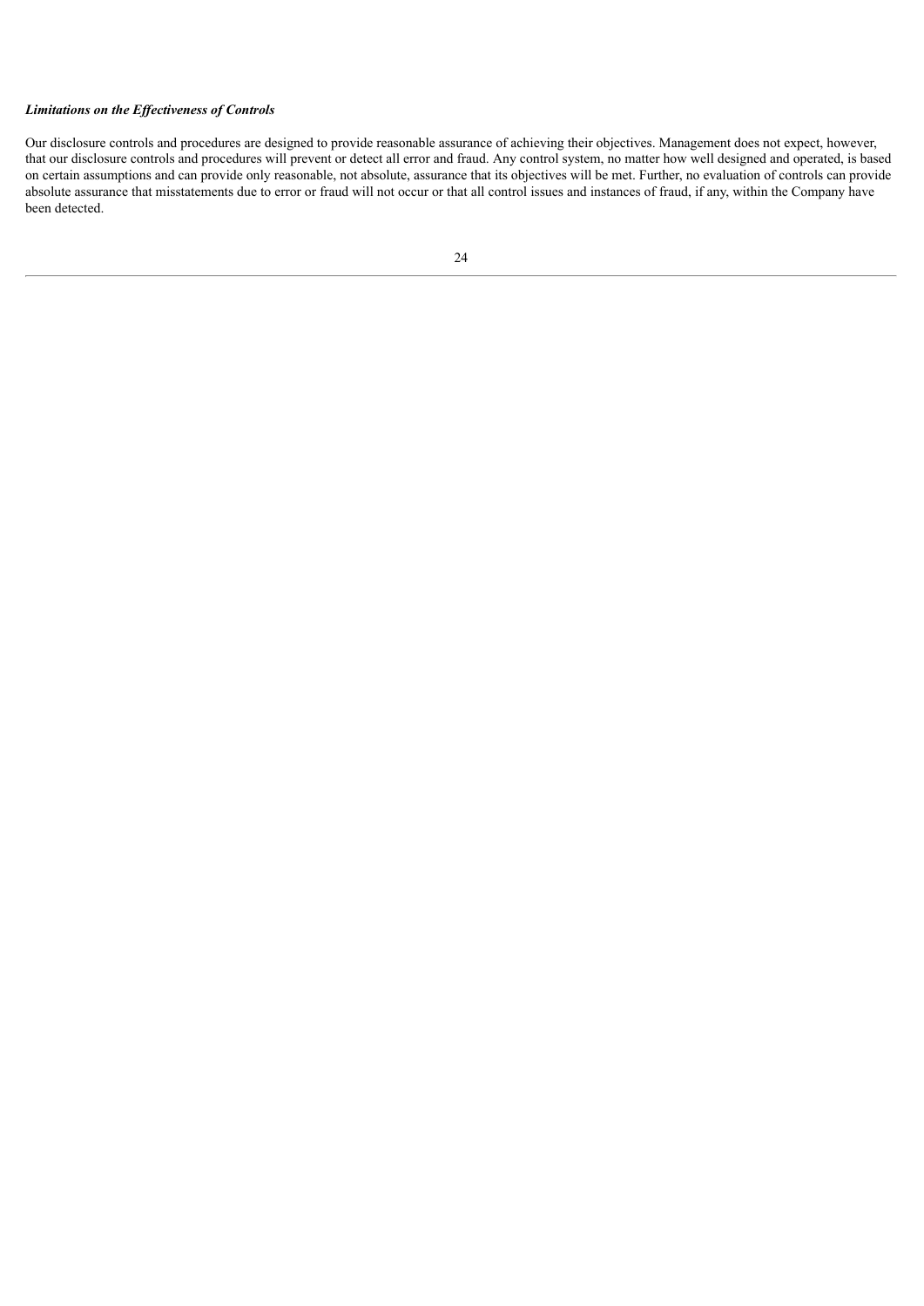***Limitations on the Effectiveness of Controls***

Our disclosure controls and procedures are designed to provide reasonable assurance of achieving their objectives. Management does not expect, however, that our disclosure controls and procedures will prevent or detect all error and fraud. Any control system, no matter how well designed and operated, is based on certain assumptions and can provide only reasonable, not absolute, assurance that its objectives will be met. Further, no evaluation of controls can provide absolute assurance that misstatements due to error or fraud will not occur or that all control issues and instances of fraud, if any, within the Company have been detected.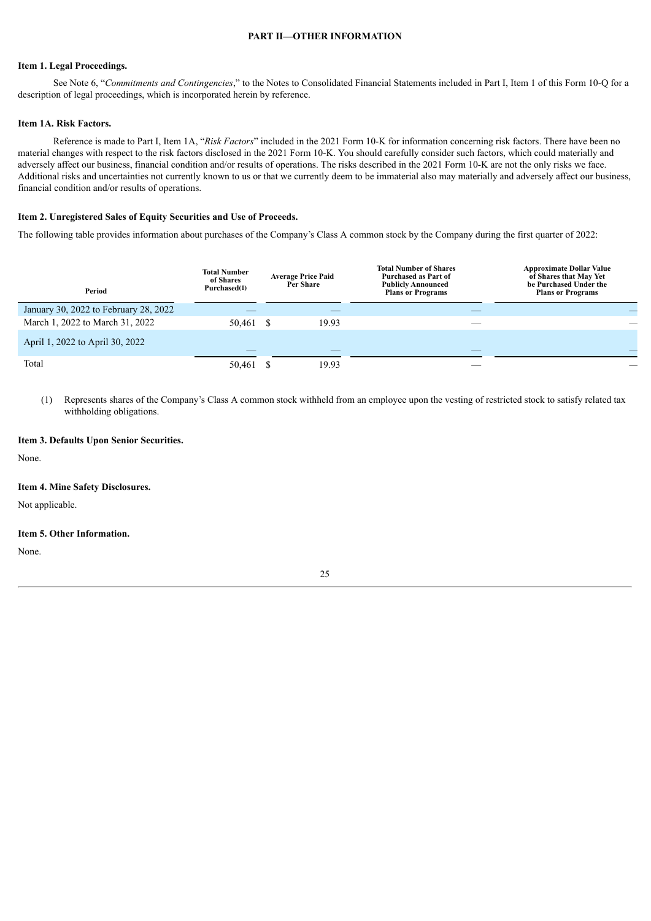## PART II—OTHER INFORMATION

### Item 1. Legal Proceedings.

See Note 6, "*Commitments and Contingencies*," to the Notes to Consolidated Financial Statements included in Part I, Item 1 of this Form 10-Q for a description of legal proceedings, which is incorporated herein by reference.

### Item 1A. Risk Factors.

Reference is made to Part I, Item 1A, "*Risk Factors*" included in the 2021 Form 10-K for information concerning risk factors. There have been no material changes with respect to the risk factors disclosed in the 2021 Form 10-K. You should carefully consider such factors, which could materially and adversely affect our business, financial condition and/or results of operations. The risks described in the 2021 Form 10-K are not the only risks we face. Additional risks and uncertainties not currently known to us or that we currently deem to be immaterial also may materially and adversely affect our business, financial condition and/or results of operations.

### Item 2. Unregistered Sales of Equity Securities and Use of Proceeds.

The following table provides information about purchases of the Company's Class A common stock by the Company during the first quarter of 2022:

| Period | Total Number of Shares Purchased(1) | Average Price Paid Per Share | Total Number of Shares Purchased as Part of Publicly Announced Plans or Programs | Approximate Dollar Value of Shares that May Yet be Purchased Under the Plans or Programs |
|---|---|---|---|---|
| January 30, 2022 to February 28, 2022 | — | — | — | — |
| March 1, 2022 to March 31, 2022 | 50,461 | $ 19.93 | — | — |
| April 1, 2022 to April 30, 2022 | — | — | — | — |
| Total | 50,461 | $ 19.93 | — | — |

(1) Represents shares of the Company's Class A common stock withheld from an employee upon the vesting of restricted stock to satisfy related tax withholding obligations.

### Item 3. Defaults Upon Senior Securities.

None.

### Item 4. Mine Safety Disclosures.

Not applicable.

### Item 5. Other Information.

None.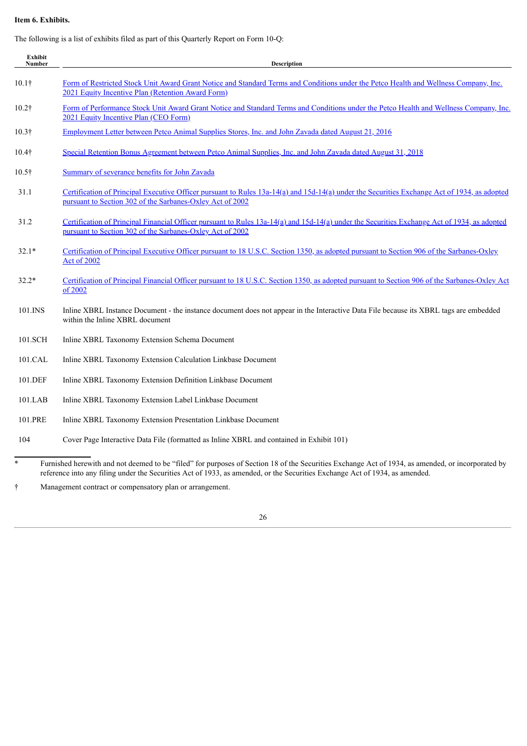**Item 6. Exhibits.**

The following is a list of exhibits filed as part of this Quarterly Report on Form 10-Q:

| Exhibit Number | Description |
|---|---|
| 10.1† | Form of Restricted Stock Unit Award Grant Notice and Standard Terms and Conditions under the Petco Health and Wellness Company, Inc. 2021 Equity Incentive Plan (Retention Award Form) |
| 10.2† | Form of Performance Stock Unit Award Grant Notice and Standard Terms and Conditions under the Petco Health and Wellness Company, Inc. 2021 Equity Incentive Plan (CEO Form) |
| 10.3† | Employment Letter between Petco Animal Supplies Stores, Inc. and John Zavada dated August 21, 2016 |
| 10.4† | Special Retention Bonus Agreement between Petco Animal Supplies, Inc. and John Zavada dated August 31, 2018 |
| 10.5† | Summary of severance benefits for John Zavada |
| 31.1 | Certification of Principal Executive Officer pursuant to Rules 13a-14(a) and 15d-14(a) under the Securities Exchange Act of 1934, as adopted pursuant to Section 302 of the Sarbanes-Oxley Act of 2002 |
| 31.2 | Certification of Principal Financial Officer pursuant to Rules 13a-14(a) and 15d-14(a) under the Securities Exchange Act of 1934, as adopted pursuant to Section 302 of the Sarbanes-Oxley Act of 2002 |
| 32.1* | Certification of Principal Executive Officer pursuant to 18 U.S.C. Section 1350, as adopted pursuant to Section 906 of the Sarbanes-Oxley Act of 2002 |
| 32.2* | Certification of Principal Financial Officer pursuant to 18 U.S.C. Section 1350, as adopted pursuant to Section 906 of the Sarbanes-Oxley Act of 2002 |
| 101.INS | Inline XBRL Instance Document - the instance document does not appear in the Interactive Data File because its XBRL tags are embedded within the Inline XBRL document |
| 101.SCH | Inline XBRL Taxonomy Extension Schema Document |
| 101.CAL | Inline XBRL Taxonomy Extension Calculation Linkbase Document |
| 101.DEF | Inline XBRL Taxonomy Extension Definition Linkbase Document |
| 101.LAB | Inline XBRL Taxonomy Extension Label Linkbase Document |
| 101.PRE | Inline XBRL Taxonomy Extension Presentation Linkbase Document |
| 104 | Cover Page Interactive Data File (formatted as Inline XBRL and contained in Exhibit 101) |

\* Furnished herewith and not deemed to be "filed" for purposes of Section 18 of the Securities Exchange Act of 1934, as amended, or incorporated by reference into any filing under the Securities Act of 1933, as amended, or the Securities Exchange Act of 1934, as amended.

† Management contract or compensatory plan or arrangement.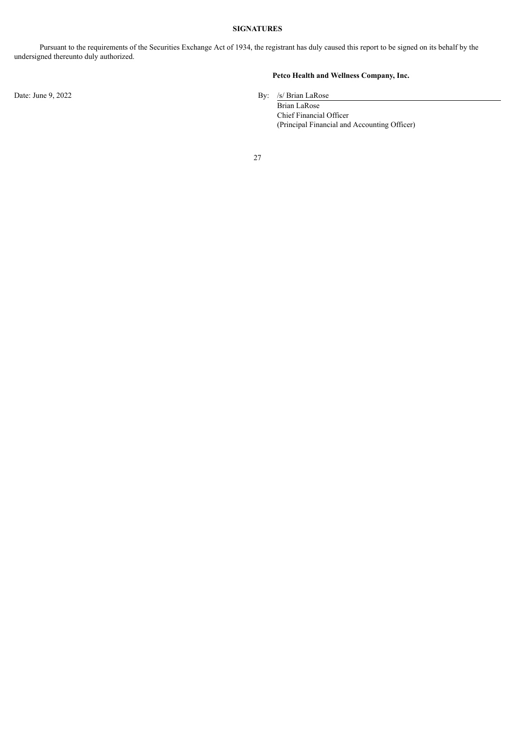**SIGNATURES**

Pursuant to the requirements of the Securities Exchange Act of 1934, the registrant has duly caused this report to be signed on its behalf by the undersigned thereunto duly authorized.

**Petco Health and Wellness Company, Inc.**

Date: June 9, 2022

By: /s/ Brian LaRose

Brian LaRose
Chief Financial Officer
(Principal Financial and Accounting Officer)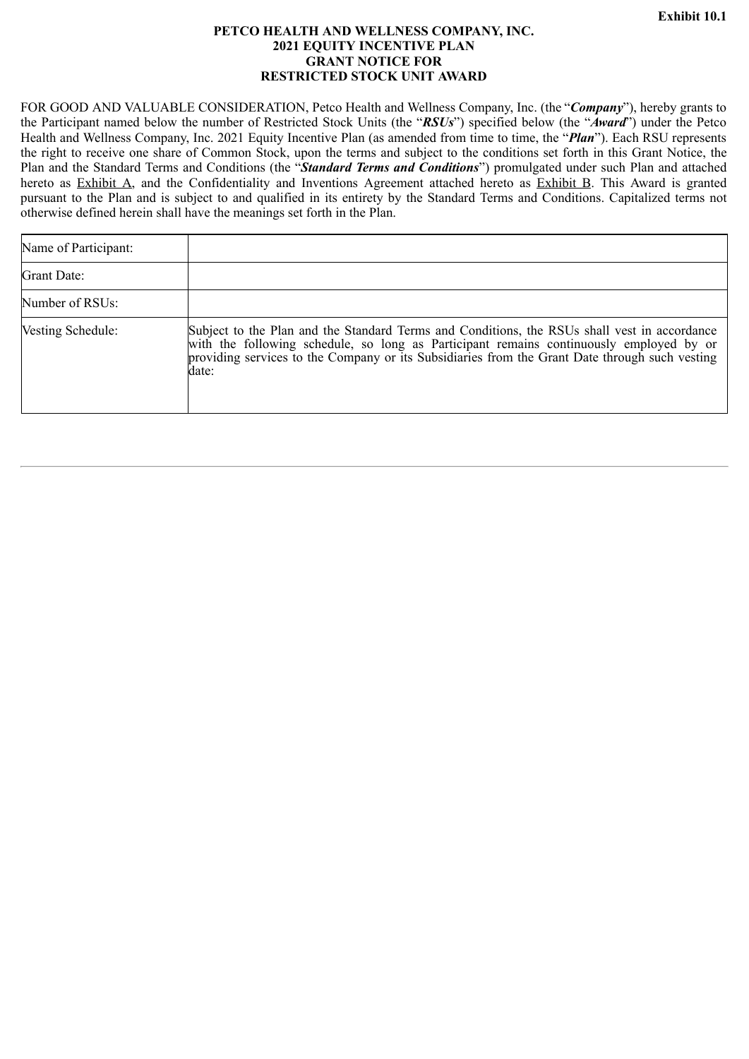**Exhibit 10.1**

**PETCO HEALTH AND WELLNESS COMPANY, INC.**
**2021 EQUITY INCENTIVE PLAN**
**GRANT NOTICE FOR**
**RESTRICTED STOCK UNIT AWARD**

FOR GOOD AND VALUABLE CONSIDERATION, Petco Health and Wellness Company, Inc. (the "***Company***"), hereby grants to the Participant named below the number of Restricted Stock Units (the "***RSUs***") specified below (the "***Award***") under the Petco Health and Wellness Company, Inc. 2021 Equity Incentive Plan (as amended from time to time, the "***Plan***"). Each RSU represents the right to receive one share of Common Stock, upon the terms and subject to the conditions set forth in this Grant Notice, the Plan and the Standard Terms and Conditions (the "***Standard Terms and Conditions***") promulgated under such Plan and attached hereto as Exhibit A, and the Confidentiality and Inventions Agreement attached hereto as Exhibit B. This Award is granted pursuant to the Plan and is subject to and qualified in its entirety by the Standard Terms and Conditions. Capitalized terms not otherwise defined herein shall have the meanings set forth in the Plan.

| | |
|---|---|
| Name of Participant: | |
| Grant Date: | |
| Number of RSUs: | |
| Vesting Schedule: | Subject to the Plan and the Standard Terms and Conditions, the RSUs shall vest in accordance with the following schedule, so long as Participant remains continuously employed by or providing services to the Company or its Subsidiaries from the Grant Date through such vesting date: |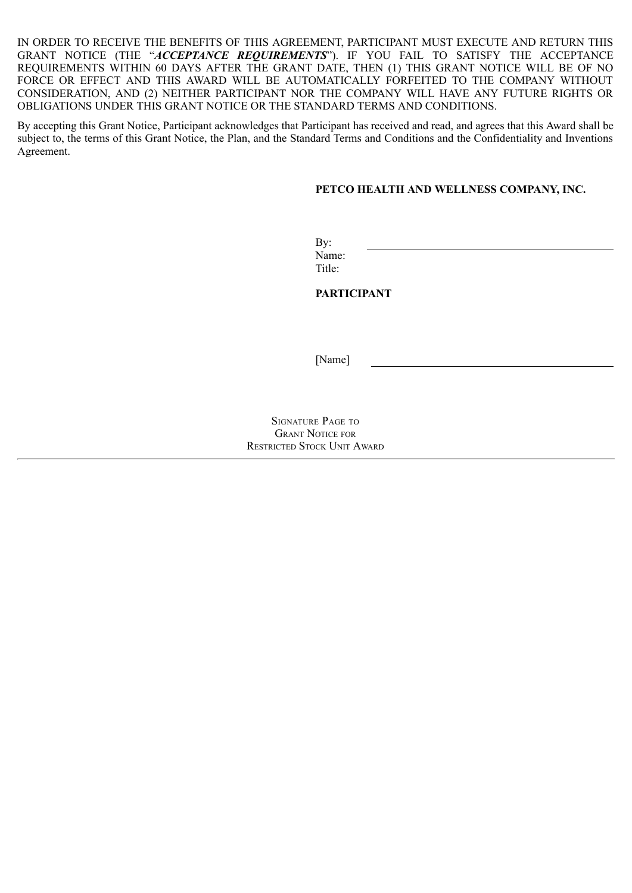IN ORDER TO RECEIVE THE BENEFITS OF THIS AGREEMENT, PARTICIPANT MUST EXECUTE AND RETURN THIS GRANT NOTICE (THE "***ACCEPTANCE REQUIREMENTS***"). IF YOU FAIL TO SATISFY THE ACCEPTANCE REQUIREMENTS WITHIN 60 DAYS AFTER THE GRANT DATE, THEN (1) THIS GRANT NOTICE WILL BE OF NO FORCE OR EFFECT AND THIS AWARD WILL BE AUTOMATICALLY FORFEITED TO THE COMPANY WITHOUT CONSIDERATION, AND (2) NEITHER PARTICIPANT NOR THE COMPANY WILL HAVE ANY FUTURE RIGHTS OR OBLIGATIONS UNDER THIS GRANT NOTICE OR THE STANDARD TERMS AND CONDITIONS.

By accepting this Grant Notice, Participant acknowledges that Participant has received and read, and agrees that this Award shall be subject to, the terms of this Grant Notice, the Plan, and the Standard Terms and Conditions and the Confidentiality and Inventions Agreement.

**PETCO HEALTH AND WELLNESS COMPANY, INC.**

By: \_\_\_\_\_\_\_\_\_\_\_\_\_\_\_\_\_\_\_\_\_\_\_\_\_\_\_\_\_\_
Name:
Title:

**PARTICIPANT**

[Name] \_\_\_\_\_\_\_\_\_\_\_\_\_\_\_\_\_\_\_\_\_\_\_\_\_\_\_\_\_\_

SIGNATURE PAGE TO
GRANT NOTICE FOR
RESTRICTED STOCK UNIT AWARD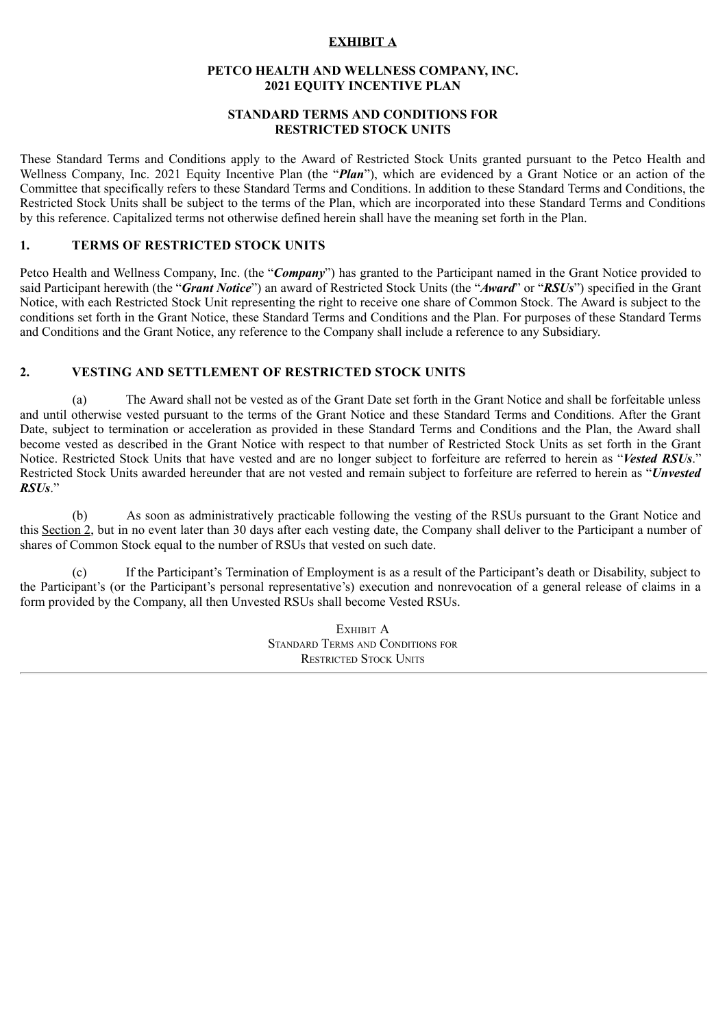**EXHIBIT A**

**PETCO HEALTH AND WELLNESS COMPANY, INC.**
**2021 EQUITY INCENTIVE PLAN**

**STANDARD TERMS AND CONDITIONS FOR**
**RESTRICTED STOCK UNITS**

These Standard Terms and Conditions apply to the Award of Restricted Stock Units granted pursuant to the Petco Health and Wellness Company, Inc. 2021 Equity Incentive Plan (the "***Plan***"), which are evidenced by a Grant Notice or an action of the Committee that specifically refers to these Standard Terms and Conditions. In addition to these Standard Terms and Conditions, the Restricted Stock Units shall be subject to the terms of the Plan, which are incorporated into these Standard Terms and Conditions by this reference. Capitalized terms not otherwise defined herein shall have the meaning set forth in the Plan.

## 1. TERMS OF RESTRICTED STOCK UNITS

Petco Health and Wellness Company, Inc. (the "***Company***") has granted to the Participant named in the Grant Notice provided to said Participant herewith (the "***Grant Notice***") an award of Restricted Stock Units (the "***Award***" or "***RSUs***") specified in the Grant Notice, with each Restricted Stock Unit representing the right to receive one share of Common Stock. The Award is subject to the conditions set forth in the Grant Notice, these Standard Terms and Conditions and the Plan. For purposes of these Standard Terms and Conditions and the Grant Notice, any reference to the Company shall include a reference to any Subsidiary.

## 2. VESTING AND SETTLEMENT OF RESTRICTED STOCK UNITS

(a) The Award shall not be vested as of the Grant Date set forth in the Grant Notice and shall be forfeitable unless and until otherwise vested pursuant to the terms of the Grant Notice and these Standard Terms and Conditions. After the Grant Date, subject to termination or acceleration as provided in these Standard Terms and Conditions and the Plan, the Award shall become vested as described in the Grant Notice with respect to that number of Restricted Stock Units as set forth in the Grant Notice. Restricted Stock Units that have vested and are no longer subject to forfeiture are referred to herein as "***Vested RSUs***." Restricted Stock Units awarded hereunder that are not vested and remain subject to forfeiture are referred to herein as "***Unvested RSUs***."

(b) As soon as administratively practicable following the vesting of the RSUs pursuant to the Grant Notice and this Section 2, but in no event later than 30 days after each vesting date, the Company shall deliver to the Participant a number of shares of Common Stock equal to the number of RSUs that vested on such date.

(c) If the Participant's Termination of Employment is as a result of the Participant's death or Disability, subject to the Participant's (or the Participant's personal representative's) execution and nonrevocation of a general release of claims in a form provided by the Company, all then Unvested RSUs shall become Vested RSUs.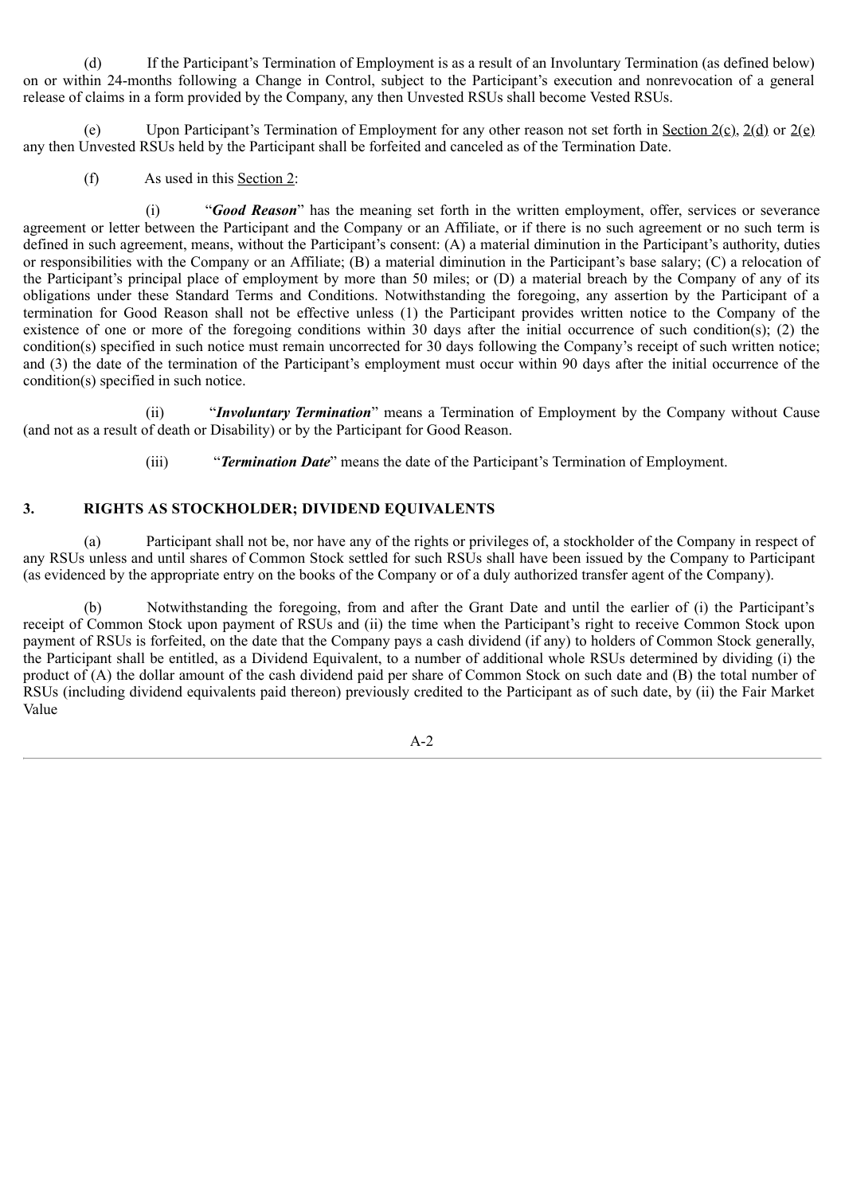(d) If the Participant's Termination of Employment is as a result of an Involuntary Termination (as defined below) on or within 24-months following a Change in Control, subject to the Participant's execution and nonrevocation of a general release of claims in a form provided by the Company, any then Unvested RSUs shall become Vested RSUs.

(e) Upon Participant's Termination of Employment for any other reason not set forth in Section 2(c), 2(d) or 2(e) any then Unvested RSUs held by the Participant shall be forfeited and canceled as of the Termination Date.

(f) As used in this Section 2:

(i) "***Good Reason***" has the meaning set forth in the written employment, offer, services or severance agreement or letter between the Participant and the Company or an Affiliate, or if there is no such agreement or no such term is defined in such agreement, means, without the Participant's consent: (A) a material diminution in the Participant's authority, duties or responsibilities with the Company or an Affiliate; (B) a material diminution in the Participant's base salary; (C) a relocation of the Participant's principal place of employment by more than 50 miles; or (D) a material breach by the Company of any of its obligations under these Standard Terms and Conditions. Notwithstanding the foregoing, any assertion by the Participant of a termination for Good Reason shall not be effective unless (1) the Participant provides written notice to the Company of the existence of one or more of the foregoing conditions within 30 days after the initial occurrence of such condition(s); (2) the condition(s) specified in such notice must remain uncorrected for 30 days following the Company's receipt of such written notice; and (3) the date of the termination of the Participant's employment must occur within 90 days after the initial occurrence of the condition(s) specified in such notice.

(ii) "***Involuntary Termination***" means a Termination of Employment by the Company without Cause (and not as a result of death or Disability) or by the Participant for Good Reason.

(iii) "***Termination Date***" means the date of the Participant's Termination of Employment.

## 3. RIGHTS AS STOCKHOLDER; DIVIDEND EQUIVALENTS

(a) Participant shall not be, nor have any of the rights or privileges of, a stockholder of the Company in respect of any RSUs unless and until shares of Common Stock settled for such RSUs shall have been issued by the Company to Participant (as evidenced by the appropriate entry on the books of the Company or of a duly authorized transfer agent of the Company).

(b) Notwithstanding the foregoing, from and after the Grant Date and until the earlier of (i) the Participant's receipt of Common Stock upon payment of RSUs and (ii) the time when the Participant's right to receive Common Stock upon payment of RSUs is forfeited, on the date that the Company pays a cash dividend (if any) to holders of Common Stock generally, the Participant shall be entitled, as a Dividend Equivalent, to a number of additional whole RSUs determined by dividing (i) the product of (A) the dollar amount of the cash dividend paid per share of Common Stock on such date and (B) the total number of RSUs (including dividend equivalents paid thereon) previously credited to the Participant as of such date, by (ii) the Fair Market Value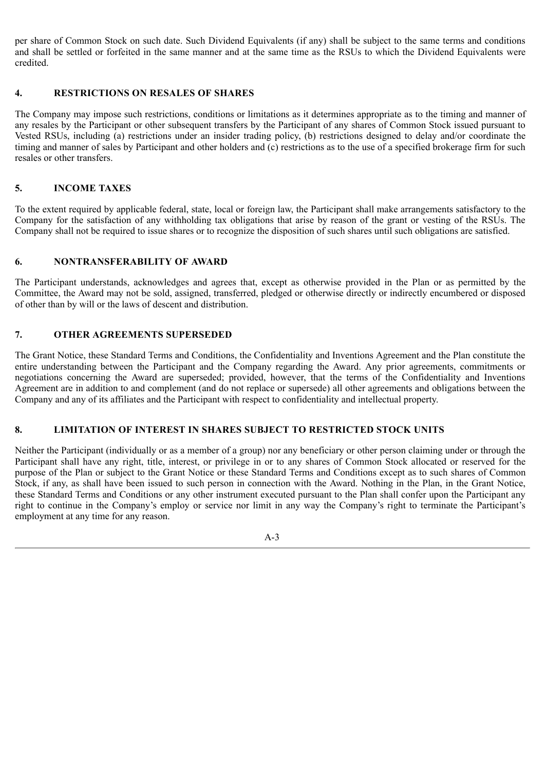per share of Common Stock on such date. Such Dividend Equivalents (if any) shall be subject to the same terms and conditions and shall be settled or forfeited in the same manner and at the same time as the RSUs to which the Dividend Equivalents were credited.

## 4. RESTRICTIONS ON RESALES OF SHARES

The Company may impose such restrictions, conditions or limitations as it determines appropriate as to the timing and manner of any resales by the Participant or other subsequent transfers by the Participant of any shares of Common Stock issued pursuant to Vested RSUs, including (a) restrictions under an insider trading policy, (b) restrictions designed to delay and/or coordinate the timing and manner of sales by Participant and other holders and (c) restrictions as to the use of a specified brokerage firm for such resales or other transfers.

## 5. INCOME TAXES

To the extent required by applicable federal, state, local or foreign law, the Participant shall make arrangements satisfactory to the Company for the satisfaction of any withholding tax obligations that arise by reason of the grant or vesting of the RSUs. The Company shall not be required to issue shares or to recognize the disposition of such shares until such obligations are satisfied.

## 6. NONTRANSFERABILITY OF AWARD

The Participant understands, acknowledges and agrees that, except as otherwise provided in the Plan or as permitted by the Committee, the Award may not be sold, assigned, transferred, pledged or otherwise directly or indirectly encumbered or disposed of other than by will or the laws of descent and distribution.

## 7. OTHER AGREEMENTS SUPERSEDED

The Grant Notice, these Standard Terms and Conditions, the Confidentiality and Inventions Agreement and the Plan constitute the entire understanding between the Participant and the Company regarding the Award. Any prior agreements, commitments or negotiations concerning the Award are superseded; provided, however, that the terms of the Confidentiality and Inventions Agreement are in addition to and complement (and do not replace or supersede) all other agreements and obligations between the Company and any of its affiliates and the Participant with respect to confidentiality and intellectual property.

## 8. LIMITATION OF INTEREST IN SHARES SUBJECT TO RESTRICTED STOCK UNITS

Neither the Participant (individually or as a member of a group) nor any beneficiary or other person claiming under or through the Participant shall have any right, title, interest, or privilege in or to any shares of Common Stock allocated or reserved for the purpose of the Plan or subject to the Grant Notice or these Standard Terms and Conditions except as to such shares of Common Stock, if any, as shall have been issued to such person in connection with the Award. Nothing in the Plan, in the Grant Notice, these Standard Terms and Conditions or any other instrument executed pursuant to the Plan shall confer upon the Participant any right to continue in the Company's employ or service nor limit in any way the Company's right to terminate the Participant's employment at any time for any reason.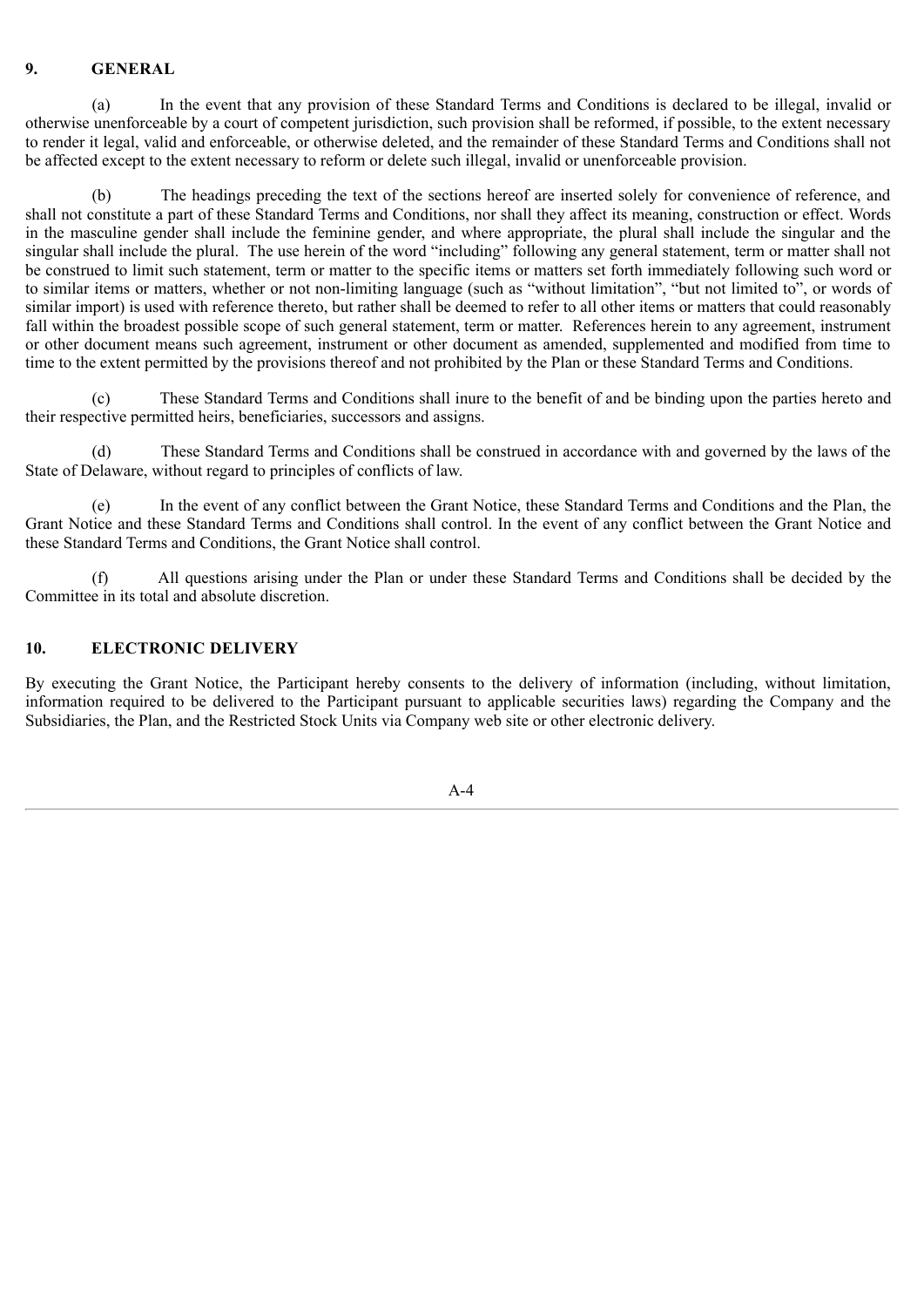## 9. GENERAL

(a) In the event that any provision of these Standard Terms and Conditions is declared to be illegal, invalid or otherwise unenforceable by a court of competent jurisdiction, such provision shall be reformed, if possible, to the extent necessary to render it legal, valid and enforceable, or otherwise deleted, and the remainder of these Standard Terms and Conditions shall not be affected except to the extent necessary to reform or delete such illegal, invalid or unenforceable provision.

(b) The headings preceding the text of the sections hereof are inserted solely for convenience of reference, and shall not constitute a part of these Standard Terms and Conditions, nor shall they affect its meaning, construction or effect. Words in the masculine gender shall include the feminine gender, and where appropriate, the plural shall include the singular and the singular shall include the plural. The use herein of the word "including" following any general statement, term or matter shall not be construed to limit such statement, term or matter to the specific items or matters set forth immediately following such word or to similar items or matters, whether or not non-limiting language (such as "without limitation", "but not limited to", or words of similar import) is used with reference thereto, but rather shall be deemed to refer to all other items or matters that could reasonably fall within the broadest possible scope of such general statement, term or matter. References herein to any agreement, instrument or other document means such agreement, instrument or other document as amended, supplemented and modified from time to time to the extent permitted by the provisions thereof and not prohibited by the Plan or these Standard Terms and Conditions.

(c) These Standard Terms and Conditions shall inure to the benefit of and be binding upon the parties hereto and their respective permitted heirs, beneficiaries, successors and assigns.

(d) These Standard Terms and Conditions shall be construed in accordance with and governed by the laws of the State of Delaware, without regard to principles of conflicts of law.

(e) In the event of any conflict between the Grant Notice, these Standard Terms and Conditions and the Plan, the Grant Notice and these Standard Terms and Conditions shall control. In the event of any conflict between the Grant Notice and these Standard Terms and Conditions, the Grant Notice shall control.

(f) All questions arising under the Plan or under these Standard Terms and Conditions shall be decided by the Committee in its total and absolute discretion.

## 10. ELECTRONIC DELIVERY

By executing the Grant Notice, the Participant hereby consents to the delivery of information (including, without limitation, information required to be delivered to the Participant pursuant to applicable securities laws) regarding the Company and the Subsidiaries, the Plan, and the Restricted Stock Units via Company web site or other electronic delivery.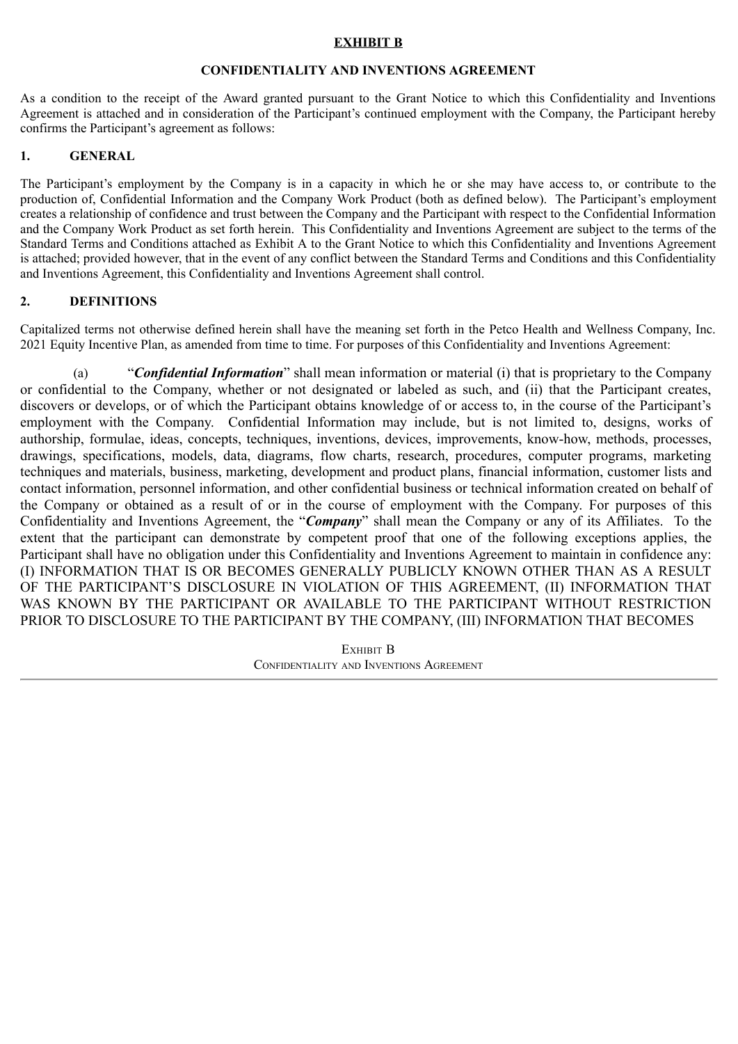**EXHIBIT B**

**CONFIDENTIALITY AND INVENTIONS AGREEMENT**

As a condition to the receipt of the Award granted pursuant to the Grant Notice to which this Confidentiality and Inventions Agreement is attached and in consideration of the Participant's continued employment with the Company, the Participant hereby confirms the Participant's agreement as follows:

## 1. GENERAL

The Participant's employment by the Company is in a capacity in which he or she may have access to, or contribute to the production of, Confidential Information and the Company Work Product (both as defined below). The Participant's employment creates a relationship of confidence and trust between the Company and the Participant with respect to the Confidential Information and the Company Work Product as set forth herein. This Confidentiality and Inventions Agreement are subject to the terms of the Standard Terms and Conditions attached as Exhibit A to the Grant Notice to which this Confidentiality and Inventions Agreement is attached; provided however, that in the event of any conflict between the Standard Terms and Conditions and this Confidentiality and Inventions Agreement, this Confidentiality and Inventions Agreement shall control.

## 2. DEFINITIONS

Capitalized terms not otherwise defined herein shall have the meaning set forth in the Petco Health and Wellness Company, Inc. 2021 Equity Incentive Plan, as amended from time to time. For purposes of this Confidentiality and Inventions Agreement:

(a) "***Confidential Information***" shall mean information or material (i) that is proprietary to the Company or confidential to the Company, whether or not designated or labeled as such, and (ii) that the Participant creates, discovers or develops, or of which the Participant obtains knowledge of or access to, in the course of the Participant's employment with the Company. Confidential Information may include, but is not limited to, designs, works of authorship, formulae, ideas, concepts, techniques, inventions, devices, improvements, know-how, methods, processes, drawings, specifications, models, data, diagrams, flow charts, research, procedures, computer programs, marketing techniques and materials, business, marketing, development and product plans, financial information, customer lists and contact information, personnel information, and other confidential business or technical information created on behalf of the Company or obtained as a result of or in the course of employment with the Company. For purposes of this Confidentiality and Inventions Agreement, the "***Company***" shall mean the Company or any of its Affiliates. To the extent that the participant can demonstrate by competent proof that one of the following exceptions applies, the Participant shall have no obligation under this Confidentiality and Inventions Agreement to maintain in confidence any: (I) INFORMATION THAT IS OR BECOMES GENERALLY PUBLICLY KNOWN OTHER THAN AS A RESULT OF THE PARTICIPANT'S DISCLOSURE IN VIOLATION OF THIS AGREEMENT, (II) INFORMATION THAT WAS KNOWN BY THE PARTICIPANT OR AVAILABLE TO THE PARTICIPANT WITHOUT RESTRICTION PRIOR TO DISCLOSURE TO THE PARTICIPANT BY THE COMPANY, (III) INFORMATION THAT BECOMES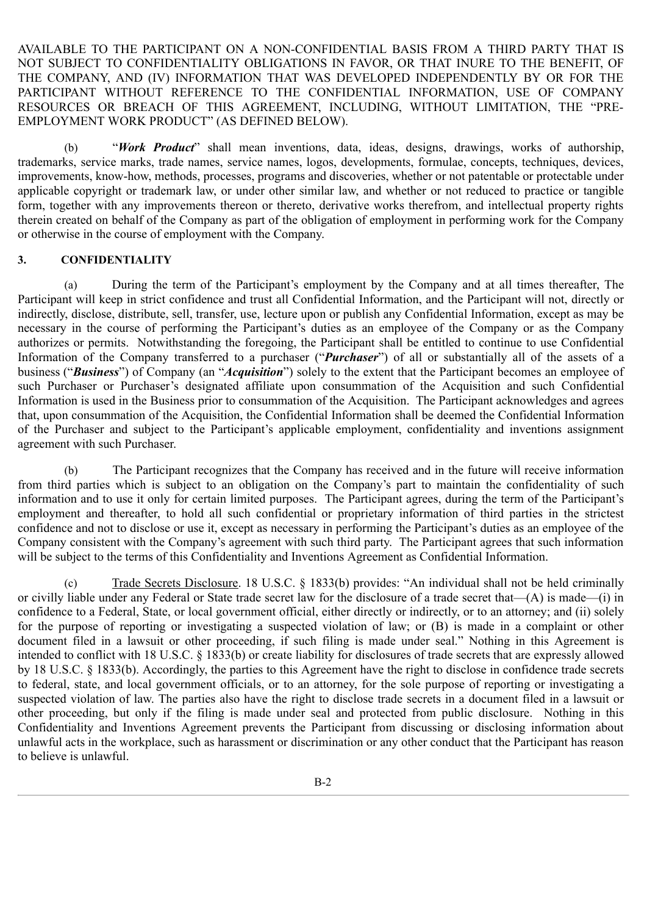AVAILABLE TO THE PARTICIPANT ON A NON-CONFIDENTIAL BASIS FROM A THIRD PARTY THAT IS NOT SUBJECT TO CONFIDENTIALITY OBLIGATIONS IN FAVOR, OR THAT INURE TO THE BENEFIT, OF THE COMPANY, AND (IV) INFORMATION THAT WAS DEVELOPED INDEPENDENTLY BY OR FOR THE PARTICIPANT WITHOUT REFERENCE TO THE CONFIDENTIAL INFORMATION, USE OF COMPANY RESOURCES OR BREACH OF THIS AGREEMENT, INCLUDING, WITHOUT LIMITATION, THE "PRE-EMPLOYMENT WORK PRODUCT" (AS DEFINED BELOW).

(b) "***Work Product***" shall mean inventions, data, ideas, designs, drawings, works of authorship, trademarks, service marks, trade names, service names, logos, developments, formulae, concepts, techniques, devices, improvements, know-how, methods, processes, programs and discoveries, whether or not patentable or protectable under applicable copyright or trademark law, or under other similar law, and whether or not reduced to practice or tangible form, together with any improvements thereon or thereto, derivative works therefrom, and intellectual property rights therein created on behalf of the Company as part of the obligation of employment in performing work for the Company or otherwise in the course of employment with the Company.

**3. CONFIDENTIALITY**

(a) During the term of the Participant's employment by the Company and at all times thereafter, The Participant will keep in strict confidence and trust all Confidential Information, and the Participant will not, directly or indirectly, disclose, distribute, sell, transfer, use, lecture upon or publish any Confidential Information, except as may be necessary in the course of performing the Participant's duties as an employee of the Company or as the Company authorizes or permits. Notwithstanding the foregoing, the Participant shall be entitled to continue to use Confidential Information of the Company transferred to a purchaser ("***Purchaser***") of all or substantially all of the assets of a business ("***Business***") of Company (an "***Acquisition***") solely to the extent that the Participant becomes an employee of such Purchaser or Purchaser's designated affiliate upon consummation of the Acquisition and such Confidential Information is used in the Business prior to consummation of the Acquisition. The Participant acknowledges and agrees that, upon consummation of the Acquisition, the Confidential Information shall be deemed the Confidential Information of the Purchaser and subject to the Participant's applicable employment, confidentiality and inventions assignment agreement with such Purchaser.

(b) The Participant recognizes that the Company has received and in the future will receive information from third parties which is subject to an obligation on the Company's part to maintain the confidentiality of such information and to use it only for certain limited purposes. The Participant agrees, during the term of the Participant's employment and thereafter, to hold all such confidential or proprietary information of third parties in the strictest confidence and not to disclose or use it, except as necessary in performing the Participant's duties as an employee of the Company consistent with the Company's agreement with such third party. The Participant agrees that such information will be subject to the terms of this Confidentiality and Inventions Agreement as Confidential Information.

(c) Trade Secrets Disclosure. 18 U.S.C. § 1833(b) provides: "An individual shall not be held criminally or civilly liable under any Federal or State trade secret law for the disclosure of a trade secret that—(A) is made—(i) in confidence to a Federal, State, or local government official, either directly or indirectly, or to an attorney; and (ii) solely for the purpose of reporting or investigating a suspected violation of law; or (B) is made in a complaint or other document filed in a lawsuit or other proceeding, if such filing is made under seal." Nothing in this Agreement is intended to conflict with 18 U.S.C. § 1833(b) or create liability for disclosures of trade secrets that are expressly allowed by 18 U.S.C. § 1833(b). Accordingly, the parties to this Agreement have the right to disclose in confidence trade secrets to federal, state, and local government officials, or to an attorney, for the sole purpose of reporting or investigating a suspected violation of law. The parties also have the right to disclose trade secrets in a document filed in a lawsuit or other proceeding, but only if the filing is made under seal and protected from public disclosure. Nothing in this Confidentiality and Inventions Agreement prevents the Participant from discussing or disclosing information about unlawful acts in the workplace, such as harassment or discrimination or any other conduct that the Participant has reason to believe is unlawful.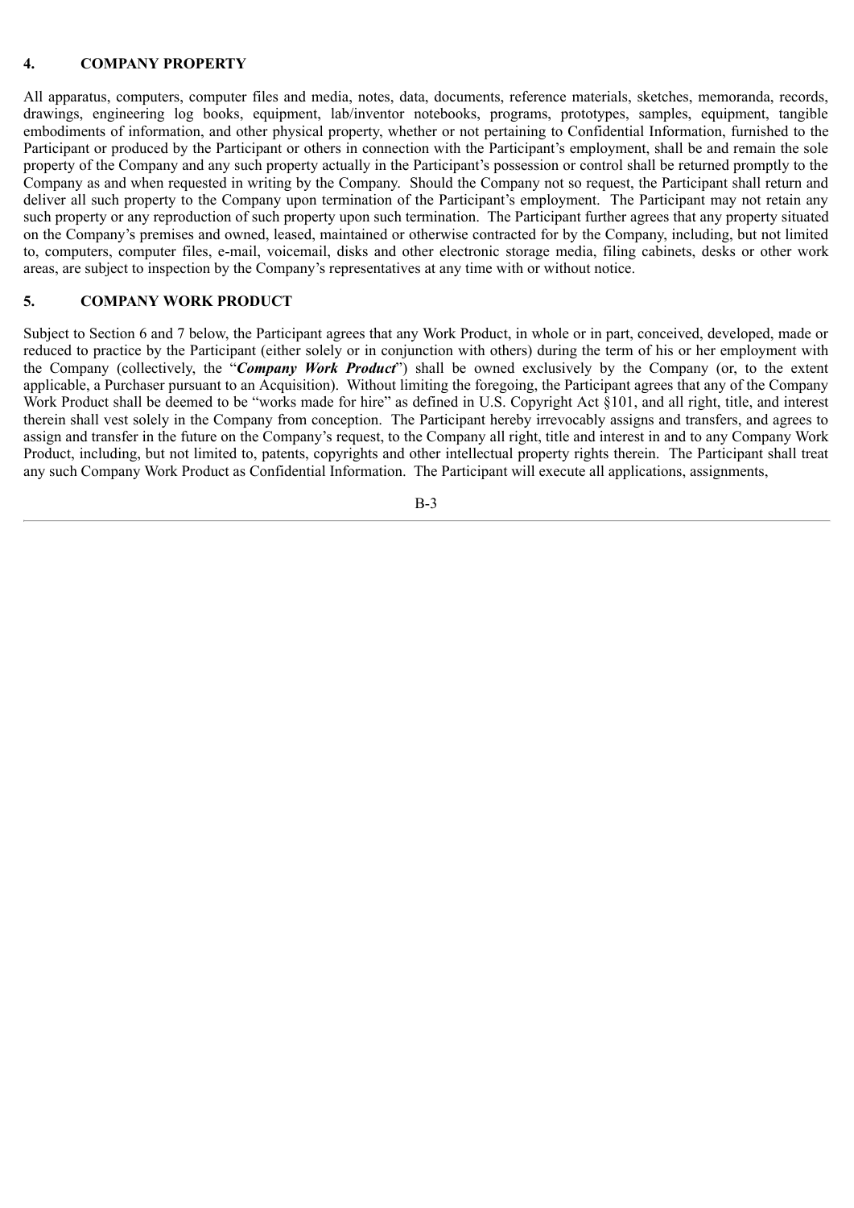## 4. COMPANY PROPERTY

All apparatus, computers, computer files and media, notes, data, documents, reference materials, sketches, memoranda, records, drawings, engineering log books, equipment, lab/inventor notebooks, programs, prototypes, samples, equipment, tangible embodiments of information, and other physical property, whether or not pertaining to Confidential Information, furnished to the Participant or produced by the Participant or others in connection with the Participant's employment, shall be and remain the sole property of the Company and any such property actually in the Participant's possession or control shall be returned promptly to the Company as and when requested in writing by the Company. Should the Company not so request, the Participant shall return and deliver all such property to the Company upon termination of the Participant's employment. The Participant may not retain any such property or any reproduction of such property upon such termination. The Participant further agrees that any property situated on the Company's premises and owned, leased, maintained or otherwise contracted for by the Company, including, but not limited to, computers, computer files, e-mail, voicemail, disks and other electronic storage media, filing cabinets, desks or other work areas, are subject to inspection by the Company's representatives at any time with or without notice.

## 5. COMPANY WORK PRODUCT

Subject to Section 6 and 7 below, the Participant agrees that any Work Product, in whole or in part, conceived, developed, made or reduced to practice by the Participant (either solely or in conjunction with others) during the term of his or her employment with the Company (collectively, the "***Company Work Product***") shall be owned exclusively by the Company (or, to the extent applicable, a Purchaser pursuant to an Acquisition). Without limiting the foregoing, the Participant agrees that any of the Company Work Product shall be deemed to be "works made for hire" as defined in U.S. Copyright Act §101, and all right, title, and interest therein shall vest solely in the Company from conception. The Participant hereby irrevocably assigns and transfers, and agrees to assign and transfer in the future on the Company's request, to the Company all right, title and interest in and to any Company Work Product, including, but not limited to, patents, copyrights and other intellectual property rights therein. The Participant shall treat any such Company Work Product as Confidential Information. The Participant will execute all applications, assignments,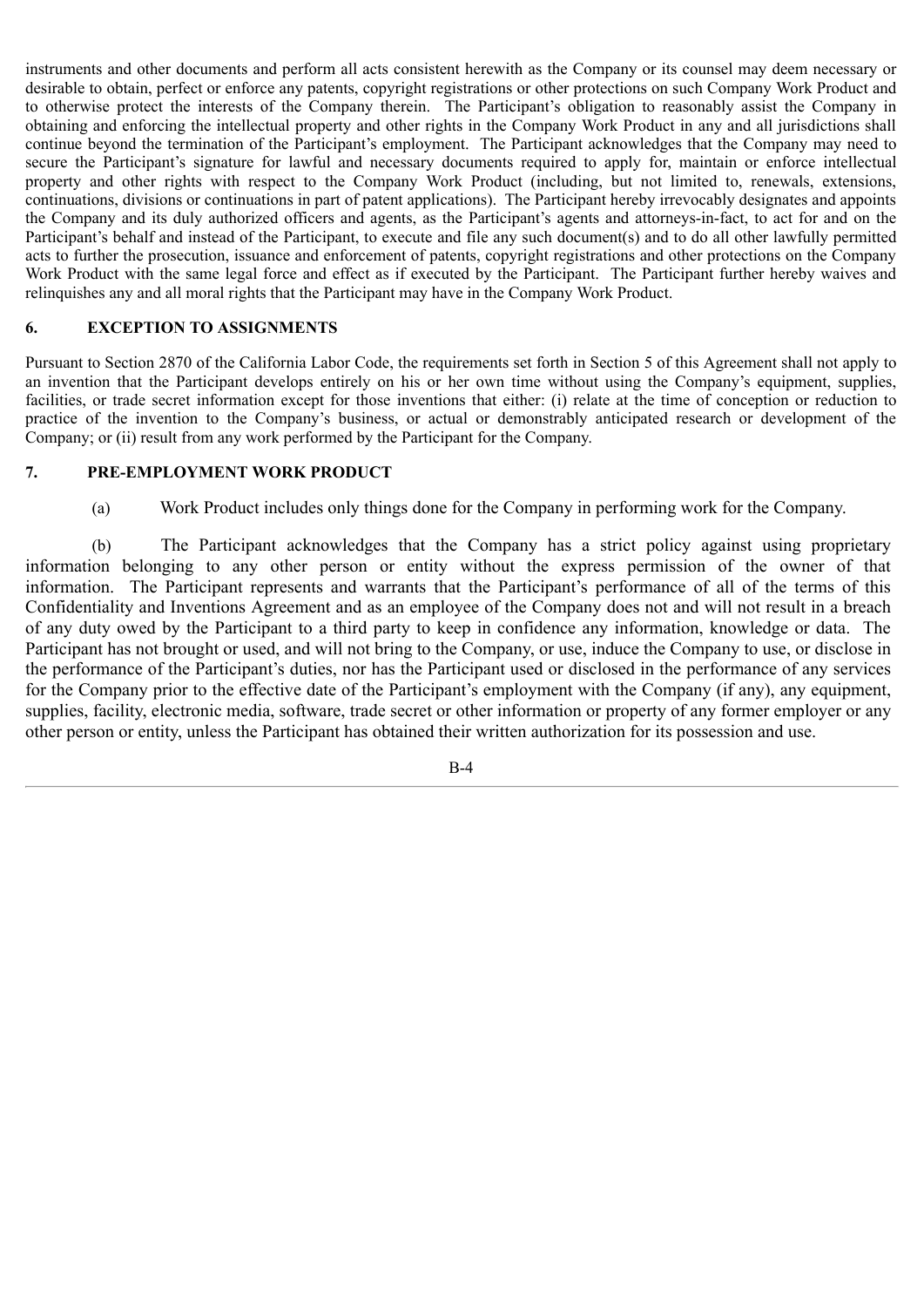instruments and other documents and perform all acts consistent herewith as the Company or its counsel may deem necessary or desirable to obtain, perfect or enforce any patents, copyright registrations or other protections on such Company Work Product and to otherwise protect the interests of the Company therein. The Participant's obligation to reasonably assist the Company in obtaining and enforcing the intellectual property and other rights in the Company Work Product in any and all jurisdictions shall continue beyond the termination of the Participant's employment. The Participant acknowledges that the Company may need to secure the Participant's signature for lawful and necessary documents required to apply for, maintain or enforce intellectual property and other rights with respect to the Company Work Product (including, but not limited to, renewals, extensions, continuations, divisions or continuations in part of patent applications). The Participant hereby irrevocably designates and appoints the Company and its duly authorized officers and agents, as the Participant's agents and attorneys-in-fact, to act for and on the Participant's behalf and instead of the Participant, to execute and file any such document(s) and to do all other lawfully permitted acts to further the prosecution, issuance and enforcement of patents, copyright registrations and other protections on the Company Work Product with the same legal force and effect as if executed by the Participant. The Participant further hereby waives and relinquishes any and all moral rights that the Participant may have in the Company Work Product.

## 6. EXCEPTION TO ASSIGNMENTS

Pursuant to Section 2870 of the California Labor Code, the requirements set forth in Section 5 of this Agreement shall not apply to an invention that the Participant develops entirely on his or her own time without using the Company's equipment, supplies, facilities, or trade secret information except for those inventions that either: (i) relate at the time of conception or reduction to practice of the invention to the Company's business, or actual or demonstrably anticipated research or development of the Company; or (ii) result from any work performed by the Participant for the Company.

## 7. PRE-EMPLOYMENT WORK PRODUCT

(a) Work Product includes only things done for the Company in performing work for the Company.

(b) The Participant acknowledges that the Company has a strict policy against using proprietary information belonging to any other person or entity without the express permission of the owner of that information. The Participant represents and warrants that the Participant's performance of all of the terms of this Confidentiality and Inventions Agreement and as an employee of the Company does not and will not result in a breach of any duty owed by the Participant to a third party to keep in confidence any information, knowledge or data. The Participant has not brought or used, and will not bring to the Company, or use, induce the Company to use, or disclose in the performance of the Participant's duties, nor has the Participant used or disclosed in the performance of any services for the Company prior to the effective date of the Participant's employment with the Company (if any), any equipment, supplies, facility, electronic media, software, trade secret or other information or property of any former employer or any other person or entity, unless the Participant has obtained their written authorization for its possession and use.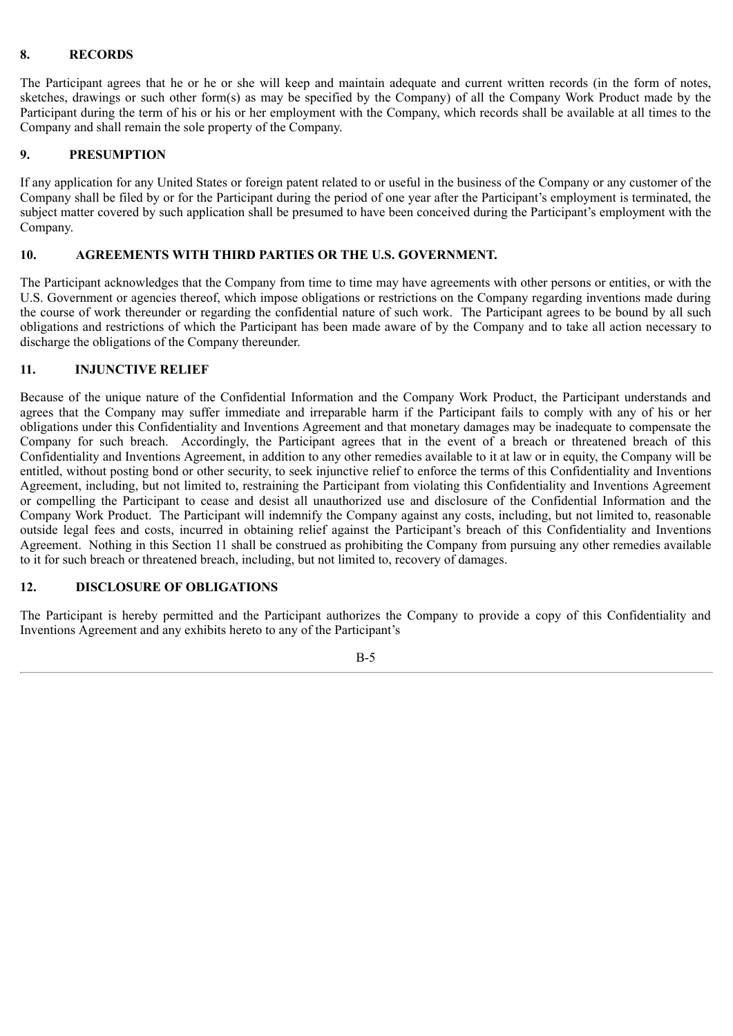## 8. RECORDS

The Participant agrees that he or he or she will keep and maintain adequate and current written records (in the form of notes, sketches, drawings or such other form(s) as may be specified by the Company) of all the Company Work Product made by the Participant during the term of his or his or her employment with the Company, which records shall be available at all times to the Company and shall remain the sole property of the Company.

## 9. PRESUMPTION

If any application for any United States or foreign patent related to or useful in the business of the Company or any customer of the Company shall be filed by or for the Participant during the period of one year after the Participant's employment is terminated, the subject matter covered by such application shall be presumed to have been conceived during the Participant's employment with the Company.

## 10. AGREEMENTS WITH THIRD PARTIES OR THE U.S. GOVERNMENT.

The Participant acknowledges that the Company from time to time may have agreements with other persons or entities, or with the U.S. Government or agencies thereof, which impose obligations or restrictions on the Company regarding inventions made during the course of work thereunder or regarding the confidential nature of such work. The Participant agrees to be bound by all such obligations and restrictions of which the Participant has been made aware of by the Company and to take all action necessary to discharge the obligations of the Company thereunder.

## 11. INJUNCTIVE RELIEF

Because of the unique nature of the Confidential Information and the Company Work Product, the Participant understands and agrees that the Company may suffer immediate and irreparable harm if the Participant fails to comply with any of his or her obligations under this Confidentiality and Inventions Agreement and that monetary damages may be inadequate to compensate the Company for such breach. Accordingly, the Participant agrees that in the event of a breach or threatened breach of this Confidentiality and Inventions Agreement, in addition to any other remedies available to it at law or in equity, the Company will be entitled, without posting bond or other security, to seek injunctive relief to enforce the terms of this Confidentiality and Inventions Agreement, including, but not limited to, restraining the Participant from violating this Confidentiality and Inventions Agreement or compelling the Participant to cease and desist all unauthorized use and disclosure of the Confidential Information and the Company Work Product. The Participant will indemnify the Company against any costs, including, but not limited to, reasonable outside legal fees and costs, incurred in obtaining relief against the Participant's breach of this Confidentiality and Inventions Agreement. Nothing in this Section 11 shall be construed as prohibiting the Company from pursuing any other remedies available to it for such breach or threatened breach, including, but not limited to, recovery of damages.

## 12. DISCLOSURE OF OBLIGATIONS

The Participant is hereby permitted and the Participant authorizes the Company to provide a copy of this Confidentiality and Inventions Agreement and any exhibits hereto to any of the Participant's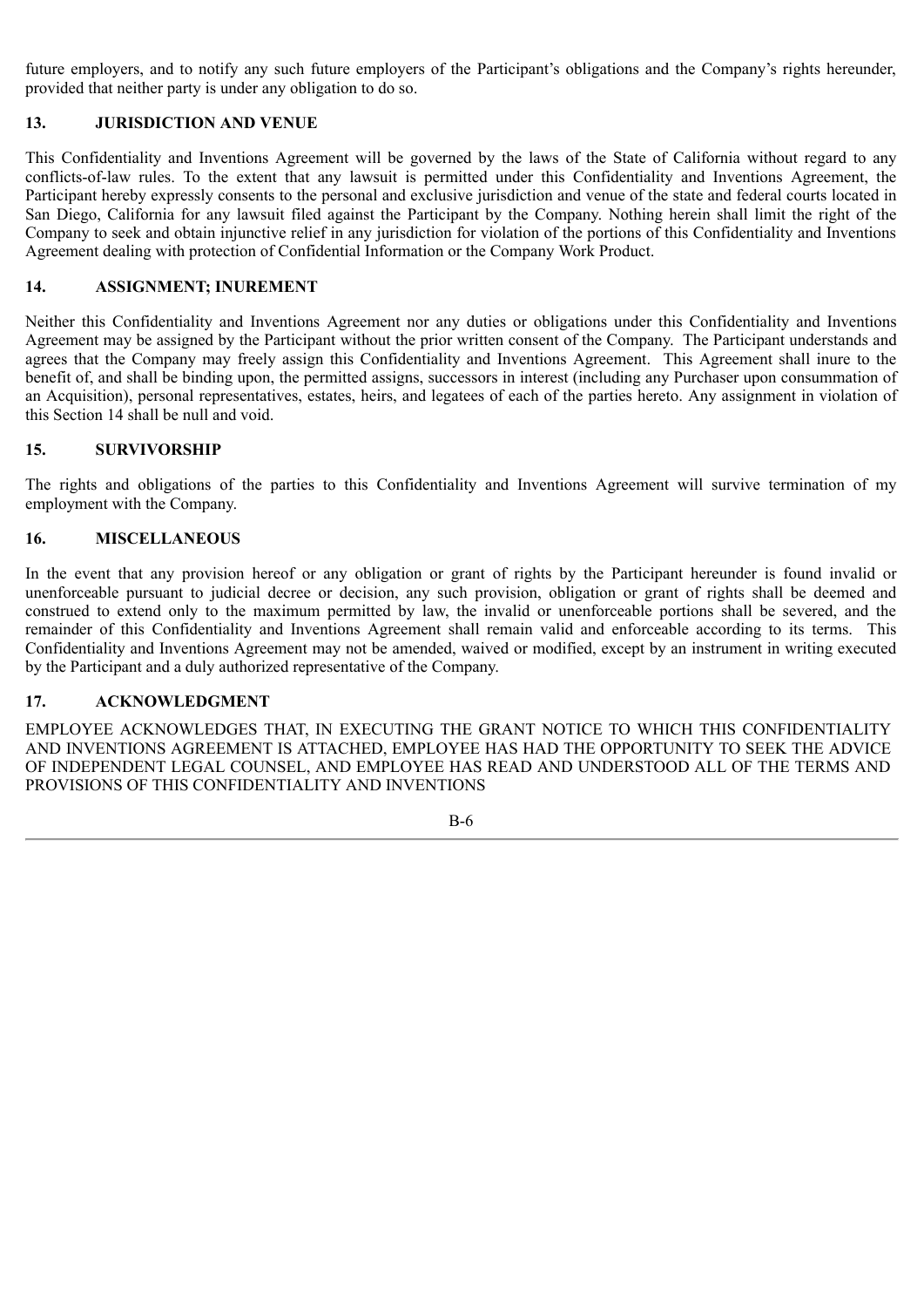future employers, and to notify any such future employers of the Participant's obligations and the Company's rights hereunder, provided that neither party is under any obligation to do so.

## 13. JURISDICTION AND VENUE

This Confidentiality and Inventions Agreement will be governed by the laws of the State of California without regard to any conflicts-of-law rules. To the extent that any lawsuit is permitted under this Confidentiality and Inventions Agreement, the Participant hereby expressly consents to the personal and exclusive jurisdiction and venue of the state and federal courts located in San Diego, California for any lawsuit filed against the Participant by the Company. Nothing herein shall limit the right of the Company to seek and obtain injunctive relief in any jurisdiction for violation of the portions of this Confidentiality and Inventions Agreement dealing with protection of Confidential Information or the Company Work Product.

## 14. ASSIGNMENT; INUREMENT

Neither this Confidentiality and Inventions Agreement nor any duties or obligations under this Confidentiality and Inventions Agreement may be assigned by the Participant without the prior written consent of the Company. The Participant understands and agrees that the Company may freely assign this Confidentiality and Inventions Agreement. This Agreement shall inure to the benefit of, and shall be binding upon, the permitted assigns, successors in interest (including any Purchaser upon consummation of an Acquisition), personal representatives, estates, heirs, and legatees of each of the parties hereto. Any assignment in violation of this Section 14 shall be null and void.

## 15. SURVIVORSHIP

The rights and obligations of the parties to this Confidentiality and Inventions Agreement will survive termination of my employment with the Company.

## 16. MISCELLANEOUS

In the event that any provision hereof or any obligation or grant of rights by the Participant hereunder is found invalid or unenforceable pursuant to judicial decree or decision, any such provision, obligation or grant of rights shall be deemed and construed to extend only to the maximum permitted by law, the invalid or unenforceable portions shall be severed, and the remainder of this Confidentiality and Inventions Agreement shall remain valid and enforceable according to its terms. This Confidentiality and Inventions Agreement may not be amended, waived or modified, except by an instrument in writing executed by the Participant and a duly authorized representative of the Company.

## 17. ACKNOWLEDGMENT

EMPLOYEE ACKNOWLEDGES THAT, IN EXECUTING THE GRANT NOTICE TO WHICH THIS CONFIDENTIALITY AND INVENTIONS AGREEMENT IS ATTACHED, EMPLOYEE HAS HAD THE OPPORTUNITY TO SEEK THE ADVICE OF INDEPENDENT LEGAL COUNSEL, AND EMPLOYEE HAS READ AND UNDERSTOOD ALL OF THE TERMS AND PROVISIONS OF THIS CONFIDENTIALITY AND INVENTIONS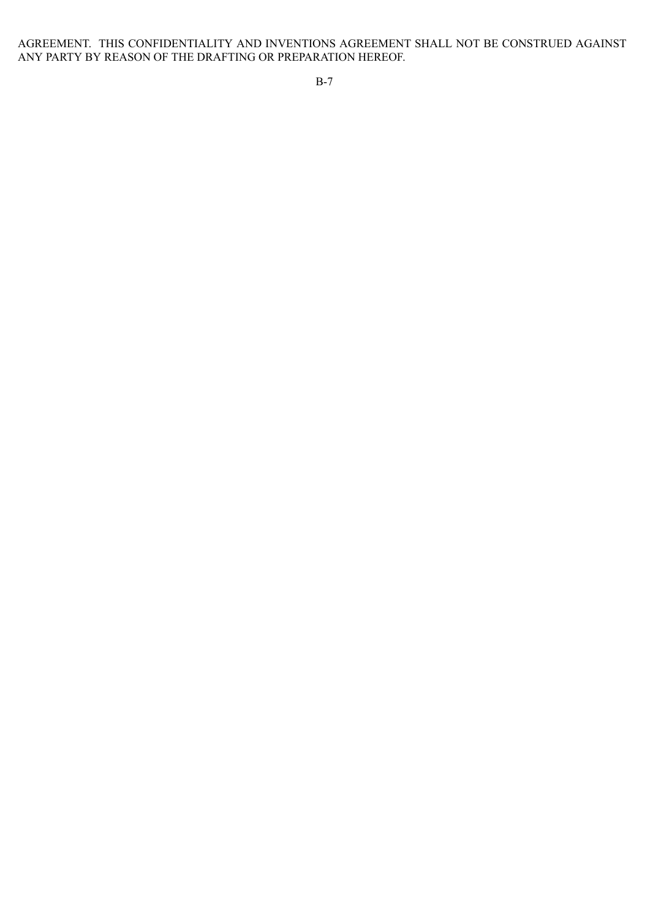AGREEMENT. THIS CONFIDENTIALITY AND INVENTIONS AGREEMENT SHALL NOT BE CONSTRUED AGAINST ANY PARTY BY REASON OF THE DRAFTING OR PREPARATION HEREOF.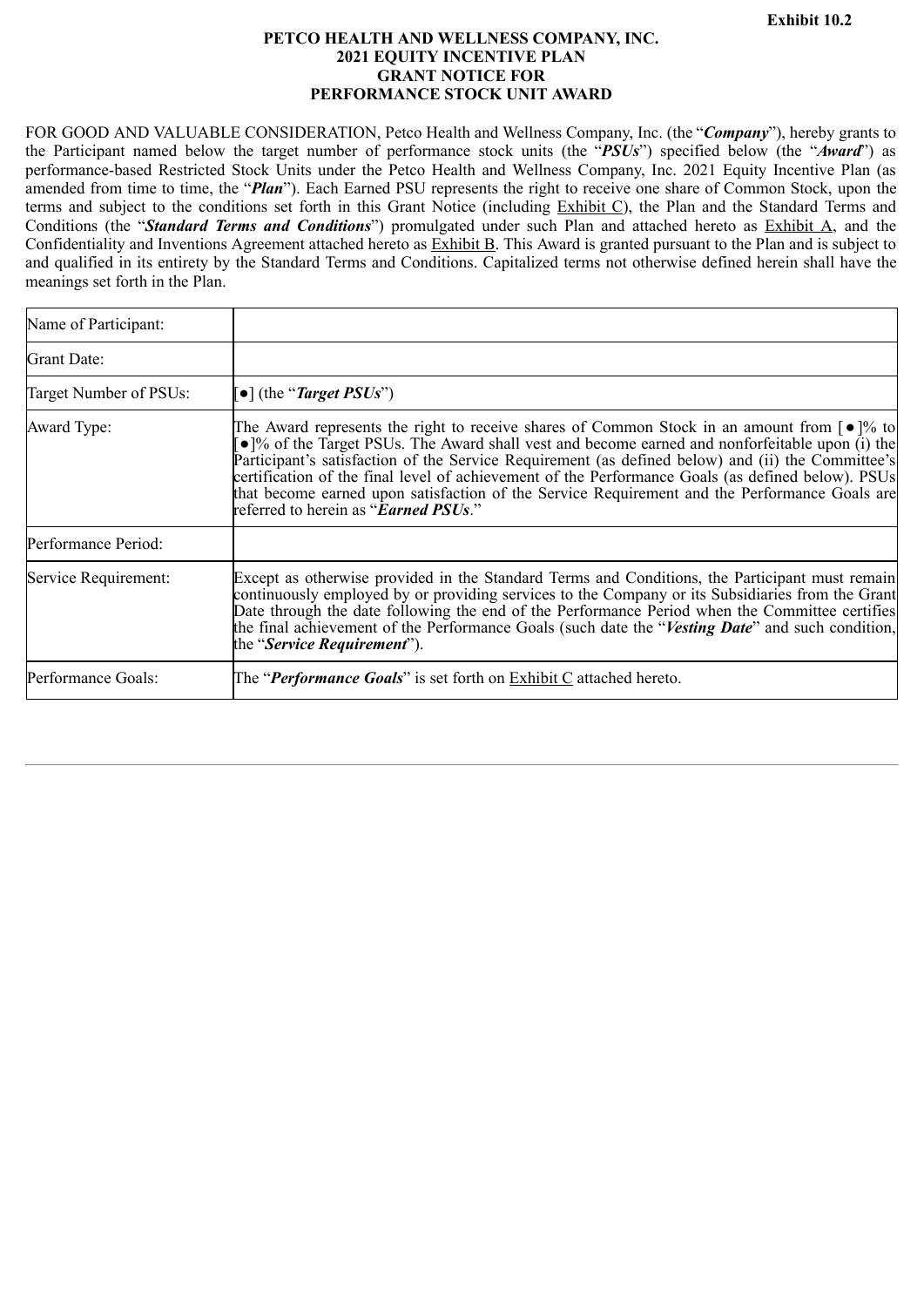**Exhibit 10.2**

**PETCO HEALTH AND WELLNESS COMPANY, INC.**
**2021 EQUITY INCENTIVE PLAN**
**GRANT NOTICE FOR**
**PERFORMANCE STOCK UNIT AWARD**

FOR GOOD AND VALUABLE CONSIDERATION, Petco Health and Wellness Company, Inc. (the "***Company***"), hereby grants to the Participant named below the target number of performance stock units (the "***PSUs***") specified below (the "***Award***") as performance-based Restricted Stock Units under the Petco Health and Wellness Company, Inc. 2021 Equity Incentive Plan (as amended from time to time, the "***Plan***"). Each Earned PSU represents the right to receive one share of Common Stock, upon the terms and subject to the conditions set forth in this Grant Notice (including Exhibit C), the Plan and the Standard Terms and Conditions (the "***Standard Terms and Conditions***") promulgated under such Plan and attached hereto as Exhibit A, and the Confidentiality and Inventions Agreement attached hereto as Exhibit B. This Award is granted pursuant to the Plan and is subject to and qualified in its entirety by the Standard Terms and Conditions. Capitalized terms not otherwise defined herein shall have the meanings set forth in the Plan.

| | |
|---|---|
| Name of Participant: | |
| Grant Date: | |
| Target Number of PSUs: | [●] (the "***Target PSUs***") |
| Award Type: | The Award represents the right to receive shares of Common Stock in an amount from [●]% to [●]% of the Target PSUs. The Award shall vest and become earned and nonforfeitable upon (i) the Participant's satisfaction of the Service Requirement (as defined below) and (ii) the Committee's certification of the final level of achievement of the Performance Goals (as defined below). PSUs that become earned upon satisfaction of the Service Requirement and the Performance Goals are referred to herein as "***Earned PSUs***." |
| Performance Period: | |
| Service Requirement: | Except as otherwise provided in the Standard Terms and Conditions, the Participant must remain continuously employed by or providing services to the Company or its Subsidiaries from the Grant Date through the date following the end of the Performance Period when the Committee certifies the final achievement of the Performance Goals (such date the "***Vesting Date***" and such condition, the "***Service Requirement***"). |
| Performance Goals: | The "***Performance Goals***" is set forth on Exhibit C attached hereto. |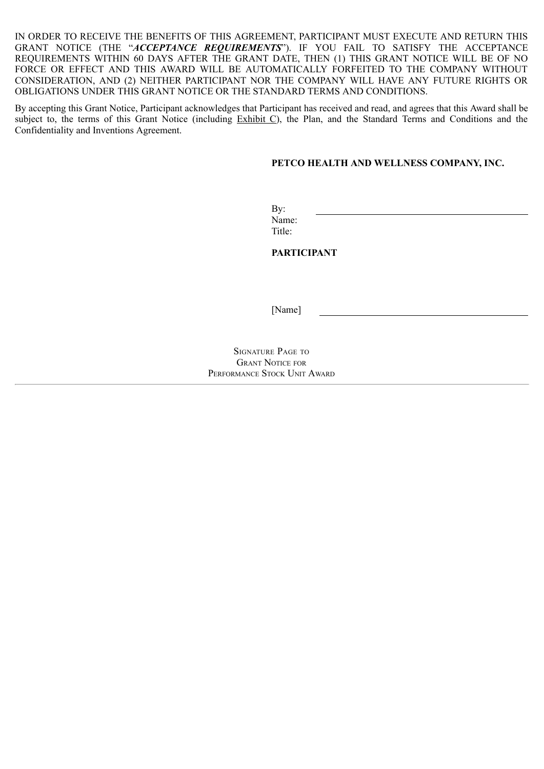IN ORDER TO RECEIVE THE BENEFITS OF THIS AGREEMENT, PARTICIPANT MUST EXECUTE AND RETURN THIS GRANT NOTICE (THE "***ACCEPTANCE REQUIREMENTS***"). IF YOU FAIL TO SATISFY THE ACCEPTANCE REQUIREMENTS WITHIN 60 DAYS AFTER THE GRANT DATE, THEN (1) THIS GRANT NOTICE WILL BE OF NO FORCE OR EFFECT AND THIS AWARD WILL BE AUTOMATICALLY FORFEITED TO THE COMPANY WITHOUT CONSIDERATION, AND (2) NEITHER PARTICIPANT NOR THE COMPANY WILL HAVE ANY FUTURE RIGHTS OR OBLIGATIONS UNDER THIS GRANT NOTICE OR THE STANDARD TERMS AND CONDITIONS.

By accepting this Grant Notice, Participant acknowledges that Participant has received and read, and agrees that this Award shall be subject to, the terms of this Grant Notice (including Exhibit C), the Plan, and the Standard Terms and Conditions and the Confidentiality and Inventions Agreement.

**PETCO HEALTH AND WELLNESS COMPANY, INC.**

By: \_\_\_\_\_\_\_\_\_\_\_\_\_\_\_\_\_\_\_\_\_\_\_\_\_\_\_\_\_\_
Name:
Title:

**PARTICIPANT**

[Name] \_\_\_\_\_\_\_\_\_\_\_\_\_\_\_\_\_\_\_\_\_\_\_\_\_\_\_\_\_\_

SIGNATURE PAGE TO
GRANT NOTICE FOR
PERFORMANCE STOCK UNIT AWARD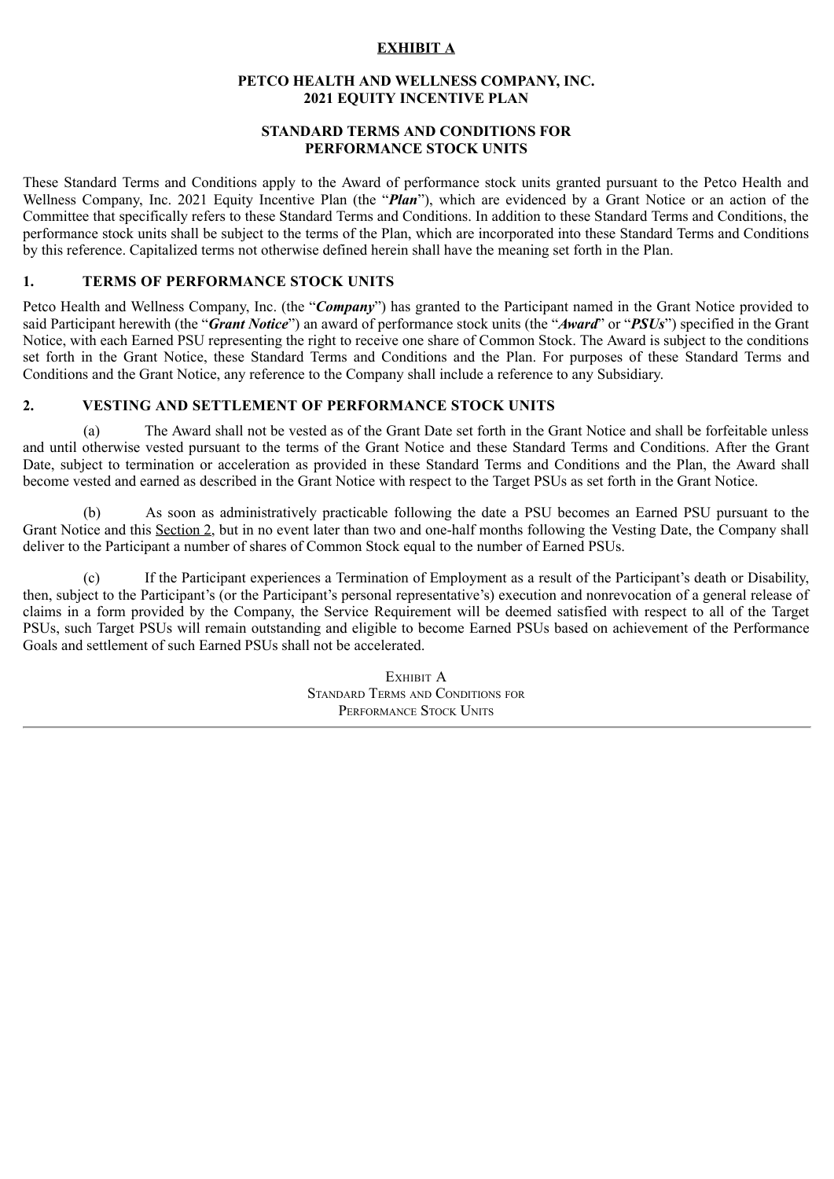**EXHIBIT A**

**PETCO HEALTH AND WELLNESS COMPANY, INC.**
**2021 EQUITY INCENTIVE PLAN**

**STANDARD TERMS AND CONDITIONS FOR**
**PERFORMANCE STOCK UNITS**

These Standard Terms and Conditions apply to the Award of performance stock units granted pursuant to the Petco Health and Wellness Company, Inc. 2021 Equity Incentive Plan (the "***Plan***"), which are evidenced by a Grant Notice or an action of the Committee that specifically refers to these Standard Terms and Conditions. In addition to these Standard Terms and Conditions, the performance stock units shall be subject to the terms of the Plan, which are incorporated into these Standard Terms and Conditions by this reference. Capitalized terms not otherwise defined herein shall have the meaning set forth in the Plan.

## 1. TERMS OF PERFORMANCE STOCK UNITS

Petco Health and Wellness Company, Inc. (the "***Company***") has granted to the Participant named in the Grant Notice provided to said Participant herewith (the "***Grant Notice***") an award of performance stock units (the "***Award***" or "***PSUs***") specified in the Grant Notice, with each Earned PSU representing the right to receive one share of Common Stock. The Award is subject to the conditions set forth in the Grant Notice, these Standard Terms and Conditions and the Plan. For purposes of these Standard Terms and Conditions and the Grant Notice, any reference to the Company shall include a reference to any Subsidiary.

## 2. VESTING AND SETTLEMENT OF PERFORMANCE STOCK UNITS

(a) The Award shall not be vested as of the Grant Date set forth in the Grant Notice and shall be forfeitable unless and until otherwise vested pursuant to the terms of the Grant Notice and these Standard Terms and Conditions. After the Grant Date, subject to termination or acceleration as provided in these Standard Terms and Conditions and the Plan, the Award shall become vested and earned as described in the Grant Notice with respect to the Target PSUs as set forth in the Grant Notice.

(b) As soon as administratively practicable following the date a PSU becomes an Earned PSU pursuant to the Grant Notice and this Section 2, but in no event later than two and one-half months following the Vesting Date, the Company shall deliver to the Participant a number of shares of Common Stock equal to the number of Earned PSUs.

(c) If the Participant experiences a Termination of Employment as a result of the Participant's death or Disability, then, subject to the Participant's (or the Participant's personal representative's) execution and nonrevocation of a general release of claims in a form provided by the Company, the Service Requirement will be deemed satisfied with respect to all of the Target PSUs, such Target PSUs will remain outstanding and eligible to become Earned PSUs based on achievement of the Performance Goals and settlement of such Earned PSUs shall not be accelerated.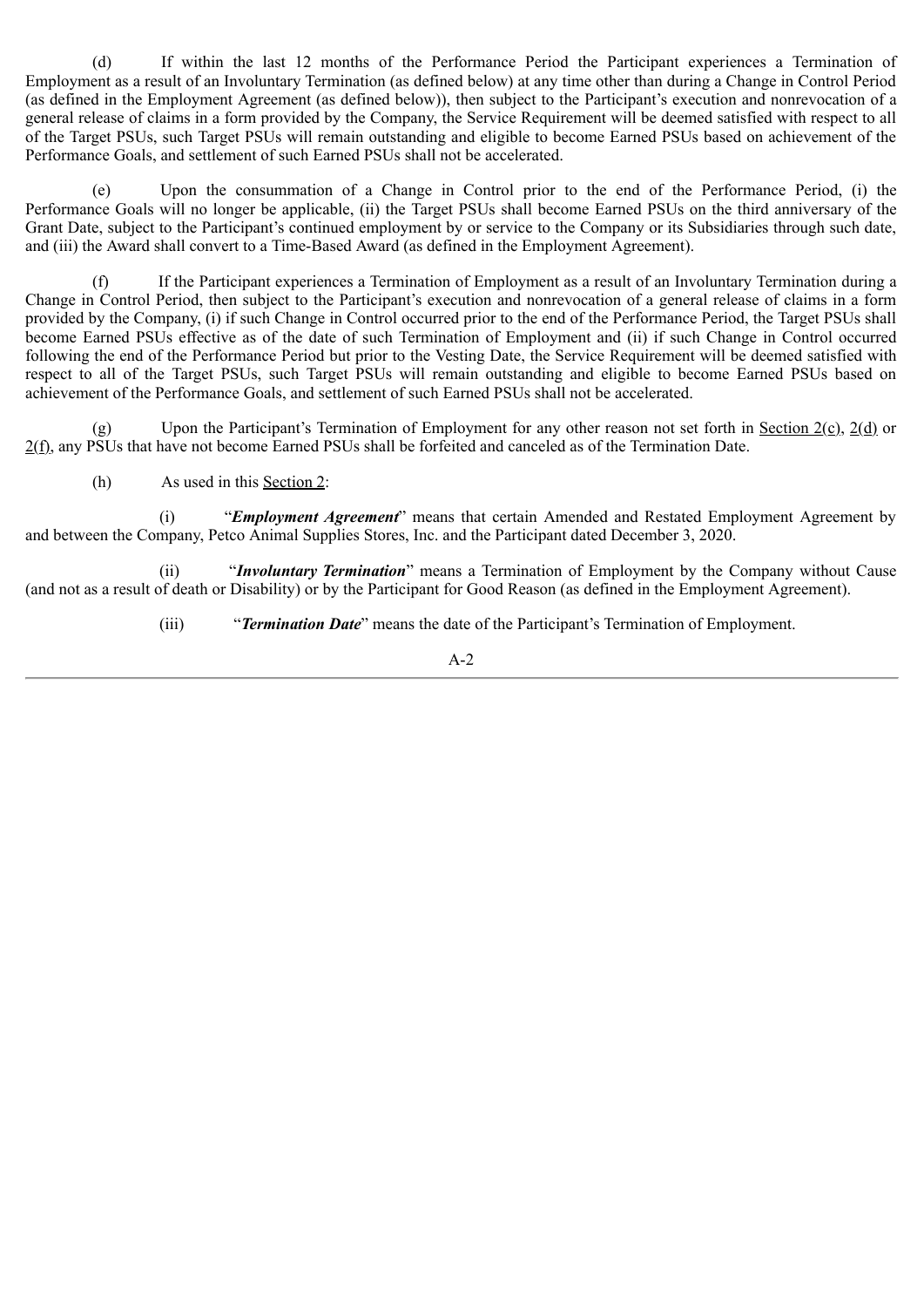(d) If within the last 12 months of the Performance Period the Participant experiences a Termination of Employment as a result of an Involuntary Termination (as defined below) at any time other than during a Change in Control Period (as defined in the Employment Agreement (as defined below)), then subject to the Participant's execution and nonrevocation of a general release of claims in a form provided by the Company, the Service Requirement will be deemed satisfied with respect to all of the Target PSUs, such Target PSUs will remain outstanding and eligible to become Earned PSUs based on achievement of the Performance Goals, and settlement of such Earned PSUs shall not be accelerated.

(e) Upon the consummation of a Change in Control prior to the end of the Performance Period, (i) the Performance Goals will no longer be applicable, (ii) the Target PSUs shall become Earned PSUs on the third anniversary of the Grant Date, subject to the Participant's continued employment by or service to the Company or its Subsidiaries through such date, and (iii) the Award shall convert to a Time-Based Award (as defined in the Employment Agreement).

(f) If the Participant experiences a Termination of Employment as a result of an Involuntary Termination during a Change in Control Period, then subject to the Participant's execution and nonrevocation of a general release of claims in a form provided by the Company, (i) if such Change in Control occurred prior to the end of the Performance Period, the Target PSUs shall become Earned PSUs effective as of the date of such Termination of Employment and (ii) if such Change in Control occurred following the end of the Performance Period but prior to the Vesting Date, the Service Requirement will be deemed satisfied with respect to all of the Target PSUs, such Target PSUs will remain outstanding and eligible to become Earned PSUs based on achievement of the Performance Goals, and settlement of such Earned PSUs shall not be accelerated.

(g) Upon the Participant's Termination of Employment for any other reason not set forth in Section 2(c), 2(d) or 2(f), any PSUs that have not become Earned PSUs shall be forfeited and canceled as of the Termination Date.

(h) As used in this Section 2:

(i) "***Employment Agreement***" means that certain Amended and Restated Employment Agreement by and between the Company, Petco Animal Supplies Stores, Inc. and the Participant dated December 3, 2020.

(ii) "***Involuntary Termination***" means a Termination of Employment by the Company without Cause (and not as a result of death or Disability) or by the Participant for Good Reason (as defined in the Employment Agreement).

(iii) "***Termination Date***" means the date of the Participant's Termination of Employment.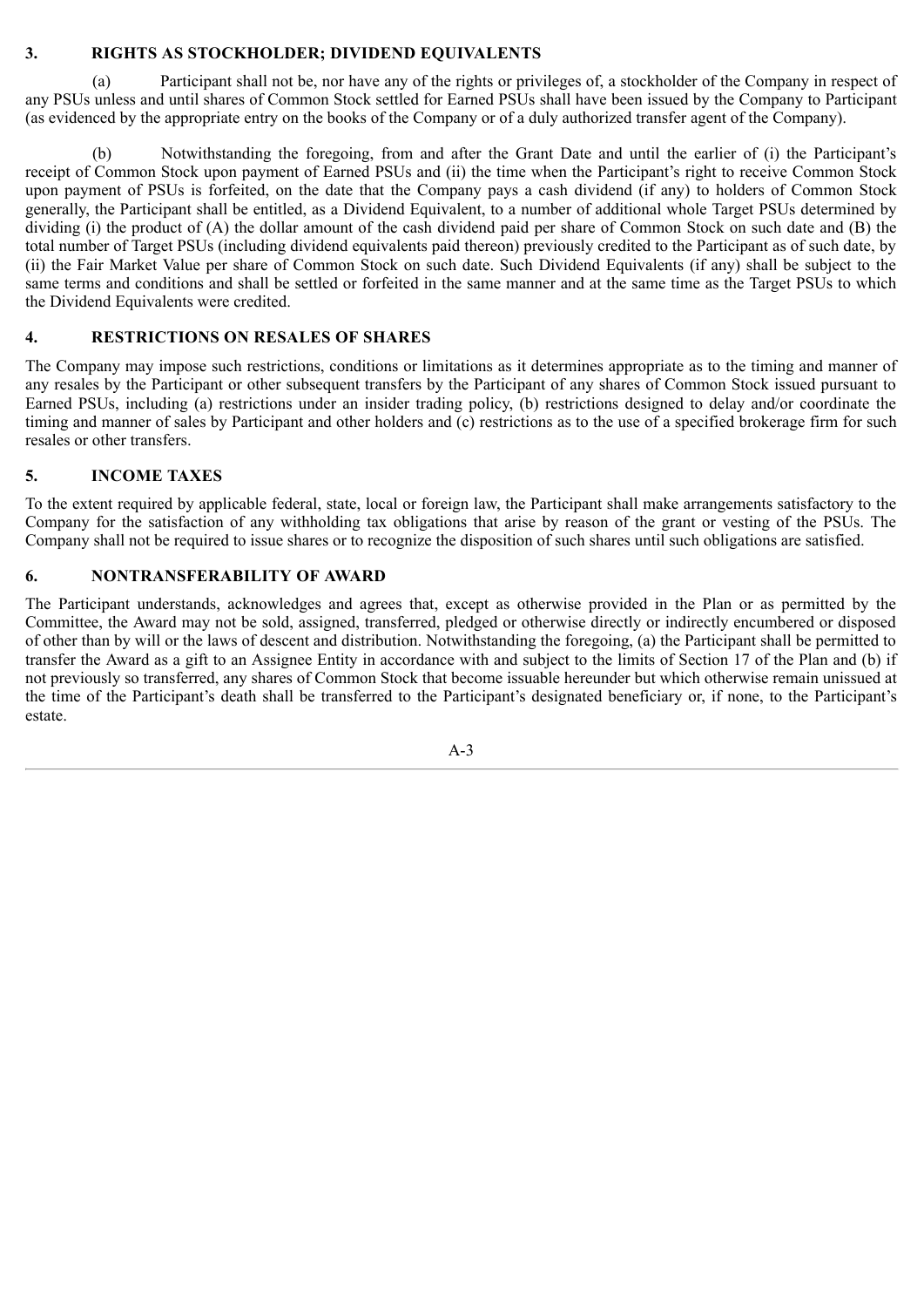## 3. RIGHTS AS STOCKHOLDER; DIVIDEND EQUIVALENTS

(a) Participant shall not be, nor have any of the rights or privileges of, a stockholder of the Company in respect of any PSUs unless and until shares of Common Stock settled for Earned PSUs shall have been issued by the Company to Participant (as evidenced by the appropriate entry on the books of the Company or of a duly authorized transfer agent of the Company).

(b) Notwithstanding the foregoing, from and after the Grant Date and until the earlier of (i) the Participant's receipt of Common Stock upon payment of Earned PSUs and (ii) the time when the Participant's right to receive Common Stock upon payment of PSUs is forfeited, on the date that the Company pays a cash dividend (if any) to holders of Common Stock generally, the Participant shall be entitled, as a Dividend Equivalent, to a number of additional whole Target PSUs determined by dividing (i) the product of (A) the dollar amount of the cash dividend paid per share of Common Stock on such date and (B) the total number of Target PSUs (including dividend equivalents paid thereon) previously credited to the Participant as of such date, by (ii) the Fair Market Value per share of Common Stock on such date. Such Dividend Equivalents (if any) shall be subject to the same terms and conditions and shall be settled or forfeited in the same manner and at the same time as the Target PSUs to which the Dividend Equivalents were credited.

## 4. RESTRICTIONS ON RESALES OF SHARES

The Company may impose such restrictions, conditions or limitations as it determines appropriate as to the timing and manner of any resales by the Participant or other subsequent transfers by the Participant of any shares of Common Stock issued pursuant to Earned PSUs, including (a) restrictions under an insider trading policy, (b) restrictions designed to delay and/or coordinate the timing and manner of sales by Participant and other holders and (c) restrictions as to the use of a specified brokerage firm for such resales or other transfers.

## 5. INCOME TAXES

To the extent required by applicable federal, state, local or foreign law, the Participant shall make arrangements satisfactory to the Company for the satisfaction of any withholding tax obligations that arise by reason of the grant or vesting of the PSUs. The Company shall not be required to issue shares or to recognize the disposition of such shares until such obligations are satisfied.

## 6. NONTRANSFERABILITY OF AWARD

The Participant understands, acknowledges and agrees that, except as otherwise provided in the Plan or as permitted by the Committee, the Award may not be sold, assigned, transferred, pledged or otherwise directly or indirectly encumbered or disposed of other than by will or the laws of descent and distribution. Notwithstanding the foregoing, (a) the Participant shall be permitted to transfer the Award as a gift to an Assignee Entity in accordance with and subject to the limits of Section 17 of the Plan and (b) if not previously so transferred, any shares of Common Stock that become issuable hereunder but which otherwise remain unissued at the time of the Participant's death shall be transferred to the Participant's designated beneficiary or, if none, to the Participant's estate.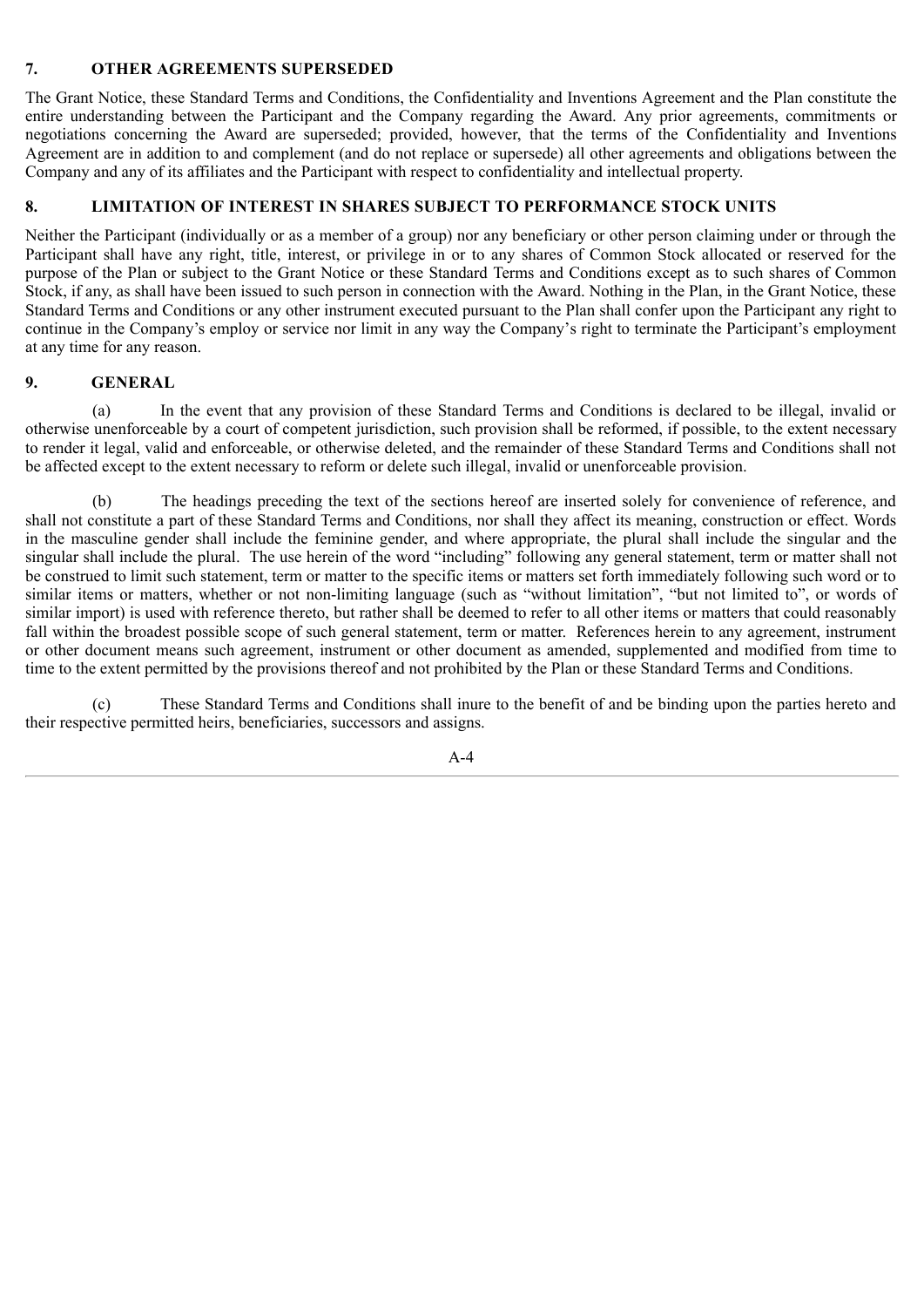## 7. OTHER AGREEMENTS SUPERSEDED

The Grant Notice, these Standard Terms and Conditions, the Confidentiality and Inventions Agreement and the Plan constitute the entire understanding between the Participant and the Company regarding the Award. Any prior agreements, commitments or negotiations concerning the Award are superseded; provided, however, that the terms of the Confidentiality and Inventions Agreement are in addition to and complement (and do not replace or supersede) all other agreements and obligations between the Company and any of its affiliates and the Participant with respect to confidentiality and intellectual property.

## 8. LIMITATION OF INTEREST IN SHARES SUBJECT TO PERFORMANCE STOCK UNITS

Neither the Participant (individually or as a member of a group) nor any beneficiary or other person claiming under or through the Participant shall have any right, title, interest, or privilege in or to any shares of Common Stock allocated or reserved for the purpose of the Plan or subject to the Grant Notice or these Standard Terms and Conditions except as to such shares of Common Stock, if any, as shall have been issued to such person in connection with the Award. Nothing in the Plan, in the Grant Notice, these Standard Terms and Conditions or any other instrument executed pursuant to the Plan shall confer upon the Participant any right to continue in the Company's employ or service nor limit in any way the Company's right to terminate the Participant's employment at any time for any reason.

## 9. GENERAL

(a) In the event that any provision of these Standard Terms and Conditions is declared to be illegal, invalid or otherwise unenforceable by a court of competent jurisdiction, such provision shall be reformed, if possible, to the extent necessary to render it legal, valid and enforceable, or otherwise deleted, and the remainder of these Standard Terms and Conditions shall not be affected except to the extent necessary to reform or delete such illegal, invalid or unenforceable provision.

(b) The headings preceding the text of the sections hereof are inserted solely for convenience of reference, and shall not constitute a part of these Standard Terms and Conditions, nor shall they affect its meaning, construction or effect. Words in the masculine gender shall include the feminine gender, and where appropriate, the plural shall include the singular and the singular shall include the plural. The use herein of the word "including" following any general statement, term or matter shall not be construed to limit such statement, term or matter to the specific items or matters set forth immediately following such word or to similar items or matters, whether or not non-limiting language (such as "without limitation", "but not limited to", or words of similar import) is used with reference thereto, but rather shall be deemed to refer to all other items or matters that could reasonably fall within the broadest possible scope of such general statement, term or matter. References herein to any agreement, instrument or other document means such agreement, instrument or other document as amended, supplemented and modified from time to time to the extent permitted by the provisions thereof and not prohibited by the Plan or these Standard Terms and Conditions.

(c) These Standard Terms and Conditions shall inure to the benefit of and be binding upon the parties hereto and their respective permitted heirs, beneficiaries, successors and assigns.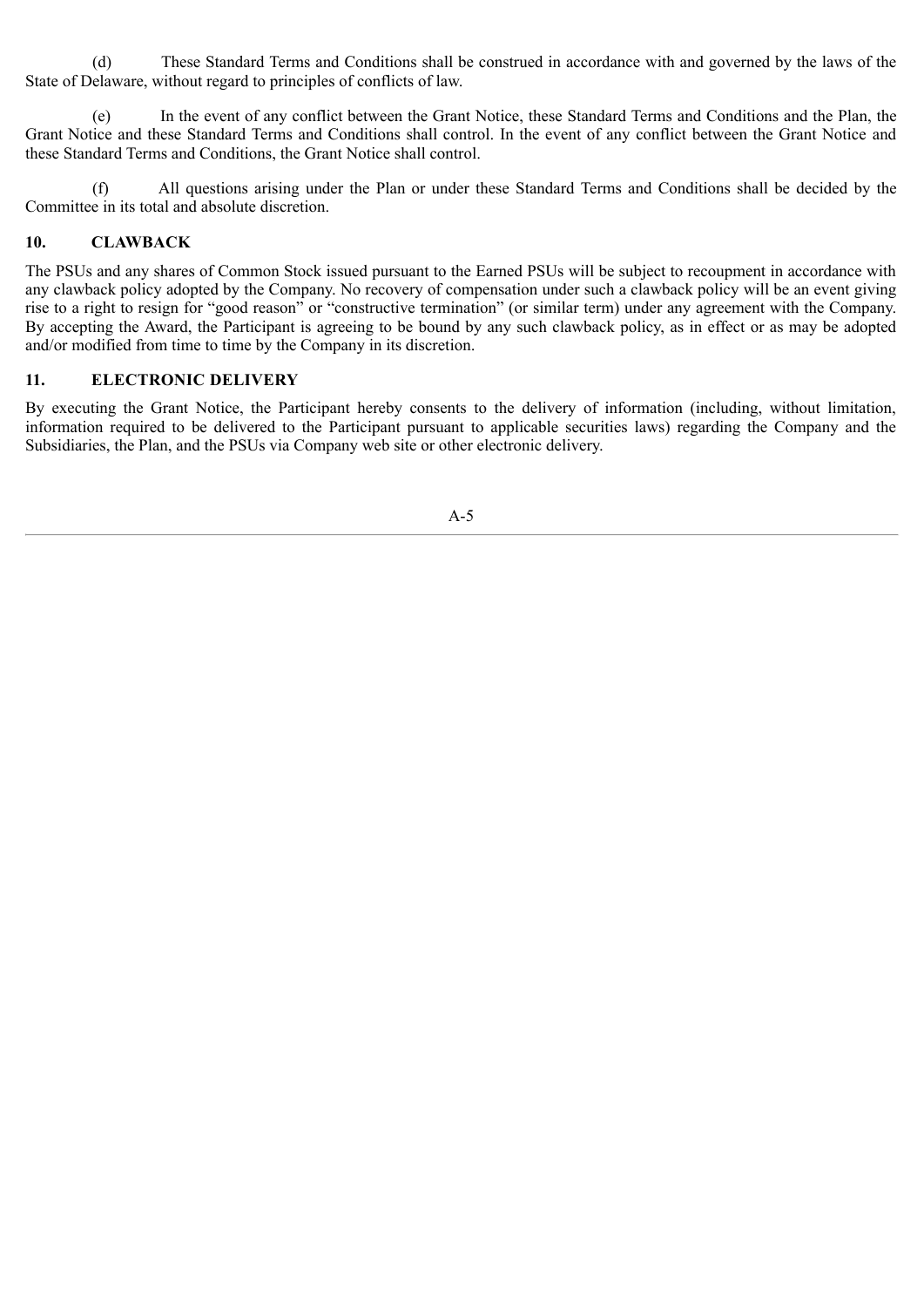(d) These Standard Terms and Conditions shall be construed in accordance with and governed by the laws of the State of Delaware, without regard to principles of conflicts of law.

(e) In the event of any conflict between the Grant Notice, these Standard Terms and Conditions and the Plan, the Grant Notice and these Standard Terms and Conditions shall control. In the event of any conflict between the Grant Notice and these Standard Terms and Conditions, the Grant Notice shall control.

(f) All questions arising under the Plan or under these Standard Terms and Conditions shall be decided by the Committee in its total and absolute discretion.

## 10. CLAWBACK

The PSUs and any shares of Common Stock issued pursuant to the Earned PSUs will be subject to recoupment in accordance with any clawback policy adopted by the Company. No recovery of compensation under such a clawback policy will be an event giving rise to a right to resign for "good reason" or "constructive termination" (or similar term) under any agreement with the Company. By accepting the Award, the Participant is agreeing to be bound by any such clawback policy, as in effect or as may be adopted and/or modified from time to time by the Company in its discretion.

## 11. ELECTRONIC DELIVERY

By executing the Grant Notice, the Participant hereby consents to the delivery of information (including, without limitation, information required to be delivered to the Participant pursuant to applicable securities laws) regarding the Company and the Subsidiaries, the Plan, and the PSUs via Company web site or other electronic delivery.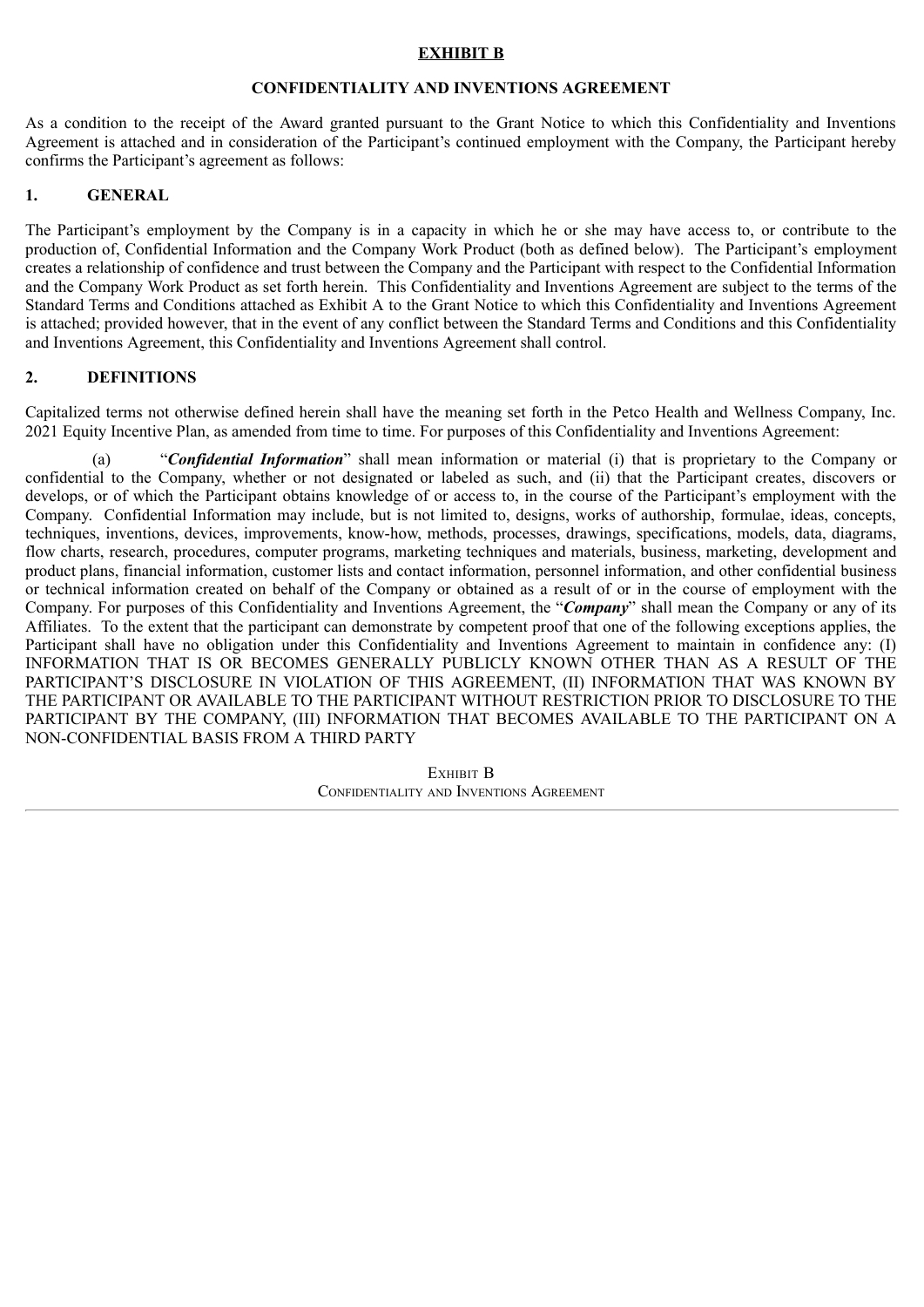# EXHIBIT B

## CONFIDENTIALITY AND INVENTIONS AGREEMENT

As a condition to the receipt of the Award granted pursuant to the Grant Notice to which this Confidentiality and Inventions Agreement is attached and in consideration of the Participant's continued employment with the Company, the Participant hereby confirms the Participant's agreement as follows:

### 1. GENERAL

The Participant's employment by the Company is in a capacity in which he or she may have access to, or contribute to the production of, Confidential Information and the Company Work Product (both as defined below). The Participant's employment creates a relationship of confidence and trust between the Company and the Participant with respect to the Confidential Information and the Company Work Product as set forth herein. This Confidentiality and Inventions Agreement are subject to the terms of the Standard Terms and Conditions attached as Exhibit A to the Grant Notice to which this Confidentiality and Inventions Agreement is attached; provided however, that in the event of any conflict between the Standard Terms and Conditions and this Confidentiality and Inventions Agreement, this Confidentiality and Inventions Agreement shall control.

### 2. DEFINITIONS

Capitalized terms not otherwise defined herein shall have the meaning set forth in the Petco Health and Wellness Company, Inc. 2021 Equity Incentive Plan, as amended from time to time. For purposes of this Confidentiality and Inventions Agreement:

(a) "***Confidential Information***" shall mean information or material (i) that is proprietary to the Company or confidential to the Company, whether or not designated or labeled as such, and (ii) that the Participant creates, discovers or develops, or of which the Participant obtains knowledge of or access to, in the course of the Participant's employment with the Company. Confidential Information may include, but is not limited to, designs, works of authorship, formulae, ideas, concepts, techniques, inventions, devices, improvements, know-how, methods, processes, drawings, specifications, models, data, diagrams, flow charts, research, procedures, computer programs, marketing techniques and materials, business, marketing, development and product plans, financial information, customer lists and contact information, personnel information, and other confidential business or technical information created on behalf of the Company or obtained as a result of or in the course of employment with the Company. For purposes of this Confidentiality and Inventions Agreement, the "***Company***" shall mean the Company or any of its Affiliates. To the extent that the participant can demonstrate by competent proof that one of the following exceptions applies, the Participant shall have no obligation under this Confidentiality and Inventions Agreement to maintain in confidence any: (I) INFORMATION THAT IS OR BECOMES GENERALLY PUBLICLY KNOWN OTHER THAN AS A RESULT OF THE PARTICIPANT'S DISCLOSURE IN VIOLATION OF THIS AGREEMENT, (II) INFORMATION THAT WAS KNOWN BY THE PARTICIPANT OR AVAILABLE TO THE PARTICIPANT WITHOUT RESTRICTION PRIOR TO DISCLOSURE TO THE PARTICIPANT BY THE COMPANY, (III) INFORMATION THAT BECOMES AVAILABLE TO THE PARTICIPANT ON A NON-CONFIDENTIAL BASIS FROM A THIRD PARTY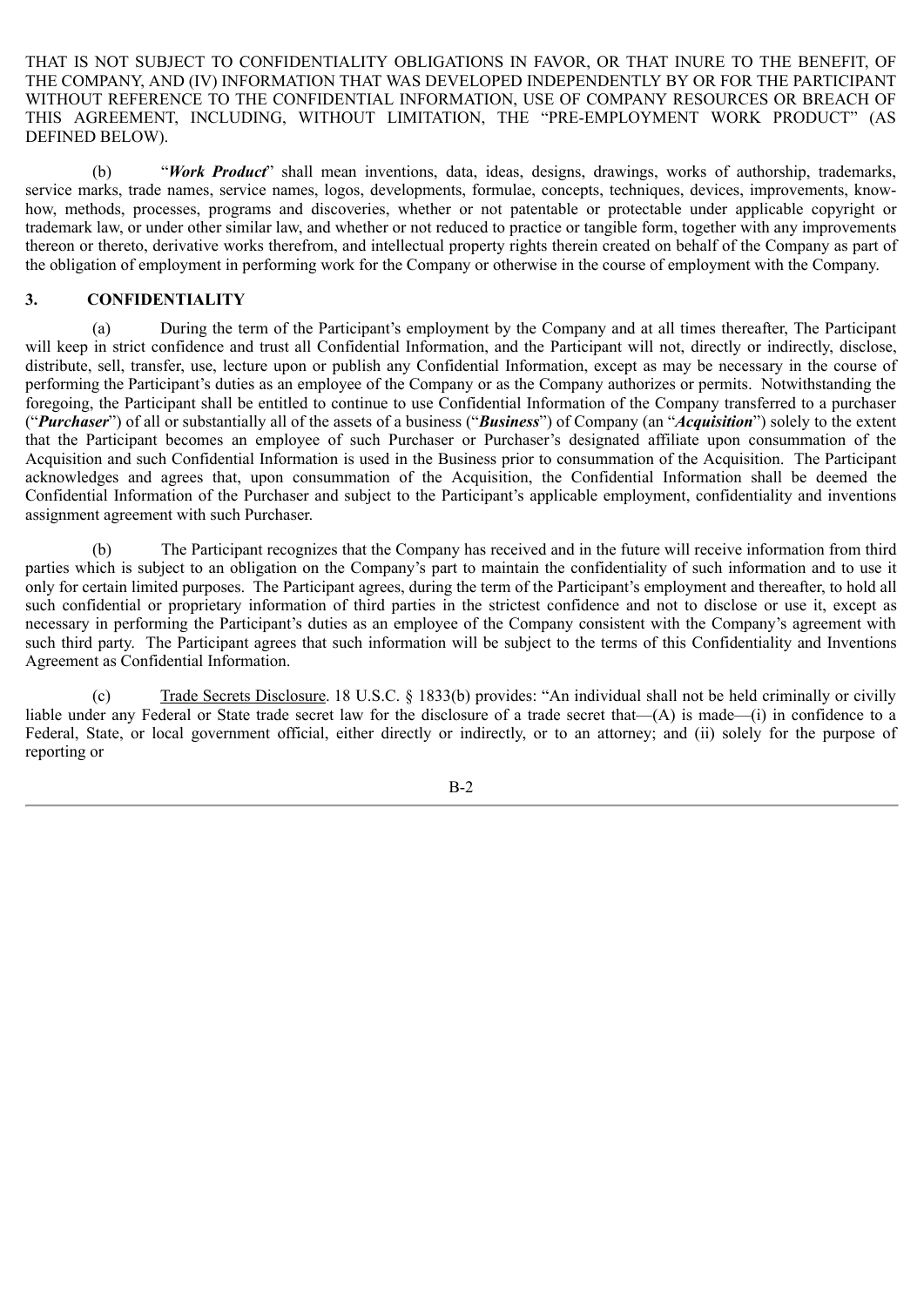THAT IS NOT SUBJECT TO CONFIDENTIALITY OBLIGATIONS IN FAVOR, OR THAT INURE TO THE BENEFIT, OF THE COMPANY, AND (IV) INFORMATION THAT WAS DEVELOPED INDEPENDENTLY BY OR FOR THE PARTICIPANT WITHOUT REFERENCE TO THE CONFIDENTIAL INFORMATION, USE OF COMPANY RESOURCES OR BREACH OF THIS AGREEMENT, INCLUDING, WITHOUT LIMITATION, THE "PRE-EMPLOYMENT WORK PRODUCT" (AS DEFINED BELOW).

(b) "***Work Product***" shall mean inventions, data, ideas, designs, drawings, works of authorship, trademarks, service marks, trade names, service names, logos, developments, formulae, concepts, techniques, devices, improvements, know-how, methods, processes, programs and discoveries, whether or not patentable or protectable under applicable copyright or trademark law, or under other similar law, and whether or not reduced to practice or tangible form, together with any improvements thereon or thereto, derivative works therefrom, and intellectual property rights therein created on behalf of the Company as part of the obligation of employment in performing work for the Company or otherwise in the course of employment with the Company.

**3. CONFIDENTIALITY**

(a) During the term of the Participant's employment by the Company and at all times thereafter, The Participant will keep in strict confidence and trust all Confidential Information, and the Participant will not, directly or indirectly, disclose, distribute, sell, transfer, use, lecture upon or publish any Confidential Information, except as may be necessary in the course of performing the Participant's duties as an employee of the Company or as the Company authorizes or permits. Notwithstanding the foregoing, the Participant shall be entitled to continue to use Confidential Information of the Company transferred to a purchaser ("***Purchaser***") of all or substantially all of the assets of a business ("***Business***") of Company (an "***Acquisition***") solely to the extent that the Participant becomes an employee of such Purchaser or Purchaser's designated affiliate upon consummation of the Acquisition and such Confidential Information is used in the Business prior to consummation of the Acquisition. The Participant acknowledges and agrees that, upon consummation of the Acquisition, the Confidential Information shall be deemed the Confidential Information of the Purchaser and subject to the Participant's applicable employment, confidentiality and inventions assignment agreement with such Purchaser.

(b) The Participant recognizes that the Company has received and in the future will receive information from third parties which is subject to an obligation on the Company's part to maintain the confidentiality of such information and to use it only for certain limited purposes. The Participant agrees, during the term of the Participant's employment and thereafter, to hold all such confidential or proprietary information of third parties in the strictest confidence and not to disclose or use it, except as necessary in performing the Participant's duties as an employee of the Company consistent with the Company's agreement with such third party. The Participant agrees that such information will be subject to the terms of this Confidentiality and Inventions Agreement as Confidential Information.

(c) Trade Secrets Disclosure. 18 U.S.C. § 1833(b) provides: "An individual shall not be held criminally or civilly liable under any Federal or State trade secret law for the disclosure of a trade secret that—(A) is made—(i) in confidence to a Federal, State, or local government official, either directly or indirectly, or to an attorney; and (ii) solely for the purpose of reporting or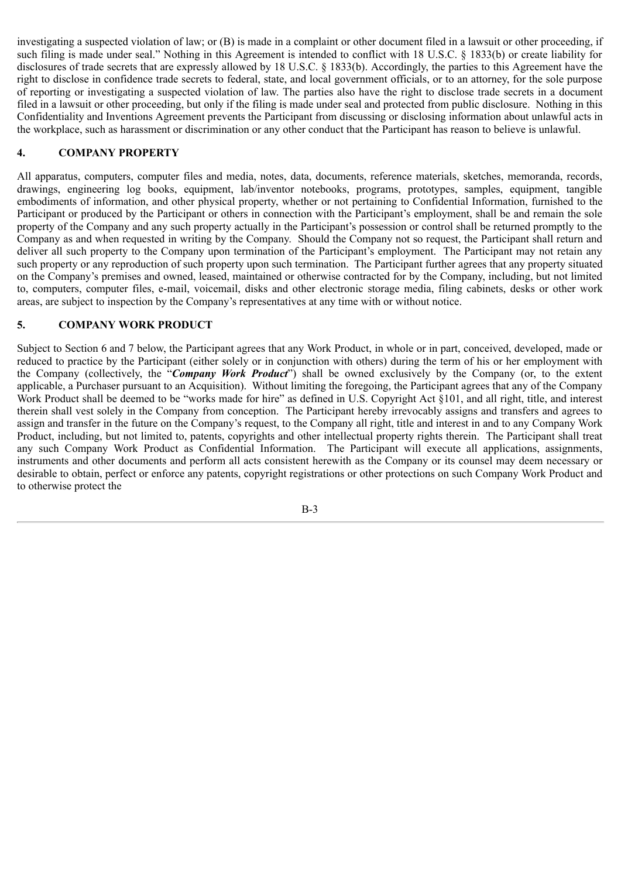investigating a suspected violation of law; or (B) is made in a complaint or other document filed in a lawsuit or other proceeding, if such filing is made under seal." Nothing in this Agreement is intended to conflict with 18 U.S.C. § 1833(b) or create liability for disclosures of trade secrets that are expressly allowed by 18 U.S.C. § 1833(b). Accordingly, the parties to this Agreement have the right to disclose in confidence trade secrets to federal, state, and local government officials, or to an attorney, for the sole purpose of reporting or investigating a suspected violation of law. The parties also have the right to disclose trade secrets in a document filed in a lawsuit or other proceeding, but only if the filing is made under seal and protected from public disclosure. Nothing in this Confidentiality and Inventions Agreement prevents the Participant from discussing or disclosing information about unlawful acts in the workplace, such as harassment or discrimination or any other conduct that the Participant has reason to believe is unlawful.

## 4. COMPANY PROPERTY

All apparatus, computers, computer files and media, notes, data, documents, reference materials, sketches, memoranda, records, drawings, engineering log books, equipment, lab/inventor notebooks, programs, prototypes, samples, equipment, tangible embodiments of information, and other physical property, whether or not pertaining to Confidential Information, furnished to the Participant or produced by the Participant or others in connection with the Participant's employment, shall be and remain the sole property of the Company and any such property actually in the Participant's possession or control shall be returned promptly to the Company as and when requested in writing by the Company. Should the Company not so request, the Participant shall return and deliver all such property to the Company upon termination of the Participant's employment. The Participant may not retain any such property or any reproduction of such property upon such termination. The Participant further agrees that any property situated on the Company's premises and owned, leased, maintained or otherwise contracted for by the Company, including, but not limited to, computers, computer files, e-mail, voicemail, disks and other electronic storage media, filing cabinets, desks or other work areas, are subject to inspection by the Company's representatives at any time with or without notice.

## 5. COMPANY WORK PRODUCT

Subject to Section 6 and 7 below, the Participant agrees that any Work Product, in whole or in part, conceived, developed, made or reduced to practice by the Participant (either solely or in conjunction with others) during the term of his or her employment with the Company (collectively, the "***Company Work Product***") shall be owned exclusively by the Company (or, to the extent applicable, a Purchaser pursuant to an Acquisition). Without limiting the foregoing, the Participant agrees that any of the Company Work Product shall be deemed to be "works made for hire" as defined in U.S. Copyright Act §101, and all right, title, and interest therein shall vest solely in the Company from conception. The Participant hereby irrevocably assigns and transfers and agrees to assign and transfer in the future on the Company's request, to the Company all right, title and interest in and to any Company Work Product, including, but not limited to, patents, copyrights and other intellectual property rights therein. The Participant shall treat any such Company Work Product as Confidential Information. The Participant will execute all applications, assignments, instruments and other documents and perform all acts consistent herewith as the Company or its counsel may deem necessary or desirable to obtain, perfect or enforce any patents, copyright registrations or other protections on such Company Work Product and to otherwise protect the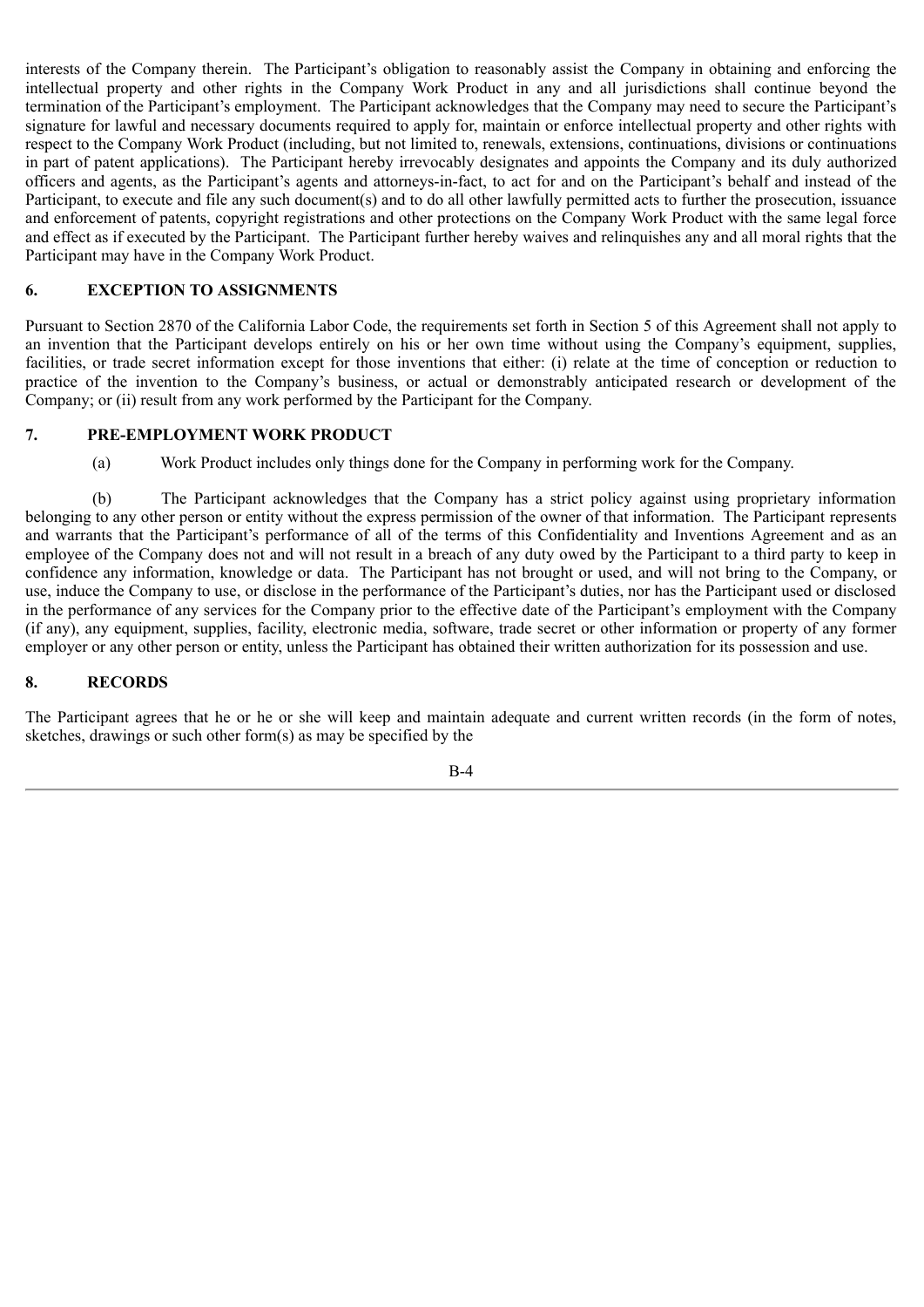interests of the Company therein. The Participant's obligation to reasonably assist the Company in obtaining and enforcing the intellectual property and other rights in the Company Work Product in any and all jurisdictions shall continue beyond the termination of the Participant's employment. The Participant acknowledges that the Company may need to secure the Participant's signature for lawful and necessary documents required to apply for, maintain or enforce intellectual property and other rights with respect to the Company Work Product (including, but not limited to, renewals, extensions, continuations, divisions or continuations in part of patent applications). The Participant hereby irrevocably designates and appoints the Company and its duly authorized officers and agents, as the Participant's agents and attorneys-in-fact, to act for and on the Participant's behalf and instead of the Participant, to execute and file any such document(s) and to do all other lawfully permitted acts to further the prosecution, issuance and enforcement of patents, copyright registrations and other protections on the Company Work Product with the same legal force and effect as if executed by the Participant. The Participant further hereby waives and relinquishes any and all moral rights that the Participant may have in the Company Work Product.

## 6. EXCEPTION TO ASSIGNMENTS

Pursuant to Section 2870 of the California Labor Code, the requirements set forth in Section 5 of this Agreement shall not apply to an invention that the Participant develops entirely on his or her own time without using the Company's equipment, supplies, facilities, or trade secret information except for those inventions that either: (i) relate at the time of conception or reduction to practice of the invention to the Company's business, or actual or demonstrably anticipated research or development of the Company; or (ii) result from any work performed by the Participant for the Company.

## 7. PRE-EMPLOYMENT WORK PRODUCT

(a) Work Product includes only things done for the Company in performing work for the Company.

(b) The Participant acknowledges that the Company has a strict policy against using proprietary information belonging to any other person or entity without the express permission of the owner of that information. The Participant represents and warrants that the Participant's performance of all of the terms of this Confidentiality and Inventions Agreement and as an employee of the Company does not and will not result in a breach of any duty owed by the Participant to a third party to keep in confidence any information, knowledge or data. The Participant has not brought or used, and will not bring to the Company, or use, induce the Company to use, or disclose in the performance of the Participant's duties, nor has the Participant used or disclosed in the performance of any services for the Company prior to the effective date of the Participant's employment with the Company (if any), any equipment, supplies, facility, electronic media, software, trade secret or other information or property of any former employer or any other person or entity, unless the Participant has obtained their written authorization for its possession and use.

## 8. RECORDS

The Participant agrees that he or he or she will keep and maintain adequate and current written records (in the form of notes, sketches, drawings or such other form(s) as may be specified by the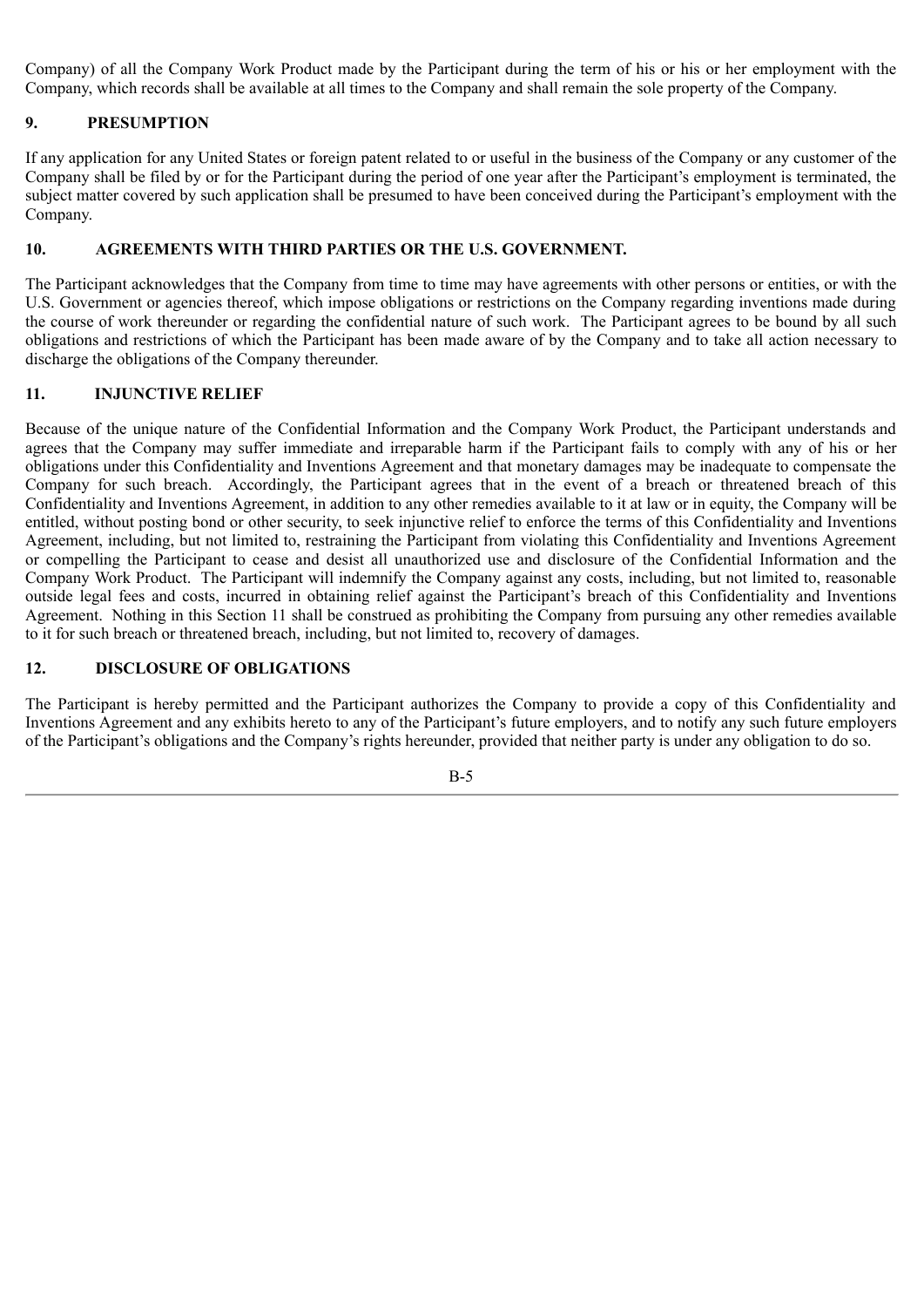Company) of all the Company Work Product made by the Participant during the term of his or his or her employment with the Company, which records shall be available at all times to the Company and shall remain the sole property of the Company.

**9. PRESUMPTION**

If any application for any United States or foreign patent related to or useful in the business of the Company or any customer of the Company shall be filed by or for the Participant during the period of one year after the Participant's employment is terminated, the subject matter covered by such application shall be presumed to have been conceived during the Participant's employment with the Company.

**10. AGREEMENTS WITH THIRD PARTIES OR THE U.S. GOVERNMENT.**

The Participant acknowledges that the Company from time to time may have agreements with other persons or entities, or with the U.S. Government or agencies thereof, which impose obligations or restrictions on the Company regarding inventions made during the course of work thereunder or regarding the confidential nature of such work. The Participant agrees to be bound by all such obligations and restrictions of which the Participant has been made aware of by the Company and to take all action necessary to discharge the obligations of the Company thereunder.

**11. INJUNCTIVE RELIEF**

Because of the unique nature of the Confidential Information and the Company Work Product, the Participant understands and agrees that the Company may suffer immediate and irreparable harm if the Participant fails to comply with any of his or her obligations under this Confidentiality and Inventions Agreement and that monetary damages may be inadequate to compensate the Company for such breach. Accordingly, the Participant agrees that in the event of a breach or threatened breach of this Confidentiality and Inventions Agreement, in addition to any other remedies available to it at law or in equity, the Company will be entitled, without posting bond or other security, to seek injunctive relief to enforce the terms of this Confidentiality and Inventions Agreement, including, but not limited to, restraining the Participant from violating this Confidentiality and Inventions Agreement or compelling the Participant to cease and desist all unauthorized use and disclosure of the Confidential Information and the Company Work Product. The Participant will indemnify the Company against any costs, including, but not limited to, reasonable outside legal fees and costs, incurred in obtaining relief against the Participant's breach of this Confidentiality and Inventions Agreement. Nothing in this Section 11 shall be construed as prohibiting the Company from pursuing any other remedies available to it for such breach or threatened breach, including, but not limited to, recovery of damages.

**12. DISCLOSURE OF OBLIGATIONS**

The Participant is hereby permitted and the Participant authorizes the Company to provide a copy of this Confidentiality and Inventions Agreement and any exhibits hereto to any of the Participant's future employers, and to notify any such future employers of the Participant's obligations and the Company's rights hereunder, provided that neither party is under any obligation to do so.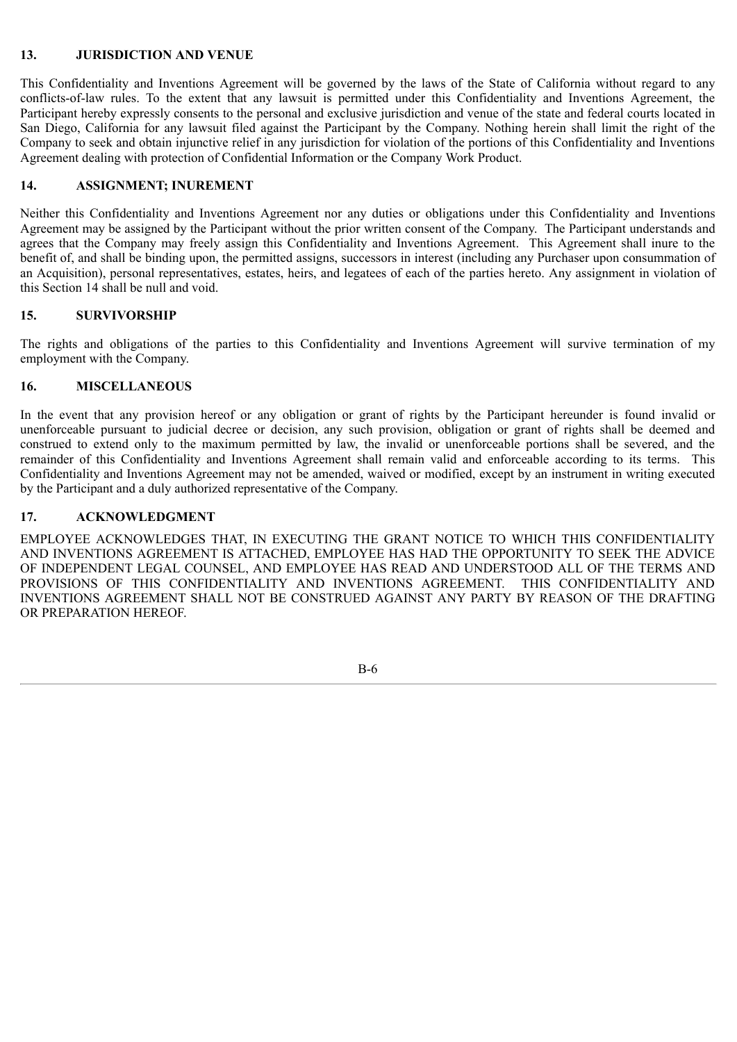## 13. JURISDICTION AND VENUE

This Confidentiality and Inventions Agreement will be governed by the laws of the State of California without regard to any conflicts-of-law rules. To the extent that any lawsuit is permitted under this Confidentiality and Inventions Agreement, the Participant hereby expressly consents to the personal and exclusive jurisdiction and venue of the state and federal courts located in San Diego, California for any lawsuit filed against the Participant by the Company. Nothing herein shall limit the right of the Company to seek and obtain injunctive relief in any jurisdiction for violation of the portions of this Confidentiality and Inventions Agreement dealing with protection of Confidential Information or the Company Work Product.

## 14. ASSIGNMENT; INUREMENT

Neither this Confidentiality and Inventions Agreement nor any duties or obligations under this Confidentiality and Inventions Agreement may be assigned by the Participant without the prior written consent of the Company. The Participant understands and agrees that the Company may freely assign this Confidentiality and Inventions Agreement. This Agreement shall inure to the benefit of, and shall be binding upon, the permitted assigns, successors in interest (including any Purchaser upon consummation of an Acquisition), personal representatives, estates, heirs, and legatees of each of the parties hereto. Any assignment in violation of this Section 14 shall be null and void.

## 15. SURVIVORSHIP

The rights and obligations of the parties to this Confidentiality and Inventions Agreement will survive termination of my employment with the Company.

## 16. MISCELLANEOUS

In the event that any provision hereof or any obligation or grant of rights by the Participant hereunder is found invalid or unenforceable pursuant to judicial decree or decision, any such provision, obligation or grant of rights shall be deemed and construed to extend only to the maximum permitted by law, the invalid or unenforceable portions shall be severed, and the remainder of this Confidentiality and Inventions Agreement shall remain valid and enforceable according to its terms. This Confidentiality and Inventions Agreement may not be amended, waived or modified, except by an instrument in writing executed by the Participant and a duly authorized representative of the Company.

## 17. ACKNOWLEDGMENT

EMPLOYEE ACKNOWLEDGES THAT, IN EXECUTING THE GRANT NOTICE TO WHICH THIS CONFIDENTIALITY AND INVENTIONS AGREEMENT IS ATTACHED, EMPLOYEE HAS HAD THE OPPORTUNITY TO SEEK THE ADVICE OF INDEPENDENT LEGAL COUNSEL, AND EMPLOYEE HAS READ AND UNDERSTOOD ALL OF THE TERMS AND PROVISIONS OF THIS CONFIDENTIALITY AND INVENTIONS AGREEMENT. THIS CONFIDENTIALITY AND INVENTIONS AGREEMENT SHALL NOT BE CONSTRUED AGAINST ANY PARTY BY REASON OF THE DRAFTING OR PREPARATION HEREOF.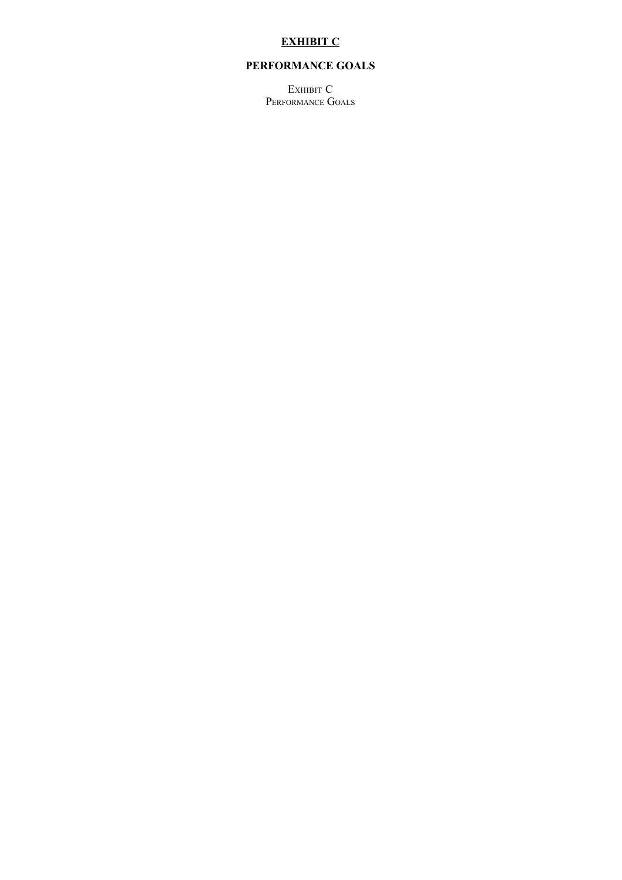**<u>EXHIBIT C</u>**

**PERFORMANCE GOALS**

EXHIBIT C
PERFORMANCE GOALS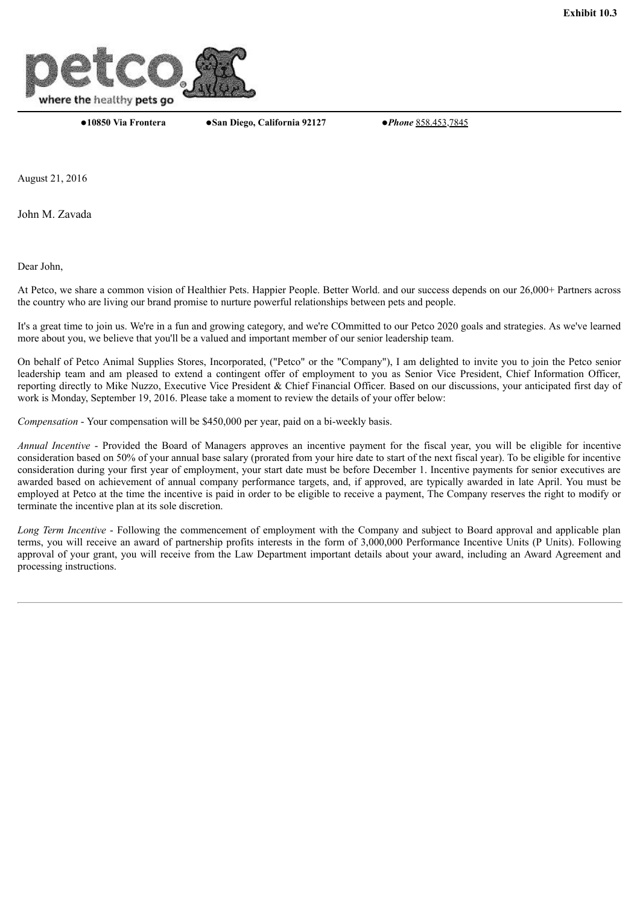**Exhibit 10.3**

●**10850 Via Frontera** ●**San Diego, California 92127** ●***Phone*** 858.453.7845

August 21, 2016

John M. Zavada

Dear John,

At Petco, we share a common vision of Healthier Pets. Happier People. Better World. and our success depends on our 26,000+ Partners across the country who are living our brand promise to nurture powerful relationships between pets and people.

It's a great time to join us. We're in a fun and growing category, and we're COmmitted to our Petco 2020 goals and strategies. As we've learned more about you, we believe that you'll be a valued and important member of our senior leadership team.

On behalf of Petco Animal Supplies Stores, Incorporated, ("Petco" or the "Company"), I am delighted to invite you to join the Petco senior leadership team and am pleased to extend a contingent offer of employment to you as Senior Vice President, Chief Information Officer, reporting directly to Mike Nuzzo, Executive Vice President & Chief Financial Officer. Based on our discussions, your anticipated first day of work is Monday, September 19, 2016. Please take a moment to review the details of your offer below:

*Compensation* - Your compensation will be $450,000 per year, paid on a bi-weekly basis.

*Annual Incentive* - Provided the Board of Managers approves an incentive payment for the fiscal year, you will be eligible for incentive consideration based on 50% of your annual base salary (prorated from your hire date to start of the next fiscal year). To be eligible for incentive consideration during your first year of employment, your start date must be before December 1. Incentive payments for senior executives are awarded based on achievement of annual company performance targets, and, if approved, are typically awarded in late April. You must be employed at Petco at the time the incentive is paid in order to be eligible to receive a payment, The Company reserves the right to modify or terminate the incentive plan at its sole discretion.

*Long Term Incentive* - Following the commencement of employment with the Company and subject to Board approval and applicable plan terms, you will receive an award of partnership profits interests in the form of 3,000,000 Performance Incentive Units (P Units). Following approval of your grant, you will receive from the Law Department important details about your award, including an Award Agreement and processing instructions.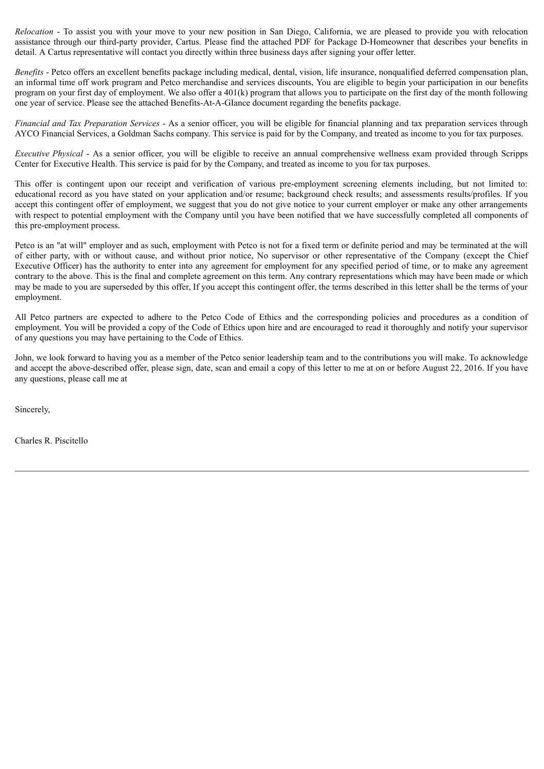*Relocation* - To assist you with your move to your new position in San Diego, California, we are pleased to provide you with relocation assistance through our third-party provider, Cartus. Please find the attached PDF for Package D-Homeowner that describes your benefits in detail. A Cartus representative will contact you directly within three business days after signing your offer letter.

*Benefits* - Petco offers an excellent benefits package including medical, dental, vision, life insurance, nonqualified deferred compensation plan, an informal time off work program and Petco merchandise and services discounts, You are eligible to begin your participation in our benefits program on your first day of employment. We also offer a 401(k) program that allows you to participate on the first day of the month following one year of service. Please see the attached Benefits-At-A-GIance document regarding the benefits package.

*Financial and Tax Preparation Services* - As a senior officer, you will be eligible for financial planning and tax preparation services through AYCO Financial Services, a Goldman Sachs company. This service is paid for by the Company, and treated as income to you for tax purposes.

*Executive Physical* - As a senior officer, you will be eligible to receive an annual comprehensive wellness exam provided through Scripps Center for Executive Health. This service is paid for by the Company, and treated as income to you for tax purposes.

This offer is contingent upon our receipt and verification of various pre-employment screening elements including, but not limited to: educational record as you have stated on your application and/or resume; background check results; and assessments results/profiles. If you accept this contingent offer of employment, we suggest that you do not give notice to your current employer or make any other arrangements with respect to potential employment with the Company until you have been notified that we have successfully completed all components of this pre-employment process.

Petco is an "at will" employer and as such, employment with Petco is not for a fixed term or definite period and may be terminated at the will of either party, with or without cause, and without prior notice, No supervisor or other representative of the Company (except the Chief Executive Officer) has the authority to enter into any agreement for employment for any specified period of time, or to make any agreement contrary to the above. This is the final and complete agreement on this term. Any contrary representations which may have been made or which may be made to you are superseded by this offer, If you accept this contingent offer, the terms described in this letter shall be the terms of your employment.

All Petco partners are expected to adhere to the Petco Code of Ethics and the corresponding policies and procedures as a condition of employment. You will be provided a copy of the Code of Ethics upon hire and are encouraged to read it thoroughly and notify your supervisor of any questions you may have pertaining to the Code of Ethics.

John, we look forward to having you as a member of the Petco senior leadership team and to the contributions you will make. To acknowledge and accept the above-described offer, please sign, date, scan and email a copy of this letter to me at on or before August 22, 2016. If you have any questions, please call me at

Sincerely,

Charles R. Piscitello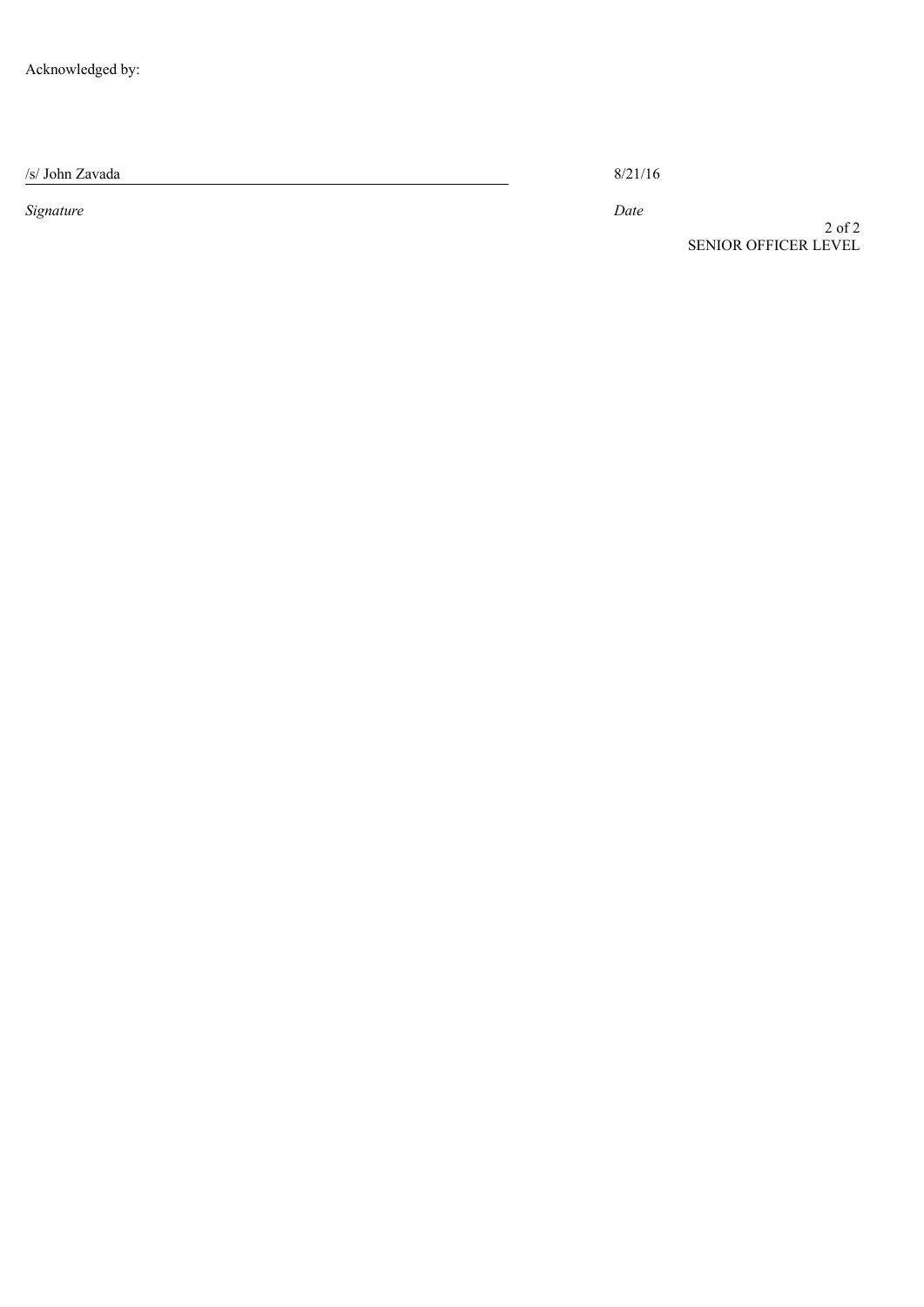Acknowledged by:

/s/ John Zavada

*Signature*

8/21/16

*Date*

SENIOR OFFICER LEVEL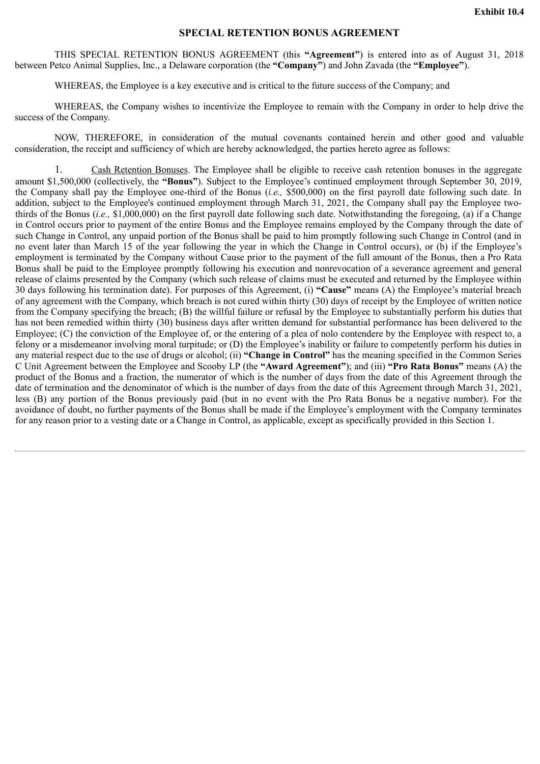**Exhibit 10.4**

# SPECIAL RETENTION BONUS AGREEMENT

THIS SPECIAL RETENTION BONUS AGREEMENT (this **"Agreement"**) is entered into as of August 31, 2018 between Petco Animal Supplies, Inc., a Delaware corporation (the **"Company"**) and John Zavada (the **"Employee"**).

WHEREAS, the Employee is a key executive and is critical to the future success of the Company; and

WHEREAS, the Company wishes to incentivize the Employee to remain with the Company in order to help drive the success of the Company.

NOW, THEREFORE, in consideration of the mutual covenants contained herein and other good and valuable consideration, the receipt and sufficiency of which are hereby acknowledged, the parties hereto agree as follows:

1. Cash Retention Bonuses. The Employee shall be eligible to receive cash retention bonuses in the aggregate amount $1,500,000 (collectively, the **"Bonus"**). Subject to the Employee's continued employment through September 30, 2019, the Company shall pay the Employee one-third of the Bonus (*i.e.,* $500,000) on the first payroll date following such date. In addition, subject to the Employee's continued employment through March 31, 2021, the Company shall pay the Employee two-thirds of the Bonus (*i.e.,* $1,000,000) on the first payroll date following such date. Notwithstanding the foregoing, (a) if a Change in Control occurs prior to payment of the entire Bonus and the Employee remains employed by the Company through the date of such Change in Control, any unpaid portion of the Bonus shall be paid to him promptly following such Change in Control (and in no event later than March 15 of the year following the year in which the Change in Control occurs), or (b) if the Employee's employment is terminated by the Company without Cause prior to the payment of the full amount of the Bonus, then a Pro Rata Bonus shall be paid to the Employee promptly following his execution and nonrevocation of a severance agreement and general release of claims presented by the Company (which such release of claims must be executed and returned by the Employee within 30 days following his termination date). For purposes of this Agreement, (i) **"Cause"** means (A) the Employee's material breach of any agreement with the Company, which breach is not cured within thirty (30) days of receipt by the Employee of written notice from the Company specifying the breach; (B) the willful failure or refusal by the Employee to substantially perform his duties that has not been remedied within thirty (30) business days after written demand for substantial performance has been delivered to the Employee; (C) the conviction of the Employee of, or the entering of a plea of nolo contendere by the Employee with respect to, a felony or a misdemeanor involving moral turpitude; or (D) the Employee's inability or failure to competently perform his duties in any material respect due to the use of drugs or alcohol; (ii) **"Change in Control"** has the meaning specified in the Common Series C Unit Agreement between the Employee and Scooby LP (the **"Award Agreement"**); and (iii) **"Pro Rata Bonus"** means (A) the product of the Bonus and a fraction, the numerator of which is the number of days from the date of this Agreement through the date of termination and the denominator of which is the number of days from the date of this Agreement through March 31, 2021, less (B) any portion of the Bonus previously paid (but in no event with the Pro Rata Bonus be a negative number). For the avoidance of doubt, no further payments of the Bonus shall be made if the Employee's employment with the Company terminates for any reason prior to a vesting date or a Change in Control, as applicable, except as specifically provided in this Section 1.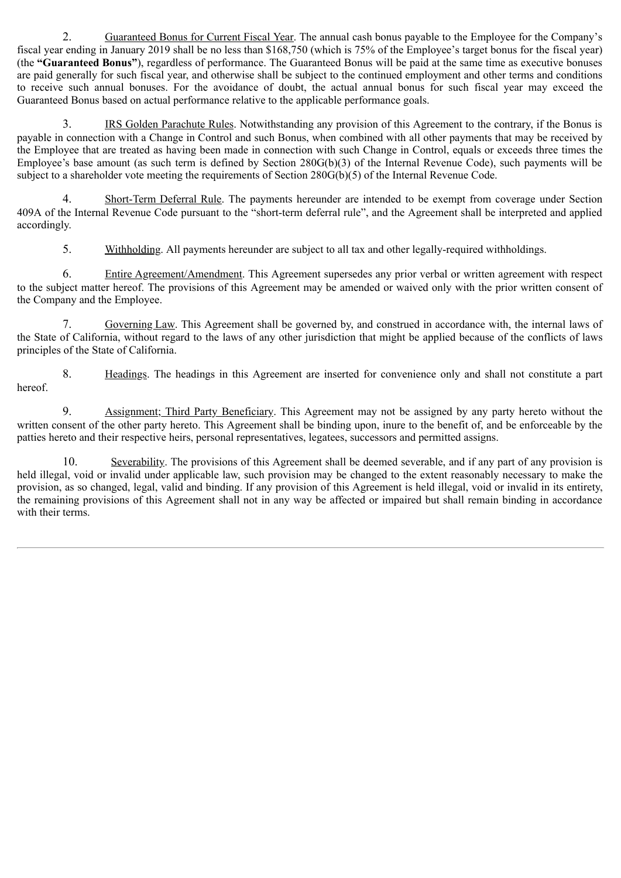2. Guaranteed Bonus for Current Fiscal Year. The annual cash bonus payable to the Employee for the Company's fiscal year ending in January 2019 shall be no less than $168,750 (which is 75% of the Employee's target bonus for the fiscal year) (the **"Guaranteed Bonus"**), regardless of performance. The Guaranteed Bonus will be paid at the same time as executive bonuses are paid generally for such fiscal year, and otherwise shall be subject to the continued employment and other terms and conditions to receive such annual bonuses. For the avoidance of doubt, the actual annual bonus for such fiscal year may exceed the Guaranteed Bonus based on actual performance relative to the applicable performance goals.

3. IRS Golden Parachute Rules. Notwithstanding any provision of this Agreement to the contrary, if the Bonus is payable in connection with a Change in Control and such Bonus, when combined with all other payments that may be received by the Employee that are treated as having been made in connection with such Change in Control, equals or exceeds three times the Employee's base amount (as such term is defined by Section 280G(b)(3) of the Internal Revenue Code), such payments will be subject to a shareholder vote meeting the requirements of Section 280G(b)(5) of the Internal Revenue Code.

4. Short-Term Deferral Rule. The payments hereunder are intended to be exempt from coverage under Section 409A of the Internal Revenue Code pursuant to the "short-term deferral rule", and the Agreement shall be interpreted and applied accordingly.

5. Withholding. All payments hereunder are subject to all tax and other legally-required withholdings.

6. Entire Agreement/Amendment. This Agreement supersedes any prior verbal or written agreement with respect to the subject matter hereof. The provisions of this Agreement may be amended or waived only with the prior written consent of the Company and the Employee.

7. Governing Law. This Agreement shall be governed by, and construed in accordance with, the internal laws of the State of California, without regard to the laws of any other jurisdiction that might be applied because of the conflicts of laws principles of the State of California.

8. Headings. The headings in this Agreement are inserted for convenience only and shall not constitute a part hereof.

9. Assignment; Third Party Beneficiary. This Agreement may not be assigned by any party hereto without the written consent of the other party hereto. This Agreement shall be binding upon, inure to the benefit of, and be enforceable by the patties hereto and their respective heirs, personal representatives, legatees, successors and permitted assigns.

10. Severability. The provisions of this Agreement shall be deemed severable, and if any part of any provision is held illegal, void or invalid under applicable law, such provision may be changed to the extent reasonably necessary to make the provision, as so changed, legal, valid and binding. If any provision of this Agreement is held illegal, void or invalid in its entirety, the remaining provisions of this Agreement shall not in any way be affected or impaired but shall remain binding in accordance with their terms.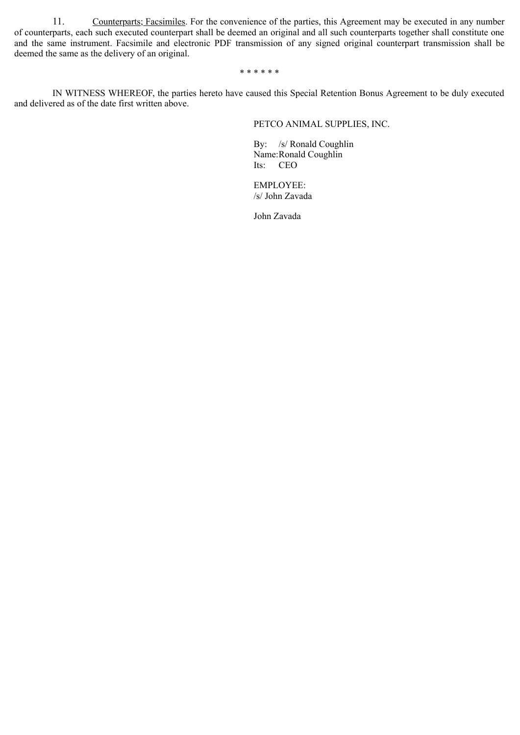11. Counterparts; Facsimiles. For the convenience of the parties, this Agreement may be executed in any number of counterparts, each such executed counterpart shall be deemed an original and all such counterparts together shall constitute one and the same instrument. Facsimile and electronic PDF transmission of any signed original counterpart transmission shall be deemed the same as the delivery of an original.

* * * * * *

IN WITNESS WHEREOF, the parties hereto have caused this Special Retention Bonus Agreement to be duly executed and delivered as of the date first written above.

PETCO ANIMAL SUPPLIES, INC.

By: /s/ Ronald Coughlin
Name: Ronald Coughlin
Its: CEO

EMPLOYEE:
/s/ John Zavada

John Zavada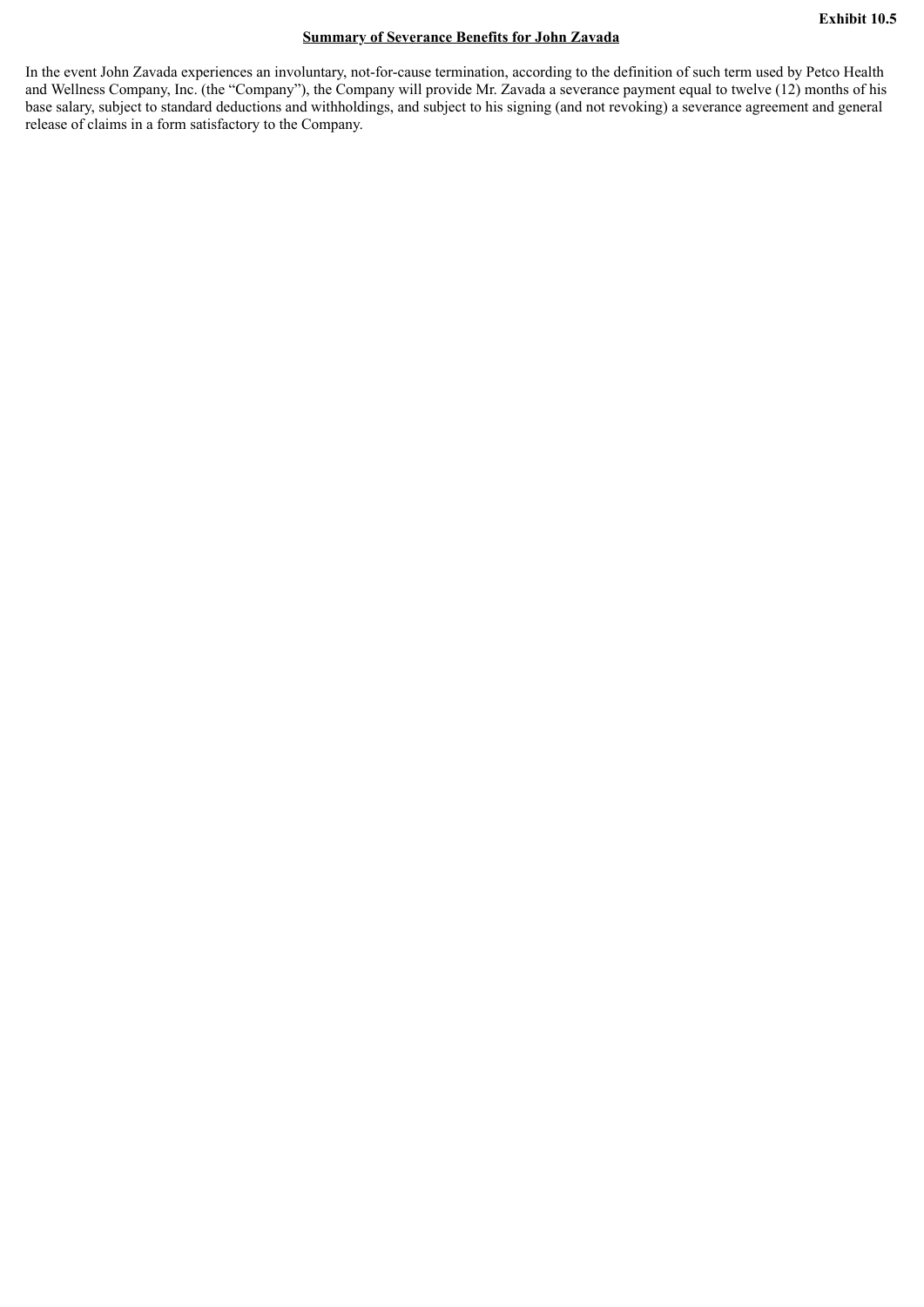**Exhibit 10.5**

**Summary of Severance Benefits for John Zavada**

In the event John Zavada experiences an involuntary, not-for-cause termination, according to the definition of such term used by Petco Health and Wellness Company, Inc. (the "Company"), the Company will provide Mr. Zavada a severance payment equal to twelve (12) months of his base salary, subject to standard deductions and withholdings, and subject to his signing (and not revoking) a severance agreement and general release of claims in a form satisfactory to the Company.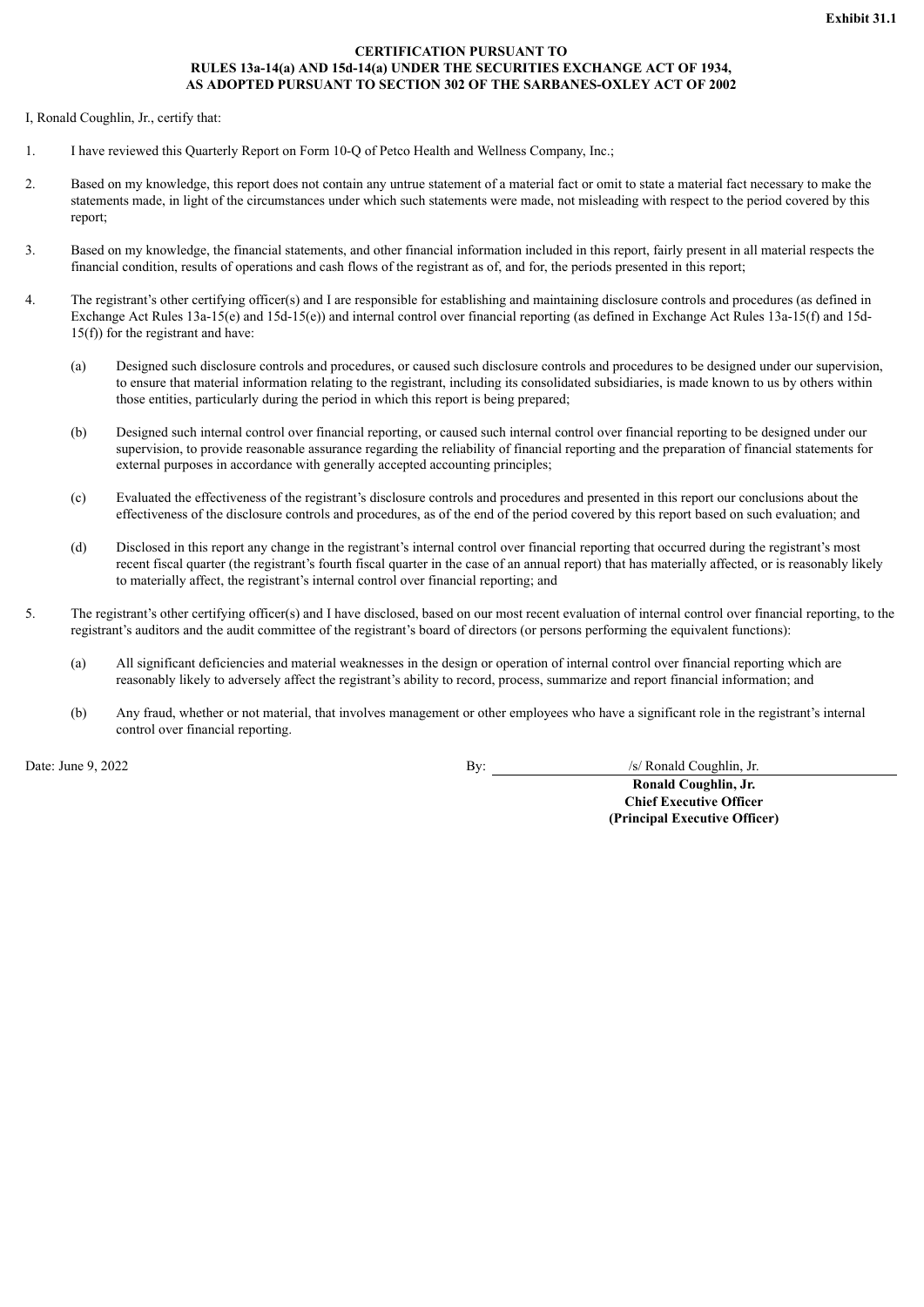**Exhibit 31.1**

**CERTIFICATION PURSUANT TO**
**RULES 13a-14(a) AND 15d-14(a) UNDER THE SECURITIES EXCHANGE ACT OF 1934,**
**AS ADOPTED PURSUANT TO SECTION 302 OF THE SARBANES-OXLEY ACT OF 2002**

I, Ronald Coughlin, Jr., certify that:

1. I have reviewed this Quarterly Report on Form 10-Q of Petco Health and Wellness Company, Inc.;

2. Based on my knowledge, this report does not contain any untrue statement of a material fact or omit to state a material fact necessary to make the statements made, in light of the circumstances under which such statements were made, not misleading with respect to the period covered by this report;

3. Based on my knowledge, the financial statements, and other financial information included in this report, fairly present in all material respects the financial condition, results of operations and cash flows of the registrant as of, and for, the periods presented in this report;

4. The registrant's other certifying officer(s) and I are responsible for establishing and maintaining disclosure controls and procedures (as defined in Exchange Act Rules 13a-15(e) and 15d-15(e)) and internal control over financial reporting (as defined in Exchange Act Rules 13a-15(f) and 15d-15(f)) for the registrant and have:

   (a) Designed such disclosure controls and procedures, or caused such disclosure controls and procedures to be designed under our supervision, to ensure that material information relating to the registrant, including its consolidated subsidiaries, is made known to us by others within those entities, particularly during the period in which this report is being prepared;

   (b) Designed such internal control over financial reporting, or caused such internal control over financial reporting to be designed under our supervision, to provide reasonable assurance regarding the reliability of financial reporting and the preparation of financial statements for external purposes in accordance with generally accepted accounting principles;

   (c) Evaluated the effectiveness of the registrant's disclosure controls and procedures and presented in this report our conclusions about the effectiveness of the disclosure controls and procedures, as of the end of the period covered by this report based on such evaluation; and

   (d) Disclosed in this report any change in the registrant's internal control over financial reporting that occurred during the registrant's most recent fiscal quarter (the registrant's fourth fiscal quarter in the case of an annual report) that has materially affected, or is reasonably likely to materially affect, the registrant's internal control over financial reporting; and

5. The registrant's other certifying officer(s) and I have disclosed, based on our most recent evaluation of internal control over financial reporting, to the registrant's auditors and the audit committee of the registrant's board of directors (or persons performing the equivalent functions):

   (a) All significant deficiencies and material weaknesses in the design or operation of internal control over financial reporting which are reasonably likely to adversely affect the registrant's ability to record, process, summarize and report financial information; and

   (b) Any fraud, whether or not material, that involves management or other employees who have a significant role in the registrant's internal control over financial reporting.

Date: June 9, 2022

By: /s/ Ronald Coughlin, Jr.
**Ronald Coughlin, Jr.**
**Chief Executive Officer**
**(Principal Executive Officer)**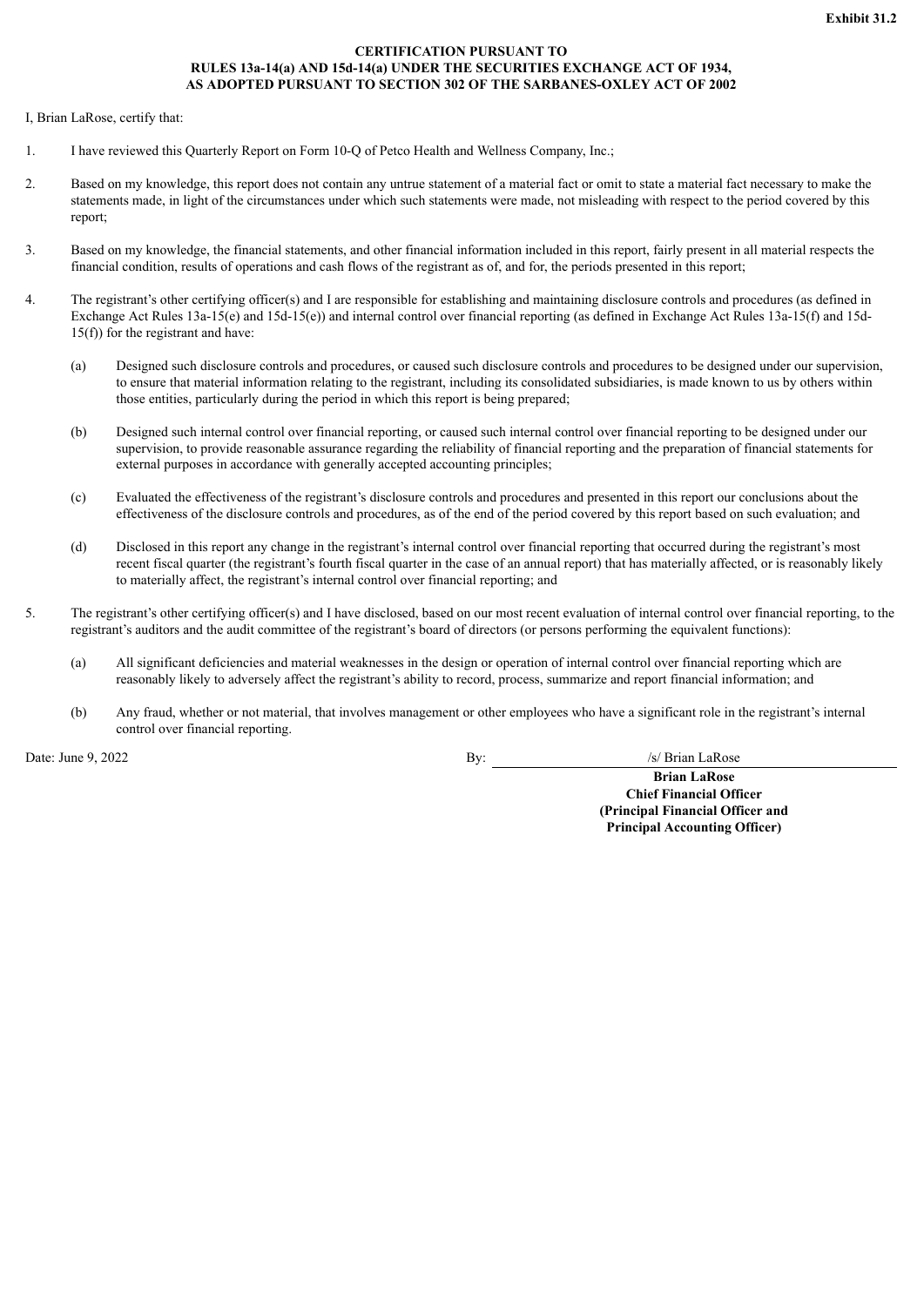**Exhibit 31.2**

**CERTIFICATION PURSUANT TO RULES 13a-14(a) AND 15d-14(a) UNDER THE SECURITIES EXCHANGE ACT OF 1934, AS ADOPTED PURSUANT TO SECTION 302 OF THE SARBANES-OXLEY ACT OF 2002**

I, Brian LaRose, certify that:

1. I have reviewed this Quarterly Report on Form 10-Q of Petco Health and Wellness Company, Inc.;

2. Based on my knowledge, this report does not contain any untrue statement of a material fact or omit to state a material fact necessary to make the statements made, in light of the circumstances under which such statements were made, not misleading with respect to the period covered by this report;

3. Based on my knowledge, the financial statements, and other financial information included in this report, fairly present in all material respects the financial condition, results of operations and cash flows of the registrant as of, and for, the periods presented in this report;

4. The registrant's other certifying officer(s) and I are responsible for establishing and maintaining disclosure controls and procedures (as defined in Exchange Act Rules 13a-15(e) and 15d-15(e)) and internal control over financial reporting (as defined in Exchange Act Rules 13a-15(f) and 15d-15(f)) for the registrant and have:

   (a) Designed such disclosure controls and procedures, or caused such disclosure controls and procedures to be designed under our supervision, to ensure that material information relating to the registrant, including its consolidated subsidiaries, is made known to us by others within those entities, particularly during the period in which this report is being prepared;

   (b) Designed such internal control over financial reporting, or caused such internal control over financial reporting to be designed under our supervision, to provide reasonable assurance regarding the reliability of financial reporting and the preparation of financial statements for external purposes in accordance with generally accepted accounting principles;

   (c) Evaluated the effectiveness of the registrant's disclosure controls and procedures and presented in this report our conclusions about the effectiveness of the disclosure controls and procedures, as of the end of the period covered by this report based on such evaluation; and

   (d) Disclosed in this report any change in the registrant's internal control over financial reporting that occurred during the registrant's most recent fiscal quarter (the registrant's fourth fiscal quarter in the case of an annual report) that has materially affected, or is reasonably likely to materially affect, the registrant's internal control over financial reporting; and

5. The registrant's other certifying officer(s) and I have disclosed, based on our most recent evaluation of internal control over financial reporting, to the registrant's auditors and the audit committee of the registrant's board of directors (or persons performing the equivalent functions):

   (a) All significant deficiencies and material weaknesses in the design or operation of internal control over financial reporting which are reasonably likely to adversely affect the registrant's ability to record, process, summarize and report financial information; and

   (b) Any fraud, whether or not material, that involves management or other employees who have a significant role in the registrant's internal control over financial reporting.

Date: June 9, 2022

By: /s/ Brian LaRose

**Brian LaRose**
**Chief Financial Officer**
**(Principal Financial Officer and Principal Accounting Officer)**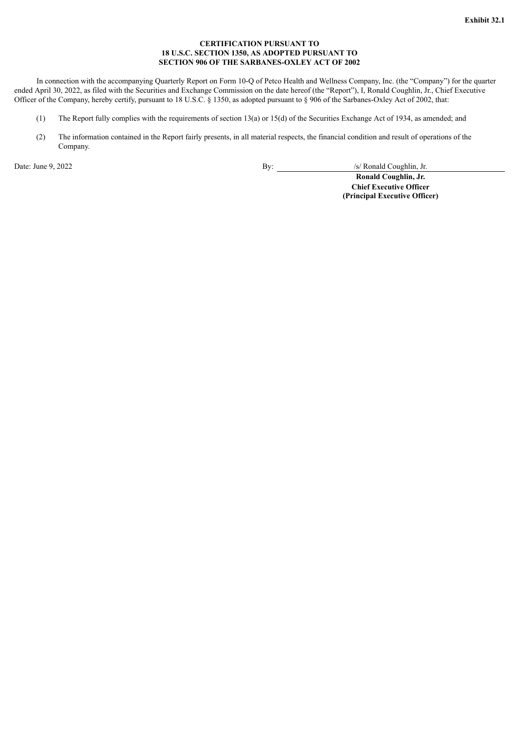**Exhibit 32.1**

**CERTIFICATION PURSUANT TO**
**18 U.S.C. SECTION 1350, AS ADOPTED PURSUANT TO**
**SECTION 906 OF THE SARBANES-OXLEY ACT OF 2002**

In connection with the accompanying Quarterly Report on Form 10-Q of Petco Health and Wellness Company, Inc. (the "Company") for the quarter ended April 30, 2022, as filed with the Securities and Exchange Commission on the date hereof (the "Report"), I, Ronald Coughlin, Jr., Chief Executive Officer of the Company, hereby certify, pursuant to 18 U.S.C. § 1350, as adopted pursuant to § 906 of the Sarbanes-Oxley Act of 2002, that:

(1) The Report fully complies with the requirements of section 13(a) or 15(d) of the Securities Exchange Act of 1934, as amended; and

(2) The information contained in the Report fairly presents, in all material respects, the financial condition and result of operations of the Company.

Date: June 9, 2022

By: /s/ Ronald Coughlin, Jr.

**Ronald Coughlin, Jr.**
**Chief Executive Officer**
**(Principal Executive Officer)**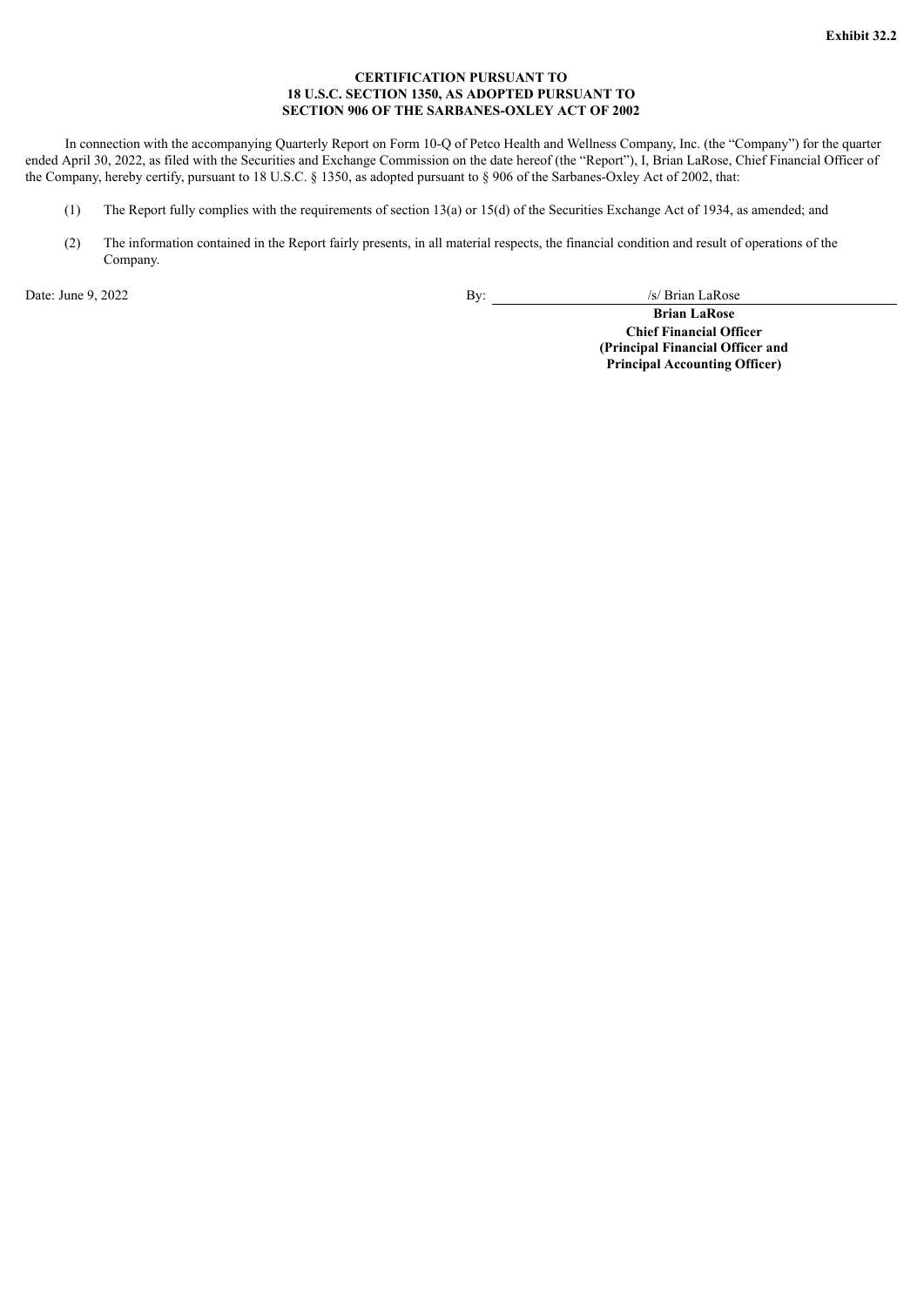**Exhibit 32.2**

**CERTIFICATION PURSUANT TO**
**18 U.S.C. SECTION 1350, AS ADOPTED PURSUANT TO**
**SECTION 906 OF THE SARBANES-OXLEY ACT OF 2002**

In connection with the accompanying Quarterly Report on Form 10-Q of Petco Health and Wellness Company, Inc. (the "Company") for the quarter ended April 30, 2022, as filed with the Securities and Exchange Commission on the date hereof (the "Report"), I, Brian LaRose, Chief Financial Officer of the Company, hereby certify, pursuant to 18 U.S.C. § 1350, as adopted pursuant to § 906 of the Sarbanes-Oxley Act of 2002, that:

(1) The Report fully complies with the requirements of section 13(a) or 15(d) of the Securities Exchange Act of 1934, as amended; and

(2) The information contained in the Report fairly presents, in all material respects, the financial condition and result of operations of the Company.

Date: June 9, 2022

By: /s/ Brian LaRose

**Brian LaRose**
**Chief Financial Officer**
**(Principal Financial Officer and**
**Principal Accounting Officer)**